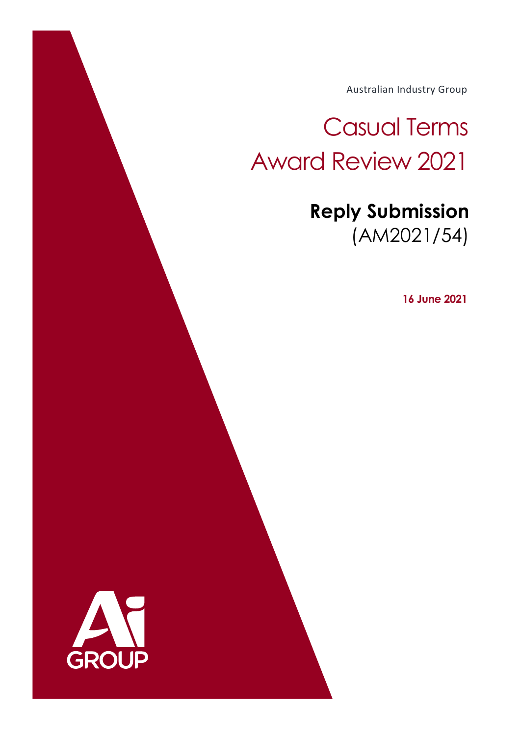Australian Industry Group

# Casual Terms Award Review 2021

## **Reply Submission**
(AM2021/54)

**16 June 2021**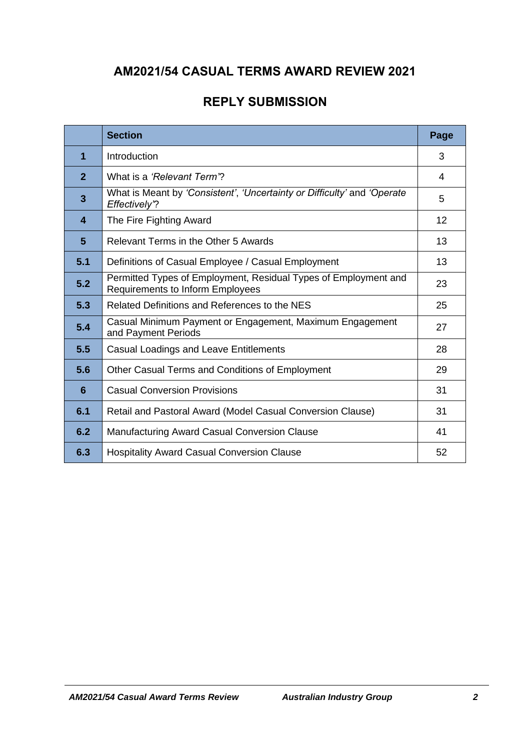# AM2021/54 CASUAL TERMS AWARD REVIEW 2021

## REPLY SUBMISSION

| | Section | Page |
|---|---|---|
| **1** | Introduction | 3 |
| **2** | What is a *'Relevant Term'*? | 4 |
| **3** | What is Meant by *'Consistent'*, *'Uncertainty or Difficulty'* and *'Operate Effectively'*? | 5 |
| **4** | The Fire Fighting Award | 12 |
| **5** | Relevant Terms in the Other 5 Awards | 13 |
| **5.1** | Definitions of Casual Employee / Casual Employment | 13 |
| **5.2** | Permitted Types of Employment, Residual Types of Employment and Requirements to Inform Employees | 23 |
| **5.3** | Related Definitions and References to the NES | 25 |
| **5.4** | Casual Minimum Payment or Engagement, Maximum Engagement and Payment Periods | 27 |
| **5.5** | Casual Loadings and Leave Entitlements | 28 |
| **5.6** | Other Casual Terms and Conditions of Employment | 29 |
| **6** | Casual Conversion Provisions | 31 |
| **6.1** | Retail and Pastoral Award (Model Casual Conversion Clause) | 31 |
| **6.2** | Manufacturing Award Casual Conversion Clause | 41 |
| **6.3** | Hospitality Award Casual Conversion Clause | 52 |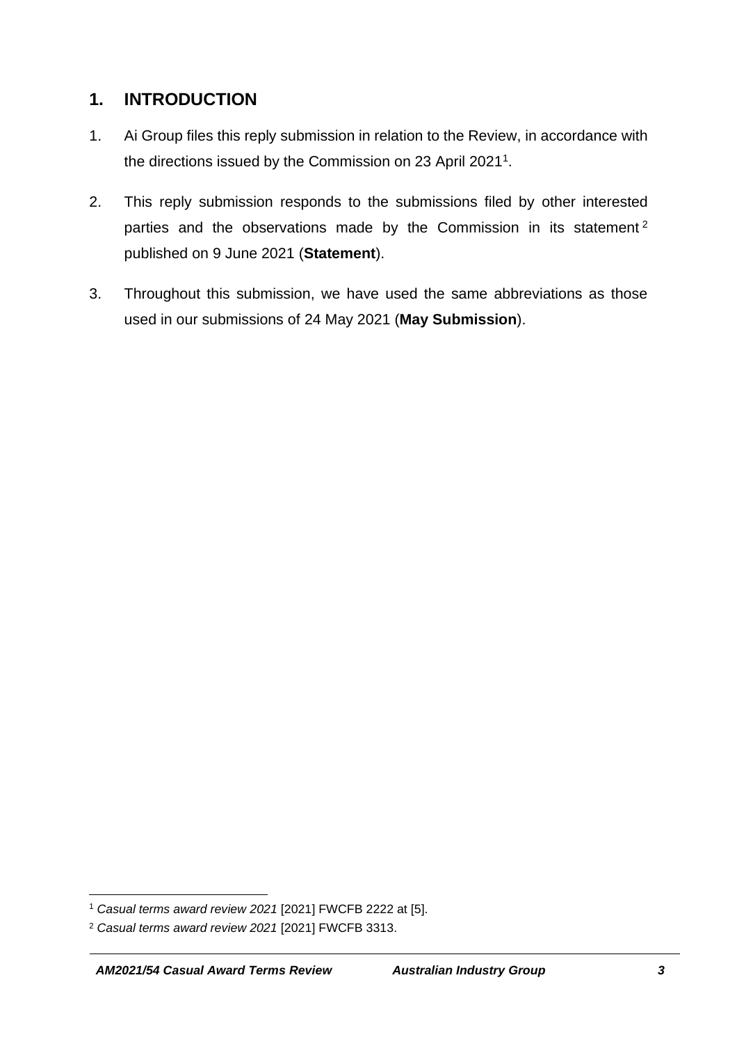## 1. INTRODUCTION

1. Ai Group files this reply submission in relation to the Review, in accordance with the directions issued by the Commission on 23 April 2021[1].

2. This reply submission responds to the submissions filed by other interested parties and the observations made by the Commission in its statement[2] published on 9 June 2021 (**Statement**).

3. Throughout this submission, we have used the same abbreviations as those used in our submissions of 24 May 2021 (**May Submission**).

---

[1] *Casual terms award review 2021* [2021] FWCFB 2222 at [5].

[2] *Casual terms award review 2021* [2021] FWCFB 3313.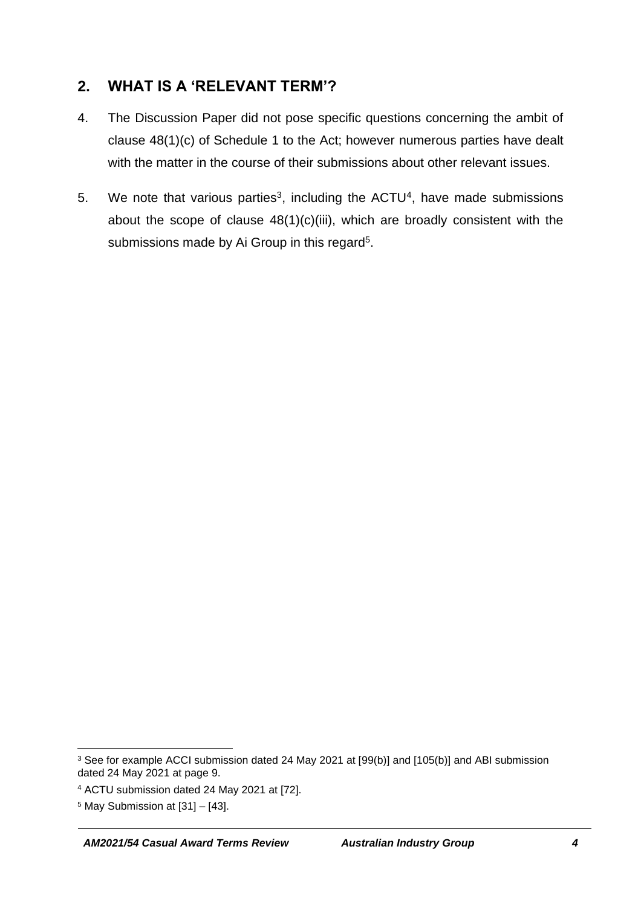## 2. WHAT IS A 'RELEVANT TERM'?

4. The Discussion Paper did not pose specific questions concerning the ambit of clause 48(1)(c) of Schedule 1 to the Act; however numerous parties have dealt with the matter in the course of their submissions about other relevant issues.

5. We note that various parties[3], including the ACTU[4], have made submissions about the scope of clause 48(1)(c)(iii), which are broadly consistent with the submissions made by Ai Group in this regard[5].

---

[3] See for example ACCI submission dated 24 May 2021 at [99(b)] and [105(b)] and ABI submission dated 24 May 2021 at page 9.

[4] ACTU submission dated 24 May 2021 at [72].

[5] May Submission at [31] – [43].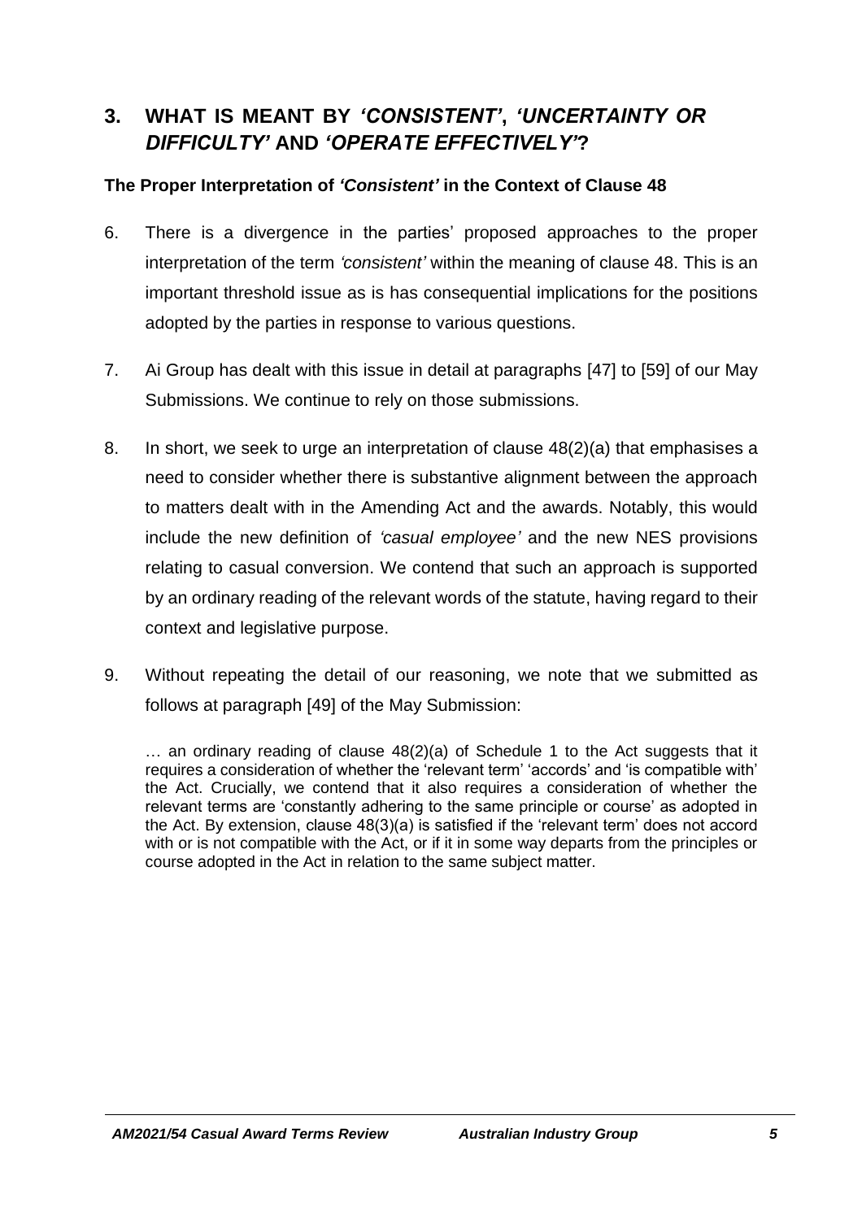## 3. WHAT IS MEANT BY *'CONSISTENT'*, *'UNCERTAINTY OR DIFFICULTY'* AND *'OPERATE EFFECTIVELY'*?

### The Proper Interpretation of *'Consistent'* in the Context of Clause 48

6. There is a divergence in the parties' proposed approaches to the proper interpretation of the term *'consistent'* within the meaning of clause 48. This is an important threshold issue as is has consequential implications for the positions adopted by the parties in response to various questions.

7. Ai Group has dealt with this issue in detail at paragraphs [47] to [59] of our May Submissions. We continue to rely on those submissions.

8. In short, we seek to urge an interpretation of clause 48(2)(a) that emphasises a need to consider whether there is substantive alignment between the approach to matters dealt with in the Amending Act and the awards. Notably, this would include the new definition of *'casual employee'* and the new NES provisions relating to casual conversion. We contend that such an approach is supported by an ordinary reading of the relevant words of the statute, having regard to their context and legislative purpose.

9. Without repeating the detail of our reasoning, we note that we submitted as follows at paragraph [49] of the May Submission:

> … an ordinary reading of clause 48(2)(a) of Schedule 1 to the Act suggests that it requires a consideration of whether the 'relevant term' 'accords' and 'is compatible with' the Act. Crucially, we contend that it also requires a consideration of whether the relevant terms are 'constantly adhering to the same principle or course' as adopted in the Act. By extension, clause 48(3)(a) is satisfied if the 'relevant term' does not accord with or is not compatible with the Act, or if it in some way departs from the principles or course adopted in the Act in relation to the same subject matter.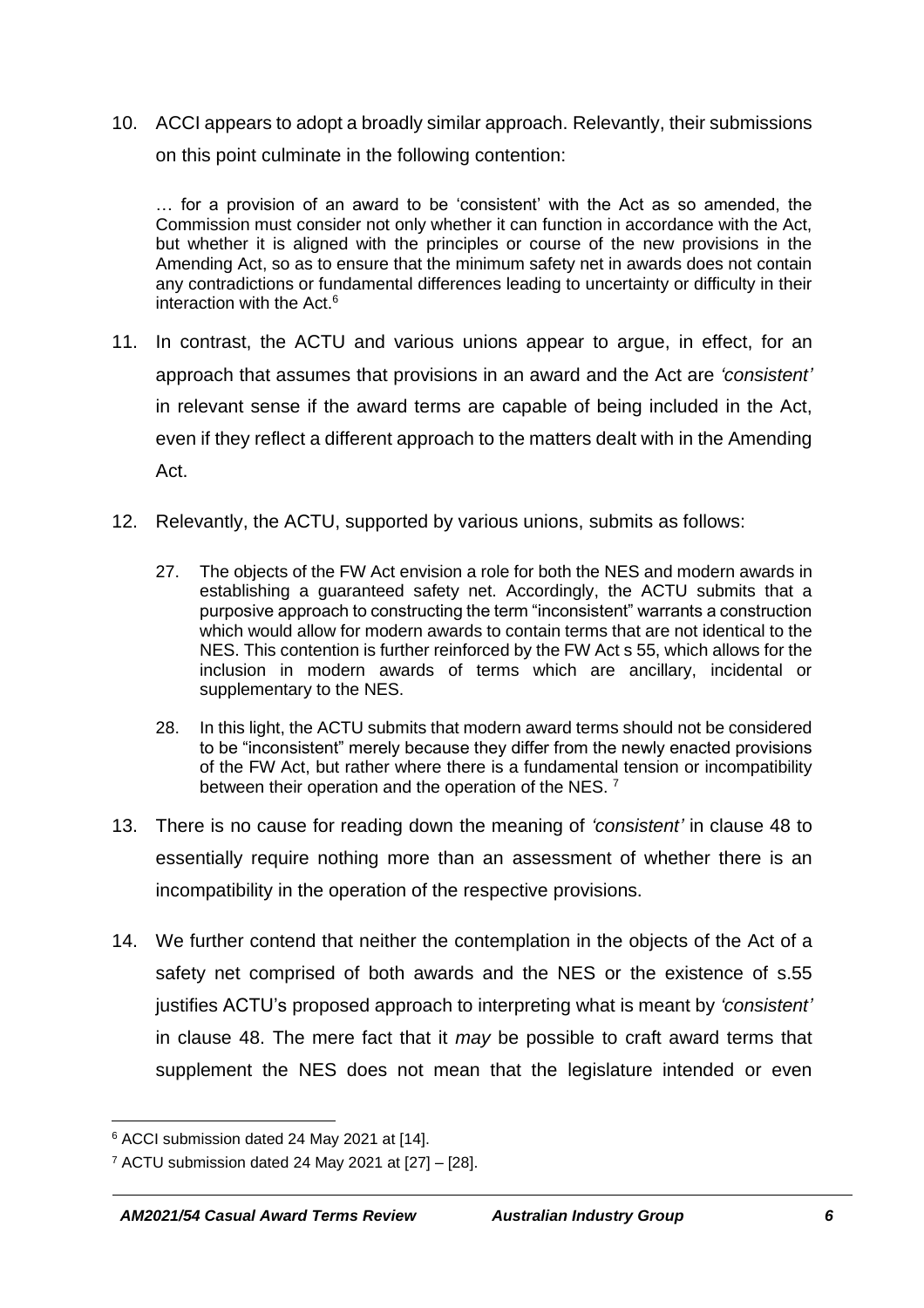10. ACCI appears to adopt a broadly similar approach. Relevantly, their submissions on this point culminate in the following contention:

> … for a provision of an award to be 'consistent' with the Act as so amended, the Commission must consider not only whether it can function in accordance with the Act, but whether it is aligned with the principles or course of the new provisions in the Amending Act, so as to ensure that the minimum safety net in awards does not contain any contradictions or fundamental differences leading to uncertainty or difficulty in their interaction with the Act.[6]

11. In contrast, the ACTU and various unions appear to argue, in effect, for an approach that assumes that provisions in an award and the Act are *'consistent'* in relevant sense if the award terms are capable of being included in the Act, even if they reflect a different approach to the matters dealt with in the Amending Act.

12. Relevantly, the ACTU, supported by various unions, submits as follows:

> 27. The objects of the FW Act envision a role for both the NES and modern awards in establishing a guaranteed safety net. Accordingly, the ACTU submits that a purposive approach to constructing the term "inconsistent" warrants a construction which would allow for modern awards to contain terms that are not identical to the NES. This contention is further reinforced by the FW Act s 55, which allows for the inclusion in modern awards of terms which are ancillary, incidental or supplementary to the NES.
>
> 28. In this light, the ACTU submits that modern award terms should not be considered to be "inconsistent" merely because they differ from the newly enacted provisions of the FW Act, but rather where there is a fundamental tension or incompatibility between their operation and the operation of the NES.[7]

13. There is no cause for reading down the meaning of *'consistent'* in clause 48 to essentially require nothing more than an assessment of whether there is an incompatibility in the operation of the respective provisions.

14. We further contend that neither the contemplation in the objects of the Act of a safety net comprised of both awards and the NES or the existence of s.55 justifies ACTU's proposed approach to interpreting what is meant by *'consistent'* in clause 48. The mere fact that it *may* be possible to craft award terms that supplement the NES does not mean that the legislature intended or even

---

[6] ACCI submission dated 24 May 2021 at [14].

[7] ACTU submission dated 24 May 2021 at [27] – [28].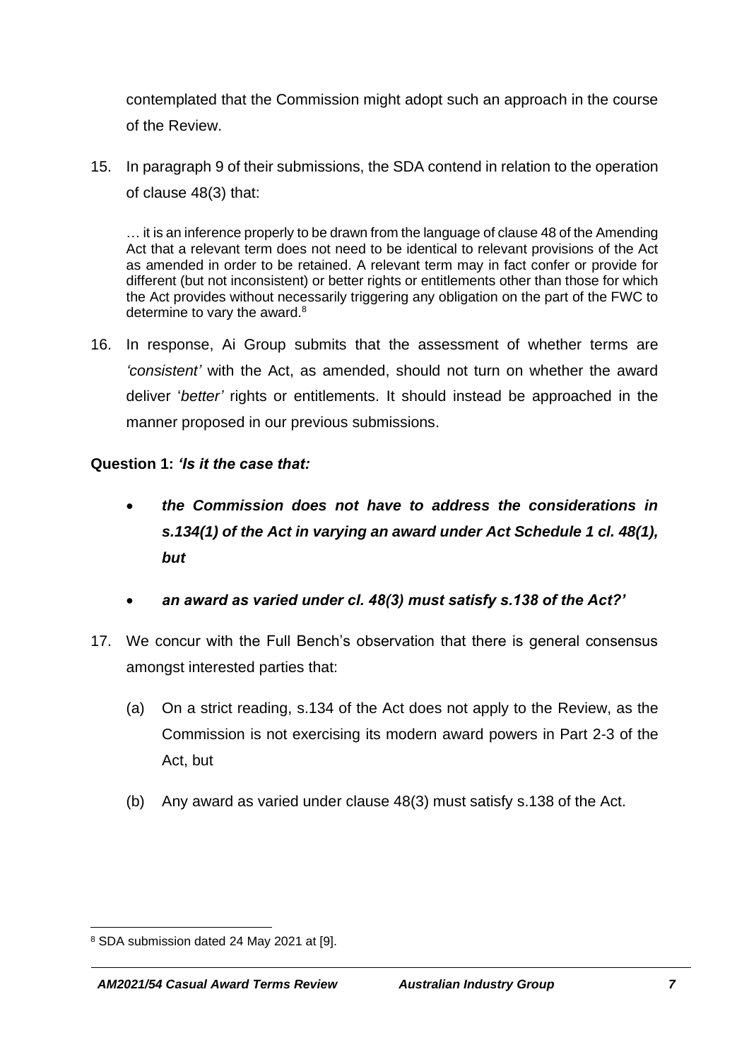contemplated that the Commission might adopt such an approach in the course of the Review.

15. In paragraph 9 of their submissions, the SDA contend in relation to the operation of clause 48(3) that:

> … it is an inference properly to be drawn from the language of clause 48 of the Amending Act that a relevant term does not need to be identical to relevant provisions of the Act as amended in order to be retained. A relevant term may in fact confer or provide for different (but not inconsistent) or better rights or entitlements other than those for which the Act provides without necessarily triggering any obligation on the part of the FWC to determine to vary the award.[8]

16. In response, Ai Group submits that the assessment of whether terms are *'consistent'* with the Act, as amended, should not turn on whether the award deliver '*better'* rights or entitlements. It should instead be approached in the manner proposed in our previous submissions.

**Question 1:** ***'Is it the case that:***

- ***the Commission does not have to address the considerations in s.134(1) of the Act in varying an award under Act Schedule 1 cl. 48(1), but***

- ***an award as varied under cl. 48(3) must satisfy s.138 of the Act?'***

17. We concur with the Full Bench's observation that there is general consensus amongst interested parties that:

    (a) On a strict reading, s.134 of the Act does not apply to the Review, as the Commission is not exercising its modern award powers in Part 2-3 of the Act, but

    (b) Any award as varied under clause 48(3) must satisfy s.138 of the Act.

---

[8] SDA submission dated 24 May 2021 at [9].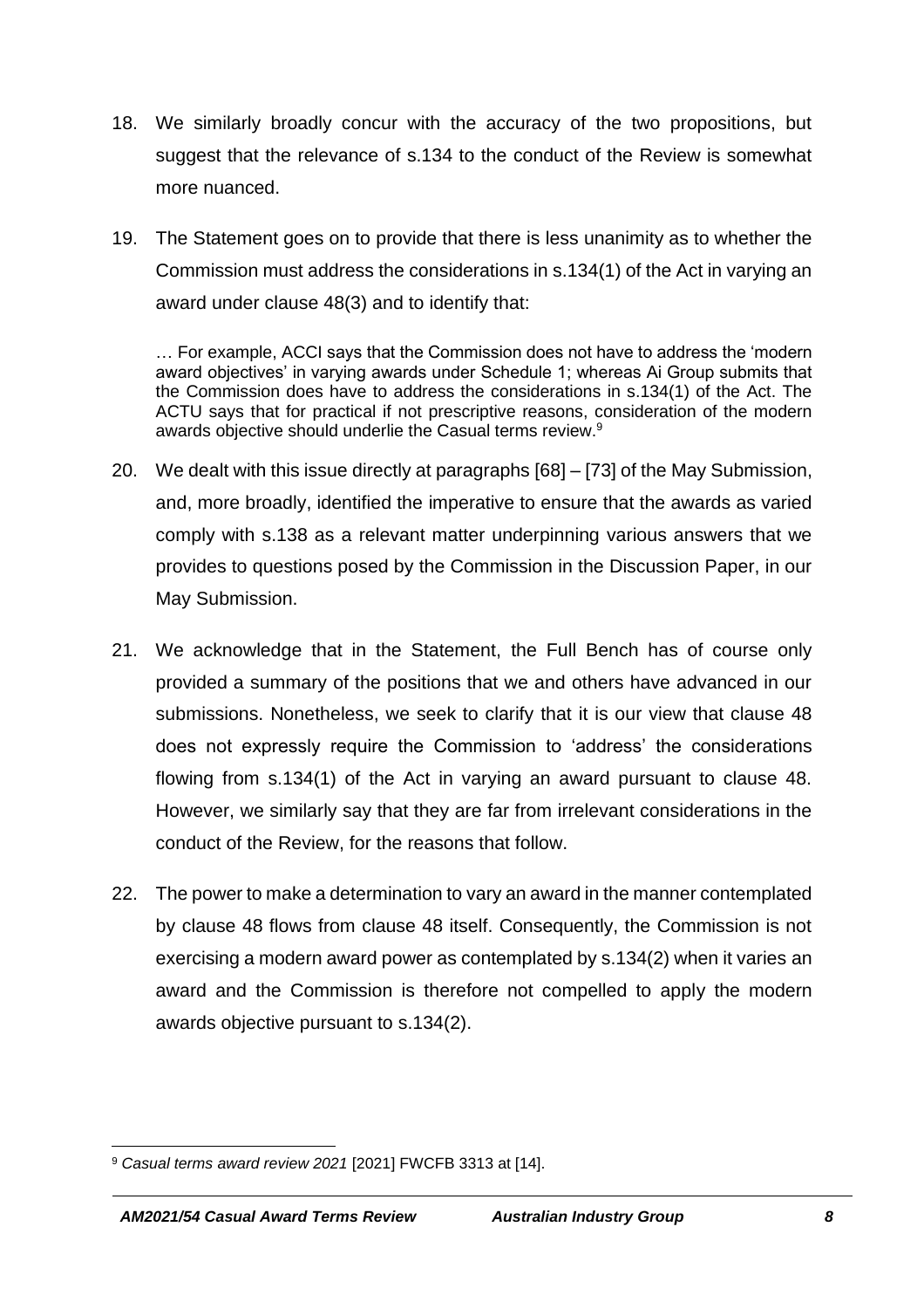18. We similarly broadly concur with the accuracy of the two propositions, but suggest that the relevance of s.134 to the conduct of the Review is somewhat more nuanced.

19. The Statement goes on to provide that there is less unanimity as to whether the Commission must address the considerations in s.134(1) of the Act in varying an award under clause 48(3) and to identify that:

> … For example, ACCI says that the Commission does not have to address the 'modern award objectives' in varying awards under Schedule 1; whereas Ai Group submits that the Commission does have to address the considerations in s.134(1) of the Act. The ACTU says that for practical if not prescriptive reasons, consideration of the modern awards objective should underlie the Casual terms review.[9]

20. We dealt with this issue directly at paragraphs [68] – [73] of the May Submission, and, more broadly, identified the imperative to ensure that the awards as varied comply with s.138 as a relevant matter underpinning various answers that we provides to questions posed by the Commission in the Discussion Paper, in our May Submission.

21. We acknowledge that in the Statement, the Full Bench has of course only provided a summary of the positions that we and others have advanced in our submissions. Nonetheless, we seek to clarify that it is our view that clause 48 does not expressly require the Commission to 'address' the considerations flowing from s.134(1) of the Act in varying an award pursuant to clause 48. However, we similarly say that they are far from irrelevant considerations in the conduct of the Review, for the reasons that follow.

22. The power to make a determination to vary an award in the manner contemplated by clause 48 flows from clause 48 itself. Consequently, the Commission is not exercising a modern award power as contemplated by s.134(2) when it varies an award and the Commission is therefore not compelled to apply the modern awards objective pursuant to s.134(2).

---

[9] *Casual terms award review 2021* [2021] FWCFB 3313 at [14].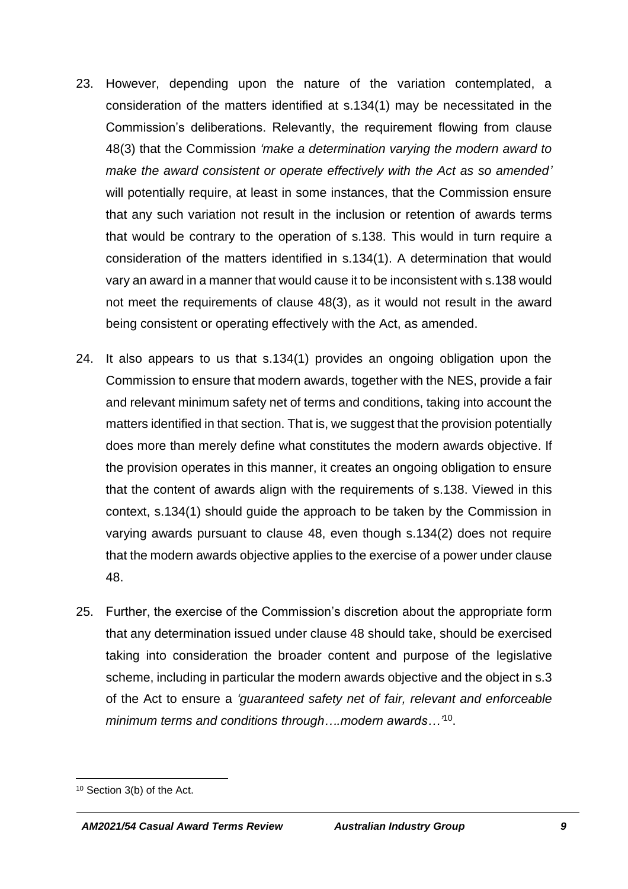23. However, depending upon the nature of the variation contemplated, a consideration of the matters identified at s.134(1) may be necessitated in the Commission's deliberations. Relevantly, the requirement flowing from clause 48(3) that the Commission *'make a determination varying the modern award to make the award consistent or operate effectively with the Act as so amended'* will potentially require, at least in some instances, that the Commission ensure that any such variation not result in the inclusion or retention of awards terms that would be contrary to the operation of s.138. This would in turn require a consideration of the matters identified in s.134(1). A determination that would vary an award in a manner that would cause it to be inconsistent with s.138 would not meet the requirements of clause 48(3), as it would not result in the award being consistent or operating effectively with the Act, as amended.

24. It also appears to us that s.134(1) provides an ongoing obligation upon the Commission to ensure that modern awards, together with the NES, provide a fair and relevant minimum safety net of terms and conditions, taking into account the matters identified in that section. That is, we suggest that the provision potentially does more than merely define what constitutes the modern awards objective. If the provision operates in this manner, it creates an ongoing obligation to ensure that the content of awards align with the requirements of s.138. Viewed in this context, s.134(1) should guide the approach to be taken by the Commission in varying awards pursuant to clause 48, even though s.134(2) does not require that the modern awards objective applies to the exercise of a power under clause 48.

25. Further, the exercise of the Commission's discretion about the appropriate form that any determination issued under clause 48 should take, should be exercised taking into consideration the broader content and purpose of the legislative scheme, including in particular the modern awards objective and the object in s.3 of the Act to ensure a *'guaranteed safety net of fair, relevant and enforceable minimum terms and conditions through….modern awards…'*[10].

[10] Section 3(b) of the Act.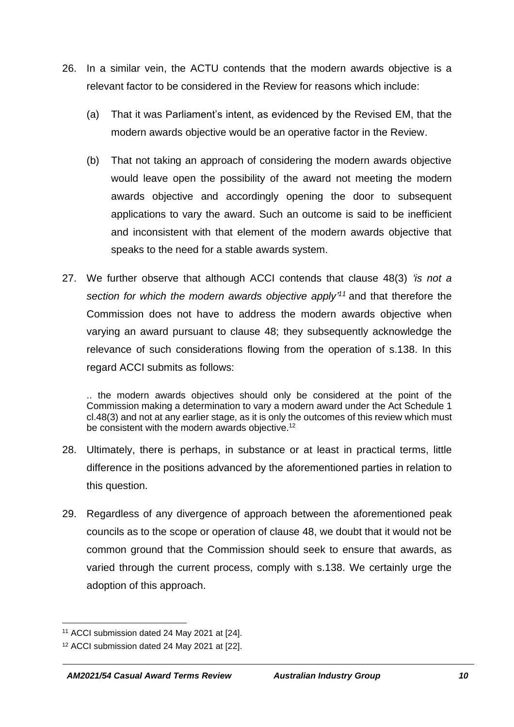26. In a similar vein, the ACTU contends that the modern awards objective is a relevant factor to be considered in the Review for reasons which include:

    (a) That it was Parliament's intent, as evidenced by the Revised EM, that the modern awards objective would be an operative factor in the Review.

    (b) That not taking an approach of considering the modern awards objective would leave open the possibility of the award not meeting the modern awards objective and accordingly opening the door to subsequent applications to vary the award. Such an outcome is said to be inefficient and inconsistent with that element of the modern awards objective that speaks to the need for a stable awards system.

27. We further observe that although ACCI contends that clause 48(3) *'is not a section for which the modern awards objective apply'*[11] and that therefore the Commission does not have to address the modern awards objective when varying an award pursuant to clause 48; they subsequently acknowledge the relevance of such considerations flowing from the operation of s.138. In this regard ACCI submits as follows:

    > .. the modern awards objectives should only be considered at the point of the Commission making a determination to vary a modern award under the Act Schedule 1 cl.48(3) and not at any earlier stage, as it is only the outcomes of this review which must be consistent with the modern awards objective.[12]

28. Ultimately, there is perhaps, in substance or at least in practical terms, little difference in the positions advanced by the aforementioned parties in relation to this question.

29. Regardless of any divergence of approach between the aforementioned peak councils as to the scope or operation of clause 48, we doubt that it would not be common ground that the Commission should seek to ensure that awards, as varied through the current process, comply with s.138. We certainly urge the adoption of this approach.

---

[11] ACCI submission dated 24 May 2021 at [24].

[12] ACCI submission dated 24 May 2021 at [22].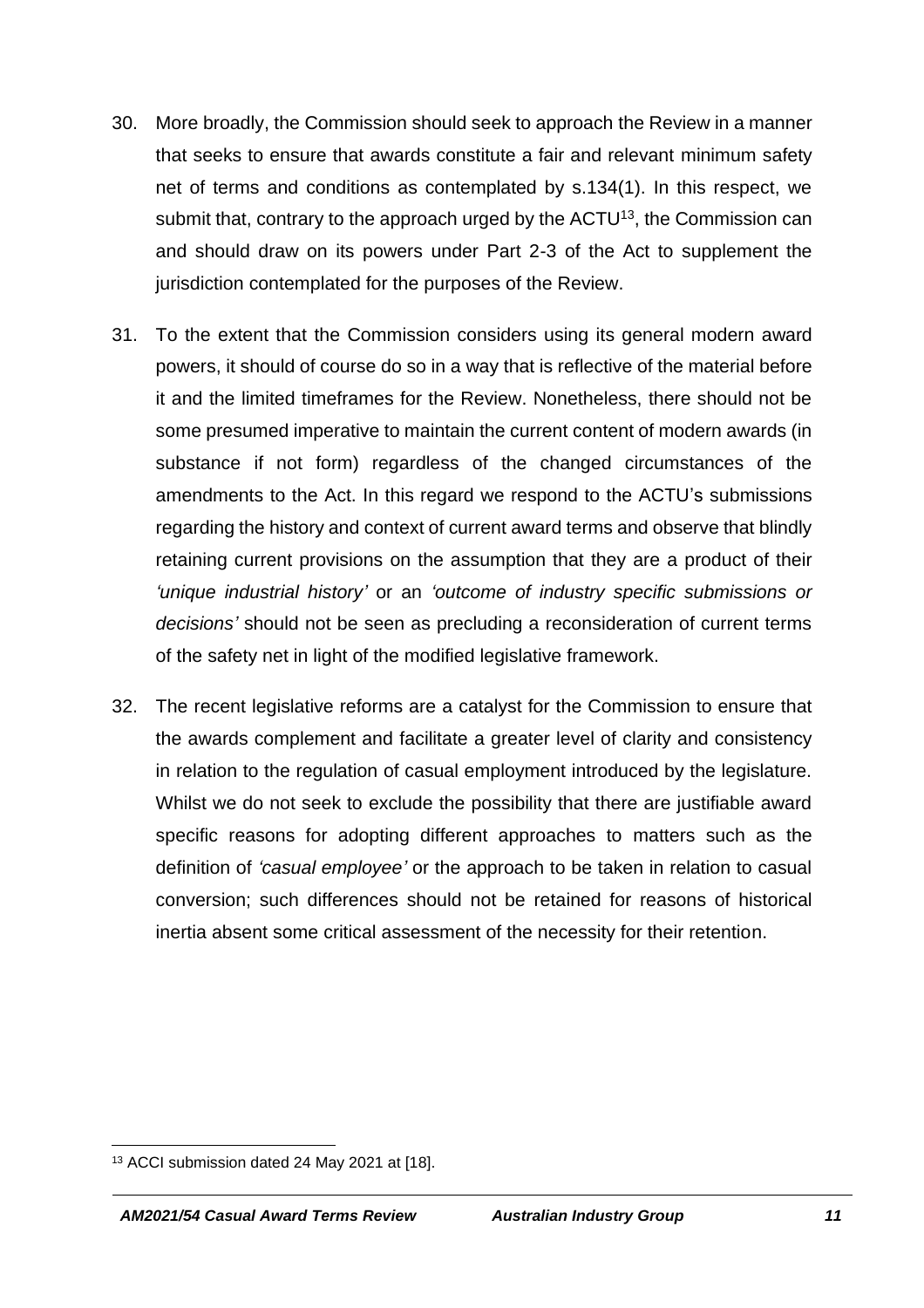30. More broadly, the Commission should seek to approach the Review in a manner that seeks to ensure that awards constitute a fair and relevant minimum safety net of terms and conditions as contemplated by s.134(1). In this respect, we submit that, contrary to the approach urged by the ACTU[13], the Commission can and should draw on its powers under Part 2-3 of the Act to supplement the jurisdiction contemplated for the purposes of the Review.

31. To the extent that the Commission considers using its general modern award powers, it should of course do so in a way that is reflective of the material before it and the limited timeframes for the Review. Nonetheless, there should not be some presumed imperative to maintain the current content of modern awards (in substance if not form) regardless of the changed circumstances of the amendments to the Act. In this regard we respond to the ACTU's submissions regarding the history and context of current award terms and observe that blindly retaining current provisions on the assumption that they are a product of their *'unique industrial history'* or an *'outcome of industry specific submissions or decisions'* should not be seen as precluding a reconsideration of current terms of the safety net in light of the modified legislative framework.

32. The recent legislative reforms are a catalyst for the Commission to ensure that the awards complement and facilitate a greater level of clarity and consistency in relation to the regulation of casual employment introduced by the legislature. Whilst we do not seek to exclude the possibility that there are justifiable award specific reasons for adopting different approaches to matters such as the definition of *'casual employee'* or the approach to be taken in relation to casual conversion; such differences should not be retained for reasons of historical inertia absent some critical assessment of the necessity for their retention.

---

[13] ACCI submission dated 24 May 2021 at [18].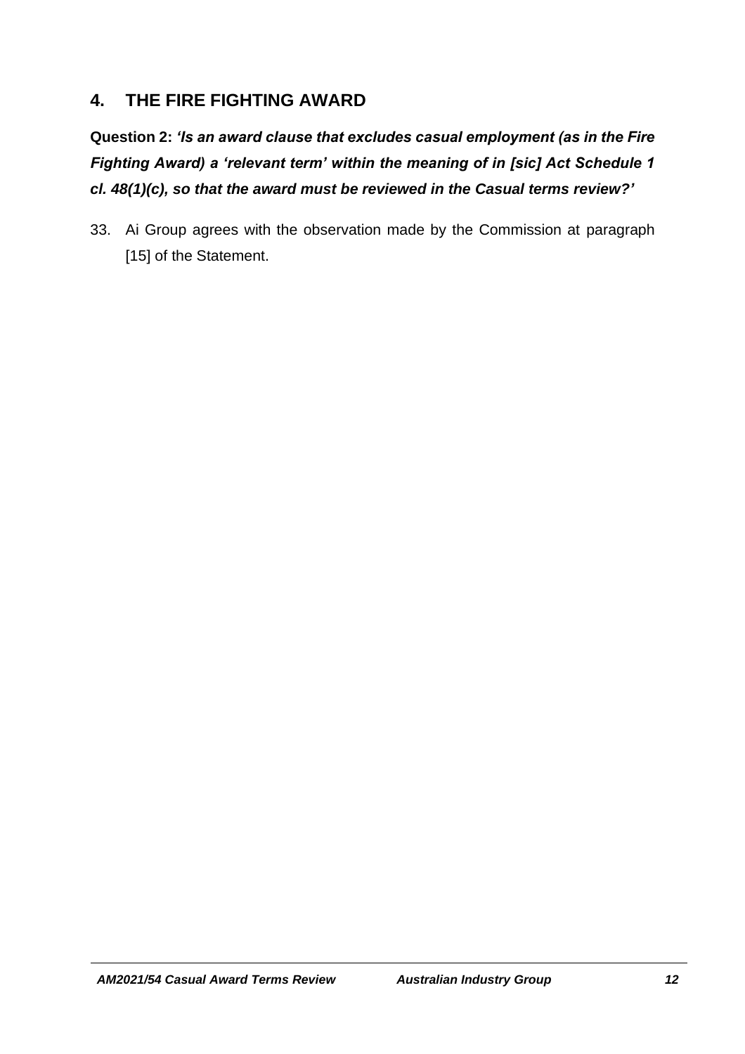## 4. THE FIRE FIGHTING AWARD

**Question 2:** ***'Is an award clause that excludes casual employment (as in the Fire Fighting Award) a 'relevant term' within the meaning of in [sic] Act Schedule 1 cl. 48(1)(c), so that the award must be reviewed in the Casual terms review?'***

33. Ai Group agrees with the observation made by the Commission at paragraph [15] of the Statement.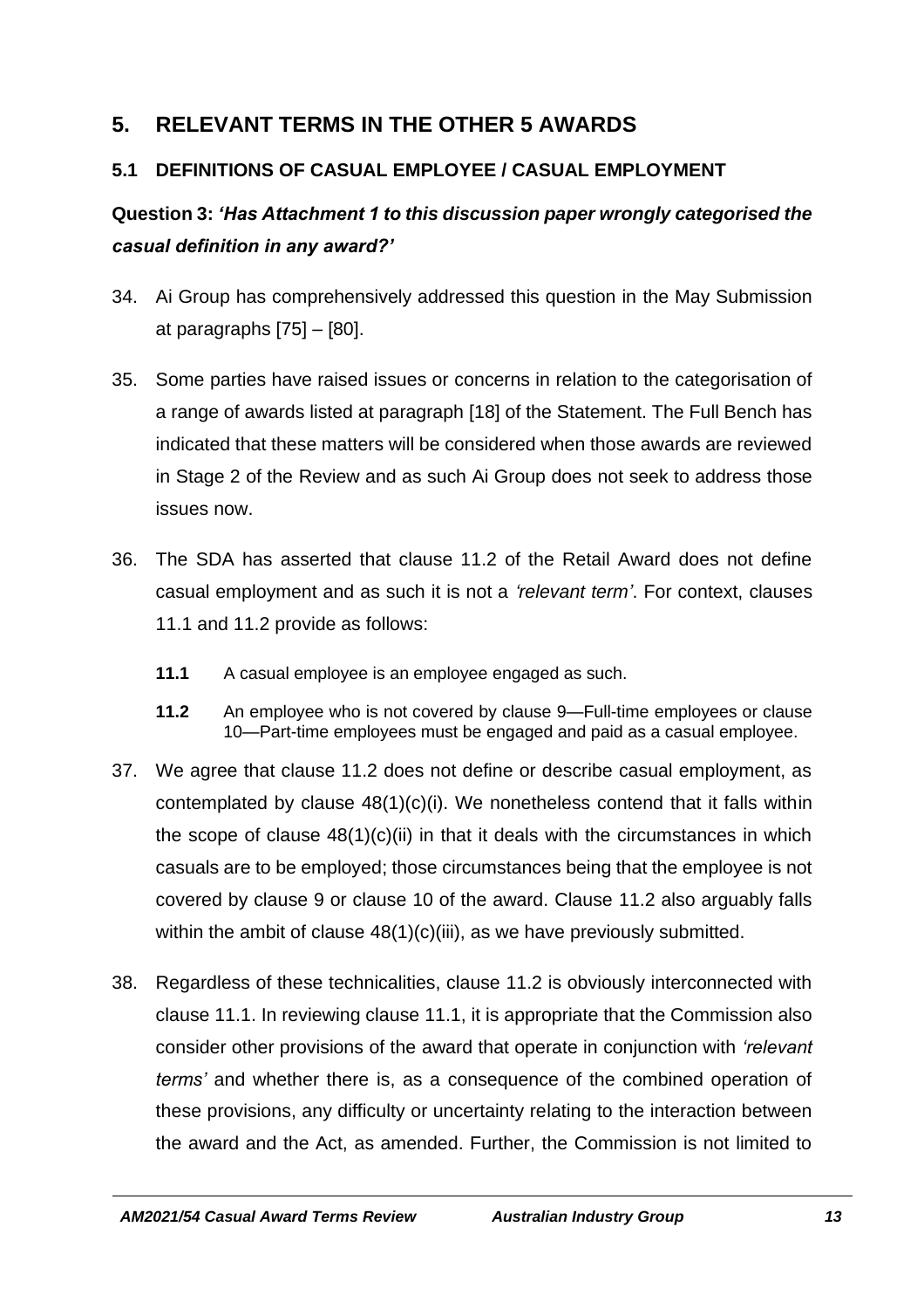## 5. RELEVANT TERMS IN THE OTHER 5 AWARDS

### 5.1 DEFINITIONS OF CASUAL EMPLOYEE / CASUAL EMPLOYMENT

**Question 3: *'Has Attachment 1 to this discussion paper wrongly categorised the casual definition in any award?'***

34. Ai Group has comprehensively addressed this question in the May Submission at paragraphs [75] – [80].

35. Some parties have raised issues or concerns in relation to the categorisation of a range of awards listed at paragraph [18] of the Statement. The Full Bench has indicated that these matters will be considered when those awards are reviewed in Stage 2 of the Review and as such Ai Group does not seek to address those issues now.

36. The SDA has asserted that clause 11.2 of the Retail Award does not define casual employment and as such it is not a *'relevant term'*. For context, clauses 11.1 and 11.2 provide as follows:

    **11.1** A casual employee is an employee engaged as such.

    **11.2** An employee who is not covered by clause 9—Full-time employees or clause 10—Part-time employees must be engaged and paid as a casual employee.

37. We agree that clause 11.2 does not define or describe casual employment, as contemplated by clause 48(1)(c)(i). We nonetheless contend that it falls within the scope of clause 48(1)(c)(ii) in that it deals with the circumstances in which casuals are to be employed; those circumstances being that the employee is not covered by clause 9 or clause 10 of the award. Clause 11.2 also arguably falls within the ambit of clause 48(1)(c)(iii), as we have previously submitted.

38. Regardless of these technicalities, clause 11.2 is obviously interconnected with clause 11.1. In reviewing clause 11.1, it is appropriate that the Commission also consider other provisions of the award that operate in conjunction with *'relevant terms'* and whether there is, as a consequence of the combined operation of these provisions, any difficulty or uncertainty relating to the interaction between the award and the Act, as amended. Further, the Commission is not limited to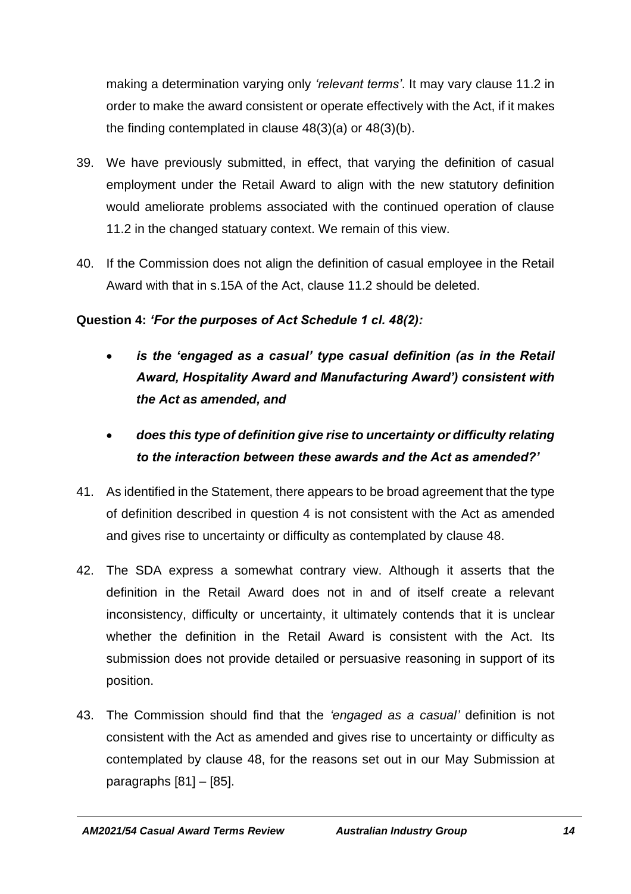making a determination varying only *'relevant terms'*. It may vary clause 11.2 in order to make the award consistent or operate effectively with the Act, if it makes the finding contemplated in clause 48(3)(a) or 48(3)(b).

39. We have previously submitted, in effect, that varying the definition of casual employment under the Retail Award to align with the new statutory definition would ameliorate problems associated with the continued operation of clause 11.2 in the changed statuary context. We remain of this view.

40. If the Commission does not align the definition of casual employee in the Retail Award with that in s.15A of the Act, clause 11.2 should be deleted.

**Question 4:** ***'For the purposes of Act Schedule 1 cl. 48(2):***

- ***is the 'engaged as a casual' type casual definition (as in the Retail Award, Hospitality Award and Manufacturing Award') consistent with the Act as amended, and***
- ***does this type of definition give rise to uncertainty or difficulty relating to the interaction between these awards and the Act as amended?'***

41. As identified in the Statement, there appears to be broad agreement that the type of definition described in question 4 is not consistent with the Act as amended and gives rise to uncertainty or difficulty as contemplated by clause 48.

42. The SDA express a somewhat contrary view. Although it asserts that the definition in the Retail Award does not in and of itself create a relevant inconsistency, difficulty or uncertainty, it ultimately contends that it is unclear whether the definition in the Retail Award is consistent with the Act. Its submission does not provide detailed or persuasive reasoning in support of its position.

43. The Commission should find that the *'engaged as a casual'* definition is not consistent with the Act as amended and gives rise to uncertainty or difficulty as contemplated by clause 48, for the reasons set out in our May Submission at paragraphs [81] – [85].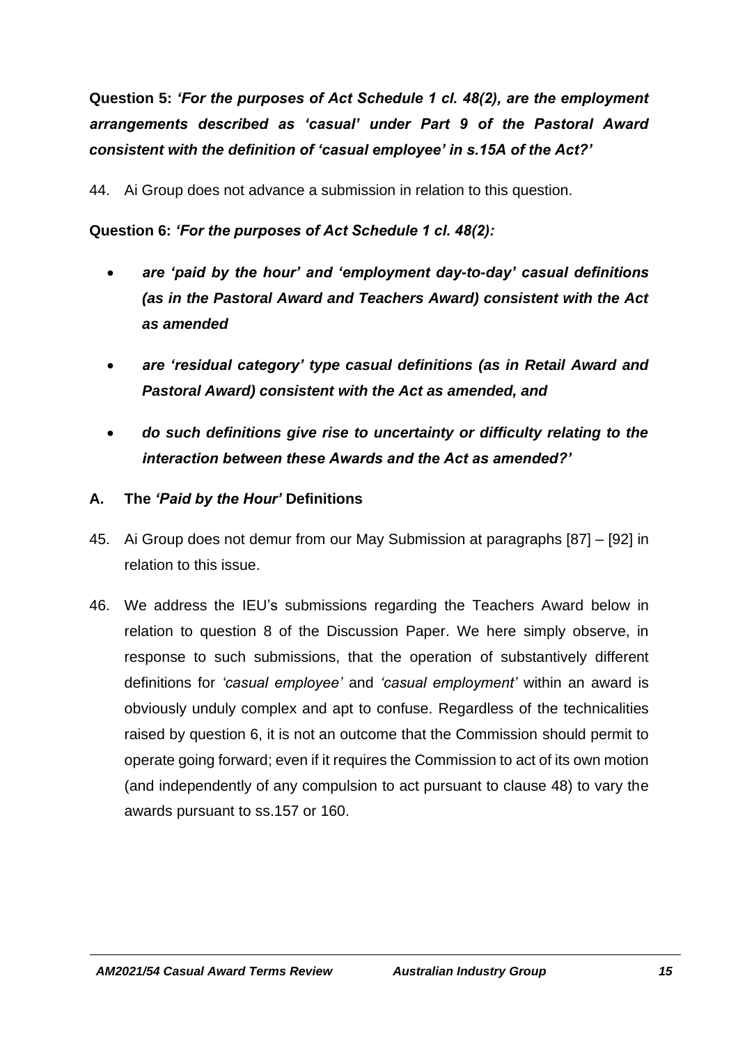**Question 5:** ***'For the purposes of Act Schedule 1 cl. 48(2), are the employment arrangements described as 'casual' under Part 9 of the Pastoral Award consistent with the definition of 'casual employee' in s.15A of the Act?'***

44. Ai Group does not advance a submission in relation to this question.

**Question 6:** ***'For the purposes of Act Schedule 1 cl. 48(2):***

- ***are 'paid by the hour' and 'employment day-to-day' casual definitions (as in the Pastoral Award and Teachers Award) consistent with the Act as amended***
- ***are 'residual category' type casual definitions (as in Retail Award and Pastoral Award) consistent with the Act as amended, and***
- ***do such definitions give rise to uncertainty or difficulty relating to the interaction between these Awards and the Act as amended?'***

## A. The *'Paid by the Hour'* Definitions

45. Ai Group does not demur from our May Submission at paragraphs [87] – [92] in relation to this issue.

46. We address the IEU's submissions regarding the Teachers Award below in relation to question 8 of the Discussion Paper. We here simply observe, in response to such submissions, that the operation of substantively different definitions for *'casual employee'* and *'casual employment'* within an award is obviously unduly complex and apt to confuse. Regardless of the technicalities raised by question 6, it is not an outcome that the Commission should permit to operate going forward; even if it requires the Commission to act of its own motion (and independently of any compulsion to act pursuant to clause 48) to vary the awards pursuant to ss.157 or 160.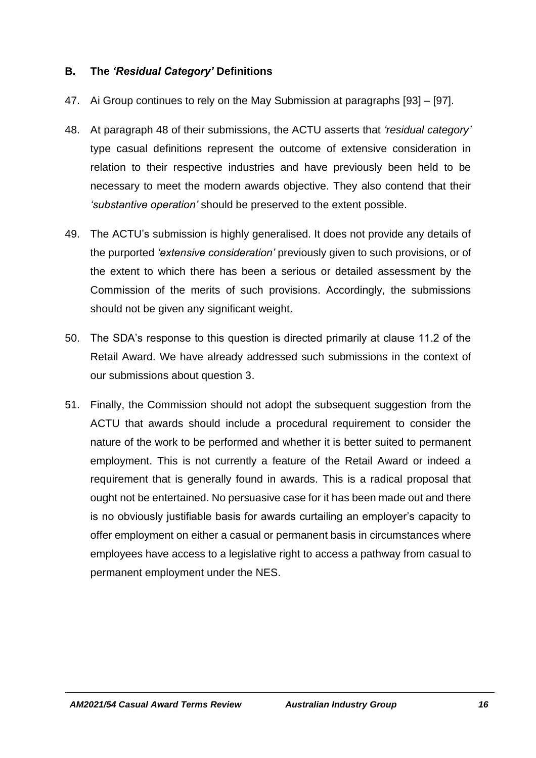### B. The *'Residual Category'* Definitions

47. Ai Group continues to rely on the May Submission at paragraphs [93] – [97].

48. At paragraph 48 of their submissions, the ACTU asserts that *'residual category'* type casual definitions represent the outcome of extensive consideration in relation to their respective industries and have previously been held to be necessary to meet the modern awards objective. They also contend that their *'substantive operation'* should be preserved to the extent possible.

49. The ACTU's submission is highly generalised. It does not provide any details of the purported *'extensive consideration'* previously given to such provisions, or of the extent to which there has been a serious or detailed assessment by the Commission of the merits of such provisions. Accordingly, the submissions should not be given any significant weight.

50. The SDA's response to this question is directed primarily at clause 11.2 of the Retail Award. We have already addressed such submissions in the context of our submissions about question 3.

51. Finally, the Commission should not adopt the subsequent suggestion from the ACTU that awards should include a procedural requirement to consider the nature of the work to be performed and whether it is better suited to permanent employment. This is not currently a feature of the Retail Award or indeed a requirement that is generally found in awards. This is a radical proposal that ought not be entertained. No persuasive case for it has been made out and there is no obviously justifiable basis for awards curtailing an employer's capacity to offer employment on either a casual or permanent basis in circumstances where employees have access to a legislative right to access a pathway from casual to permanent employment under the NES.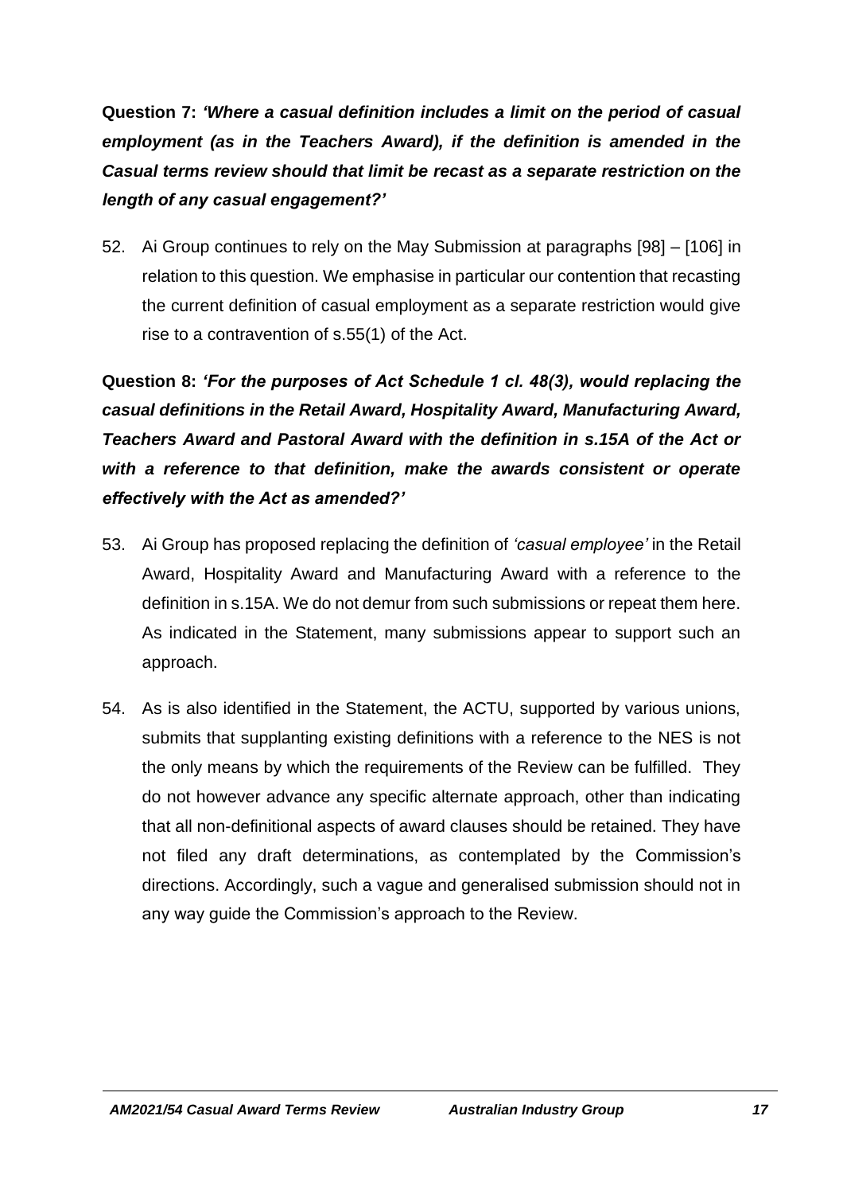**Question 7:** ***'Where a casual definition includes a limit on the period of casual employment (as in the Teachers Award), if the definition is amended in the Casual terms review should that limit be recast as a separate restriction on the length of any casual engagement?'***

52. Ai Group continues to rely on the May Submission at paragraphs [98] – [106] in relation to this question. We emphasise in particular our contention that recasting the current definition of casual employment as a separate restriction would give rise to a contravention of s.55(1) of the Act.

**Question 8:** ***'For the purposes of Act Schedule 1 cl. 48(3), would replacing the casual definitions in the Retail Award, Hospitality Award, Manufacturing Award, Teachers Award and Pastoral Award with the definition in s.15A of the Act or with a reference to that definition, make the awards consistent or operate effectively with the Act as amended?'***

53. Ai Group has proposed replacing the definition of *'casual employee'* in the Retail Award, Hospitality Award and Manufacturing Award with a reference to the definition in s.15A. We do not demur from such submissions or repeat them here. As indicated in the Statement, many submissions appear to support such an approach.

54. As is also identified in the Statement, the ACTU, supported by various unions, submits that supplanting existing definitions with a reference to the NES is not the only means by which the requirements of the Review can be fulfilled. They do not however advance any specific alternate approach, other than indicating that all non-definitional aspects of award clauses should be retained. They have not filed any draft determinations, as contemplated by the Commission's directions. Accordingly, such a vague and generalised submission should not in any way guide the Commission's approach to the Review.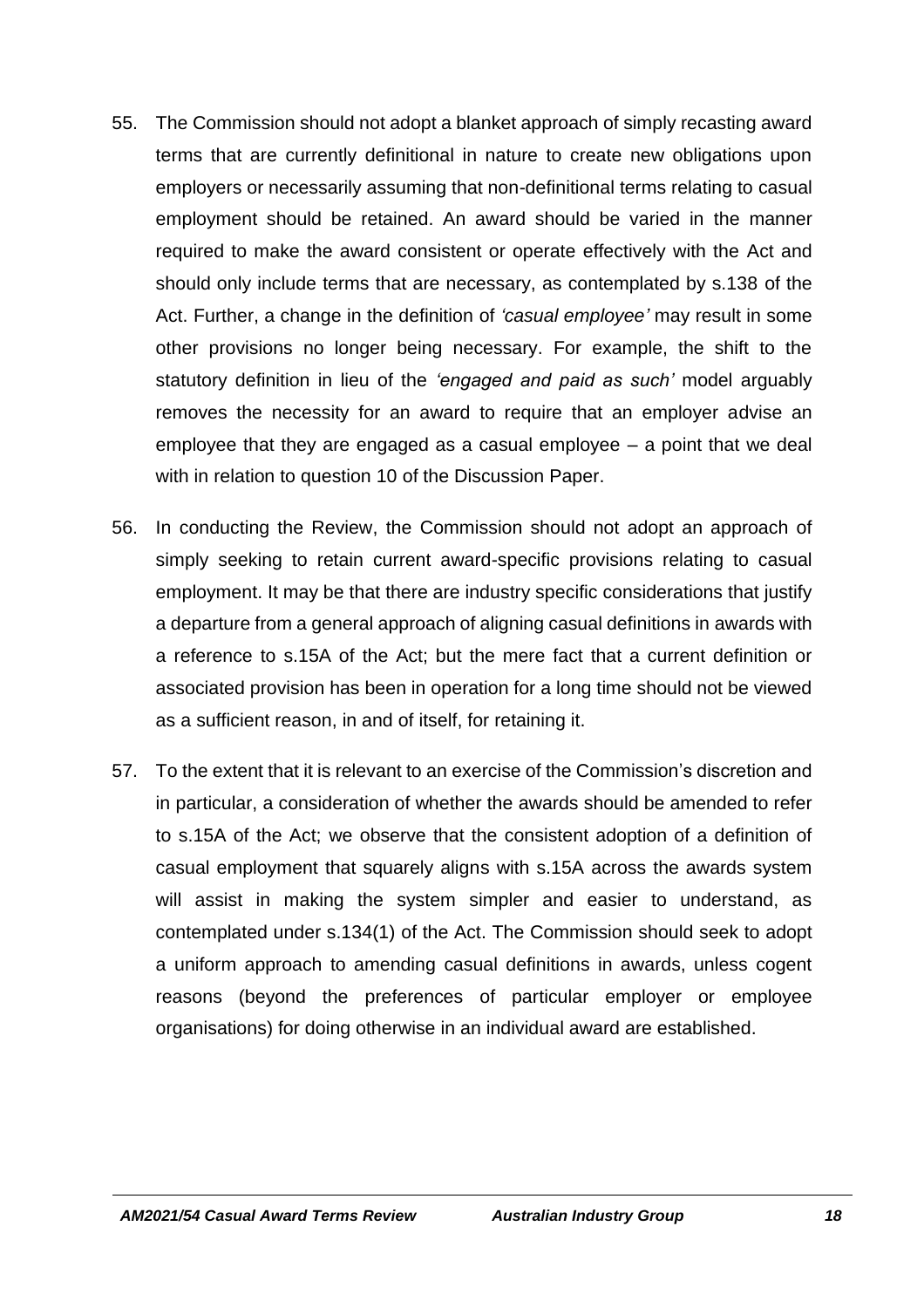55. The Commission should not adopt a blanket approach of simply recasting award terms that are currently definitional in nature to create new obligations upon employers or necessarily assuming that non-definitional terms relating to casual employment should be retained. An award should be varied in the manner required to make the award consistent or operate effectively with the Act and should only include terms that are necessary, as contemplated by s.138 of the Act. Further, a change in the definition of *'casual employee'* may result in some other provisions no longer being necessary. For example, the shift to the statutory definition in lieu of the *'engaged and paid as such'* model arguably removes the necessity for an award to require that an employer advise an employee that they are engaged as a casual employee – a point that we deal with in relation to question 10 of the Discussion Paper.

56. In conducting the Review, the Commission should not adopt an approach of simply seeking to retain current award-specific provisions relating to casual employment. It may be that there are industry specific considerations that justify a departure from a general approach of aligning casual definitions in awards with a reference to s.15A of the Act; but the mere fact that a current definition or associated provision has been in operation for a long time should not be viewed as a sufficient reason, in and of itself, for retaining it.

57. To the extent that it is relevant to an exercise of the Commission's discretion and in particular, a consideration of whether the awards should be amended to refer to s.15A of the Act; we observe that the consistent adoption of a definition of casual employment that squarely aligns with s.15A across the awards system will assist in making the system simpler and easier to understand, as contemplated under s.134(1) of the Act. The Commission should seek to adopt a uniform approach to amending casual definitions in awards, unless cogent reasons (beyond the preferences of particular employer or employee organisations) for doing otherwise in an individual award are established.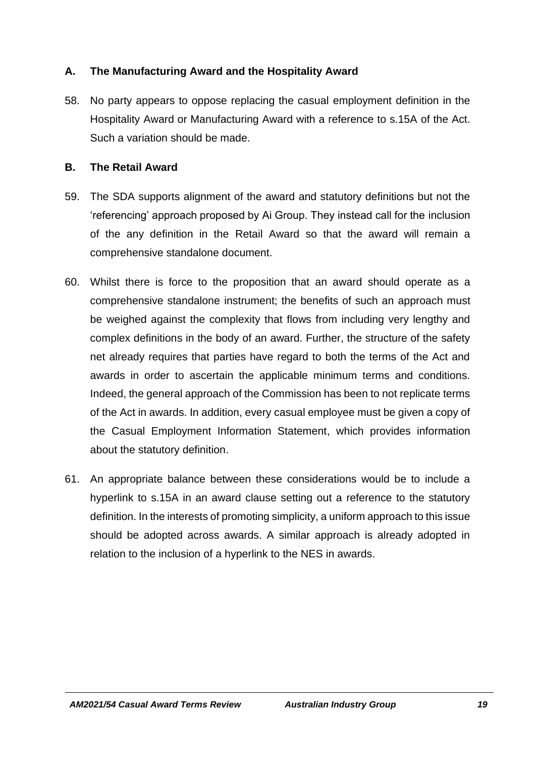## A. The Manufacturing Award and the Hospitality Award

58. No party appears to oppose replacing the casual employment definition in the Hospitality Award or Manufacturing Award with a reference to s.15A of the Act. Such a variation should be made.

## B. The Retail Award

59. The SDA supports alignment of the award and statutory definitions but not the 'referencing' approach proposed by Ai Group. They instead call for the inclusion of the any definition in the Retail Award so that the award will remain a comprehensive standalone document.

60. Whilst there is force to the proposition that an award should operate as a comprehensive standalone instrument; the benefits of such an approach must be weighed against the complexity that flows from including very lengthy and complex definitions in the body of an award. Further, the structure of the safety net already requires that parties have regard to both the terms of the Act and awards in order to ascertain the applicable minimum terms and conditions. Indeed, the general approach of the Commission has been to not replicate terms of the Act in awards. In addition, every casual employee must be given a copy of the Casual Employment Information Statement, which provides information about the statutory definition.

61. An appropriate balance between these considerations would be to include a hyperlink to s.15A in an award clause setting out a reference to the statutory definition. In the interests of promoting simplicity, a uniform approach to this issue should be adopted across awards. A similar approach is already adopted in relation to the inclusion of a hyperlink to the NES in awards.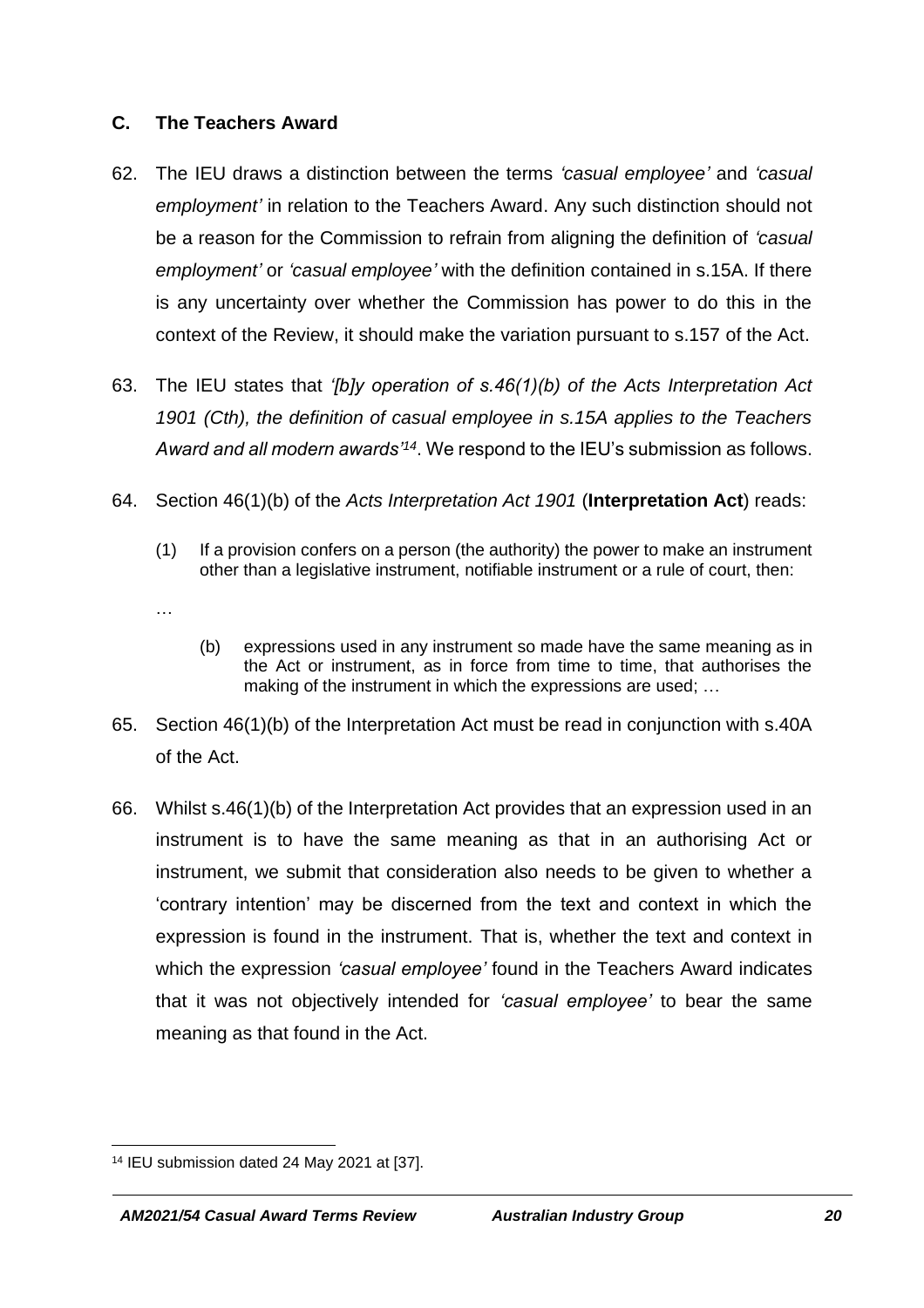## C. The Teachers Award

62. The IEU draws a distinction between the terms *'casual employee'* and *'casual employment'* in relation to the Teachers Award. Any such distinction should not be a reason for the Commission to refrain from aligning the definition of *'casual employment'* or *'casual employee'* with the definition contained in s.15A. If there is any uncertainty over whether the Commission has power to do this in the context of the Review, it should make the variation pursuant to s.157 of the Act.

63. The IEU states that *'[b]y operation of s.46(1)(b) of the Acts Interpretation Act 1901 (Cth), the definition of casual employee in s.15A applies to the Teachers Award and all modern awards'*[14]. We respond to the IEU's submission as follows.

64. Section 46(1)(b) of the *Acts Interpretation Act 1901* (**Interpretation Act**) reads:

    > (1) If a provision confers on a person (the authority) the power to make an instrument other than a legislative instrument, notifiable instrument or a rule of court, then:
    >
    > …
    >
    > (b) expressions used in any instrument so made have the same meaning as in the Act or instrument, as in force from time to time, that authorises the making of the instrument in which the expressions are used; …

65. Section 46(1)(b) of the Interpretation Act must be read in conjunction with s.40A of the Act.

66. Whilst s.46(1)(b) of the Interpretation Act provides that an expression used in an instrument is to have the same meaning as that in an authorising Act or instrument, we submit that consideration also needs to be given to whether a 'contrary intention' may be discerned from the text and context in which the expression is found in the instrument. That is, whether the text and context in which the expression *'casual employee'* found in the Teachers Award indicates that it was not objectively intended for *'casual employee'* to bear the same meaning as that found in the Act.

---

[14] IEU submission dated 24 May 2021 at [37].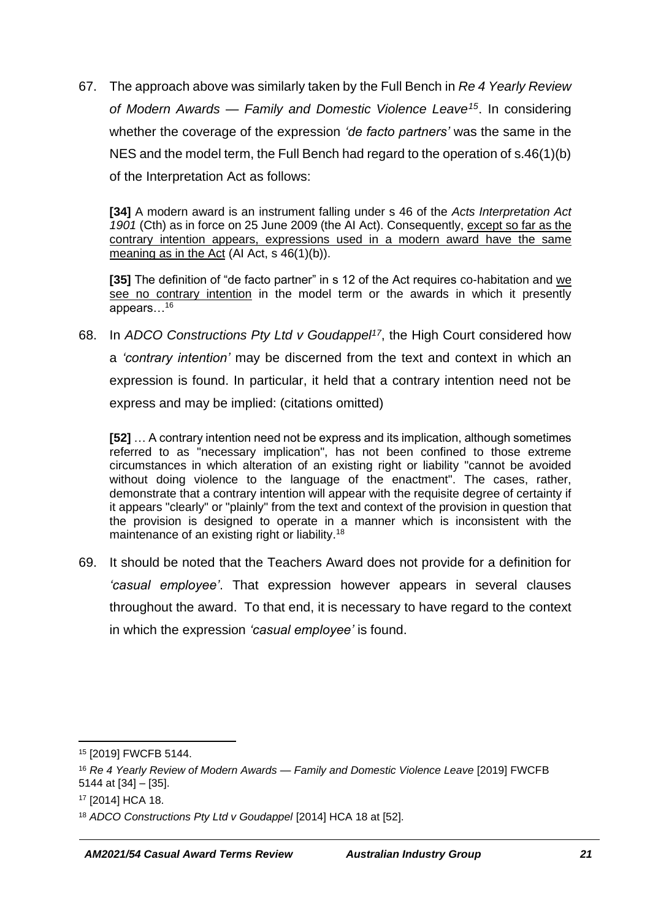67. The approach above was similarly taken by the Full Bench in *Re 4 Yearly Review of Modern Awards — Family and Domestic Violence Leave*[15]. In considering whether the coverage of the expression *'de facto partners'* was the same in the NES and the model term, the Full Bench had regard to the operation of s.46(1)(b) of the Interpretation Act as follows:

> **[34]** A modern award is an instrument falling under s 46 of the *Acts Interpretation Act 1901* (Cth) as in force on 25 June 2009 (the AI Act). Consequently, <u>except so far as the contrary intention appears, expressions used in a modern award have the same meaning as in the Act</u> (AI Act, s 46(1)(b)).
>
> **[35]** The definition of "de facto partner" in s 12 of the Act requires co-habitation and <u>we see no contrary intention</u> in the model term or the awards in which it presently appears…[16]

68. In *ADCO Constructions Pty Ltd v Goudappel*[17], the High Court considered how a *'contrary intention'* may be discerned from the text and context in which an expression is found. In particular, it held that a contrary intention need not be express and may be implied: (citations omitted)

> **[52]** … A contrary intention need not be express and its implication, although sometimes referred to as "necessary implication", has not been confined to those extreme circumstances in which alteration of an existing right or liability "cannot be avoided without doing violence to the language of the enactment". The cases, rather, demonstrate that a contrary intention will appear with the requisite degree of certainty if it appears "clearly" or "plainly" from the text and context of the provision in question that the provision is designed to operate in a manner which is inconsistent with the maintenance of an existing right or liability.[18]

69. It should be noted that the Teachers Award does not provide for a definition for *'casual employee'*. That expression however appears in several clauses throughout the award. To that end, it is necessary to have regard to the context in which the expression *'casual employee'* is found.

---

[15] [2019] FWCFB 5144.

[16] *Re 4 Yearly Review of Modern Awards — Family and Domestic Violence Leave* [2019] FWCFB 5144 at [34] – [35].

[17] [2014] HCA 18.

[18] *ADCO Constructions Pty Ltd v Goudappel* [2014] HCA 18 at [52].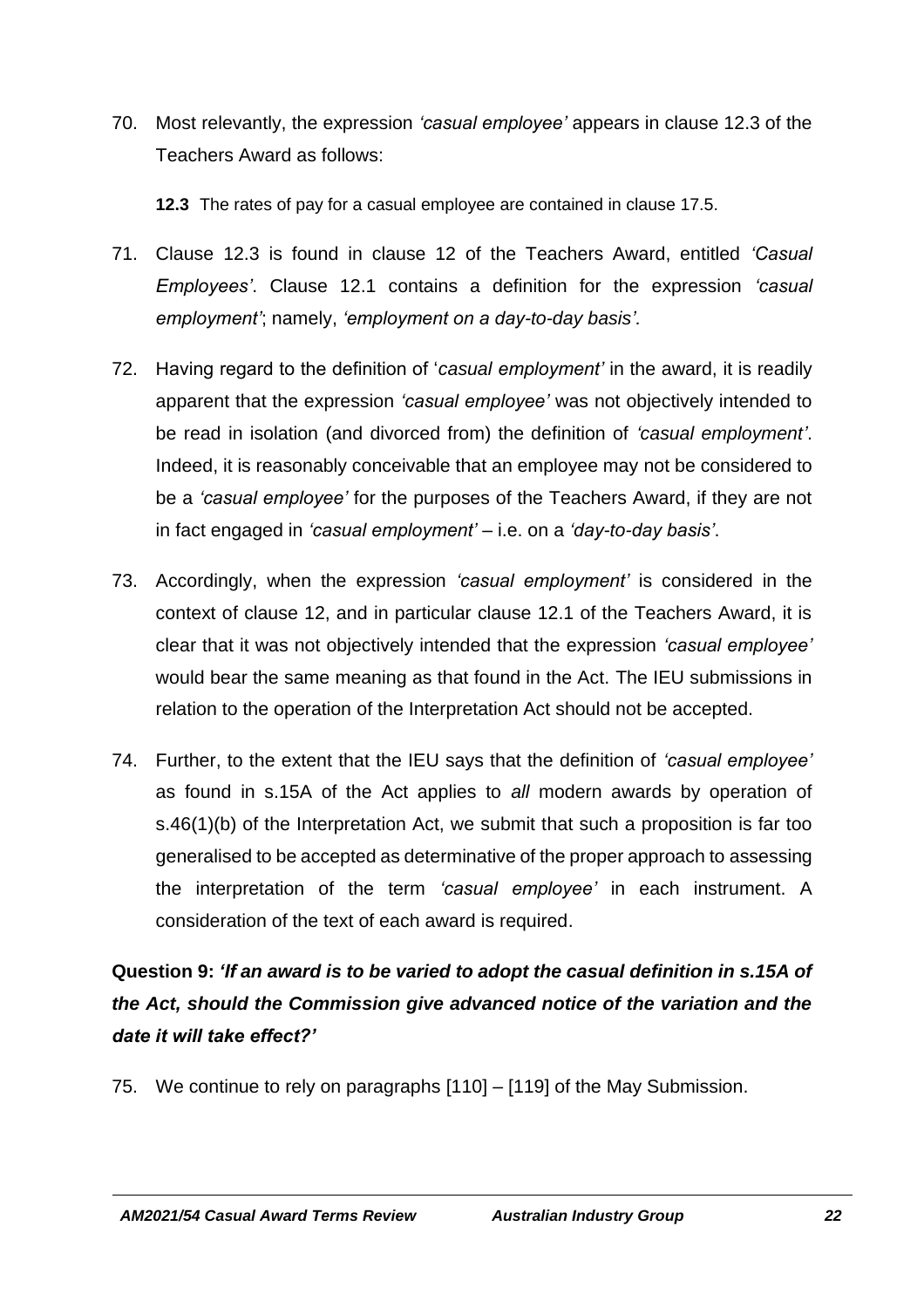70. Most relevantly, the expression *'casual employee'* appears in clause 12.3 of the Teachers Award as follows:

    **12.3** The rates of pay for a casual employee are contained in clause 17.5.

71. Clause 12.3 is found in clause 12 of the Teachers Award, entitled *'Casual Employees'*. Clause 12.1 contains a definition for the expression *'casual employment'*; namely, *'employment on a day-to-day basis'.*

72. Having regard to the definition of '*casual employment'* in the award, it is readily apparent that the expression *'casual employee'* was not objectively intended to be read in isolation (and divorced from) the definition of *'casual employment'*. Indeed, it is reasonably conceivable that an employee may not be considered to be a *'casual employee'* for the purposes of the Teachers Award, if they are not in fact engaged in *'casual employment'* – i.e. on a *'day-to-day basis'*.

73. Accordingly, when the expression *'casual employment'* is considered in the context of clause 12, and in particular clause 12.1 of the Teachers Award, it is clear that it was not objectively intended that the expression *'casual employee'* would bear the same meaning as that found in the Act. The IEU submissions in relation to the operation of the Interpretation Act should not be accepted.

74. Further, to the extent that the IEU says that the definition of *'casual employee'* as found in s.15A of the Act applies to *all* modern awards by operation of s.46(1)(b) of the Interpretation Act, we submit that such a proposition is far too generalised to be accepted as determinative of the proper approach to assessing the interpretation of the term *'casual employee'* in each instrument. A consideration of the text of each award is required.

**Question 9:** ***'If an award is to be varied to adopt the casual definition in s.15A of the Act, should the Commission give advanced notice of the variation and the date it will take effect?'***

75. We continue to rely on paragraphs [110] – [119] of the May Submission.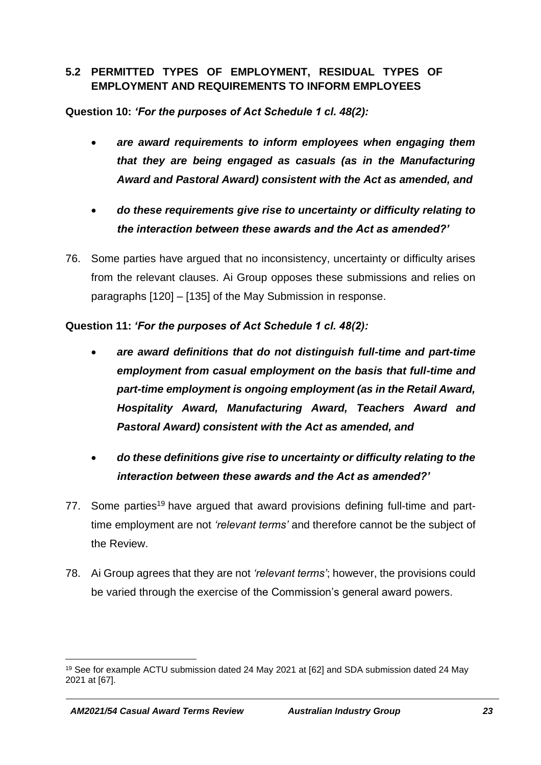## 5.2 PERMITTED TYPES OF EMPLOYMENT, RESIDUAL TYPES OF EMPLOYMENT AND REQUIREMENTS TO INFORM EMPLOYEES

**Question 10:** ***'For the purposes of Act Schedule 1 cl. 48(2):***

- ***are award requirements to inform employees when engaging them that they are being engaged as casuals (as in the Manufacturing Award and Pastoral Award) consistent with the Act as amended, and***
- ***do these requirements give rise to uncertainty or difficulty relating to the interaction between these awards and the Act as amended?'***

76. Some parties have argued that no inconsistency, uncertainty or difficulty arises from the relevant clauses. Ai Group opposes these submissions and relies on paragraphs [120] – [135] of the May Submission in response.

**Question 11:** ***'For the purposes of Act Schedule 1 cl. 48(2):***

- ***are award definitions that do not distinguish full-time and part-time employment from casual employment on the basis that full-time and part-time employment is ongoing employment (as in the Retail Award, Hospitality Award, Manufacturing Award, Teachers Award and Pastoral Award) consistent with the Act as amended, and***
- ***do these definitions give rise to uncertainty or difficulty relating to the interaction between these awards and the Act as amended?'***

77. Some parties[19] have argued that award provisions defining full-time and part-time employment are not *'relevant terms'* and therefore cannot be the subject of the Review.

78. Ai Group agrees that they are not *'relevant terms'*; however, the provisions could be varied through the exercise of the Commission's general award powers.

---

[19] See for example ACTU submission dated 24 May 2021 at [62] and SDA submission dated 24 May 2021 at [67].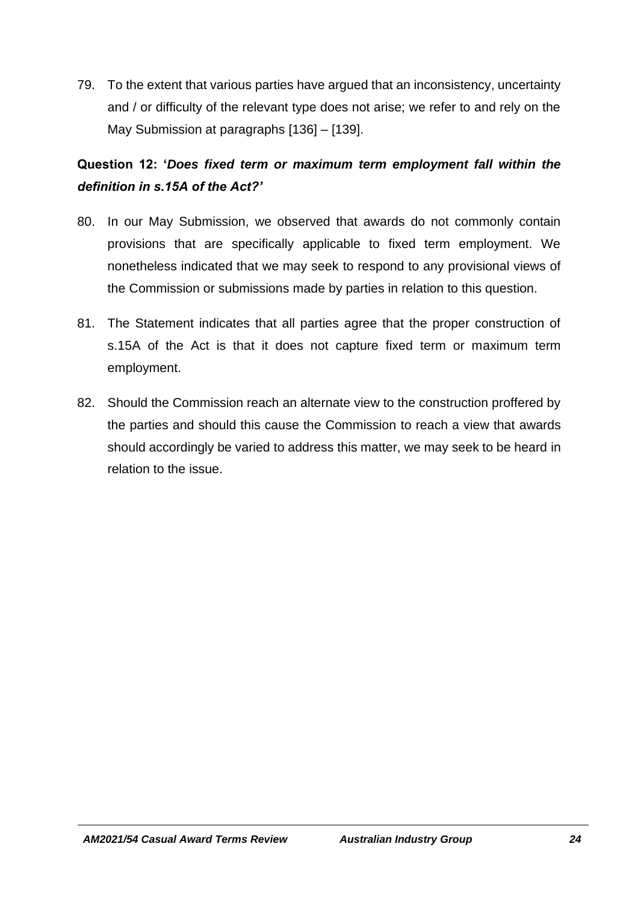79. To the extent that various parties have argued that an inconsistency, uncertainty and / or difficulty of the relevant type does not arise; we refer to and rely on the May Submission at paragraphs [136] – [139].

**Question 12: '*Does fixed term or maximum term employment fall within the definition in s.15A of the Act?'***

80. In our May Submission, we observed that awards do not commonly contain provisions that are specifically applicable to fixed term employment. We nonetheless indicated that we may seek to respond to any provisional views of the Commission or submissions made by parties in relation to this question.

81. The Statement indicates that all parties agree that the proper construction of s.15A of the Act is that it does not capture fixed term or maximum term employment.

82. Should the Commission reach an alternate view to the construction proffered by the parties and should this cause the Commission to reach a view that awards should accordingly be varied to address this matter, we may seek to be heard in relation to the issue.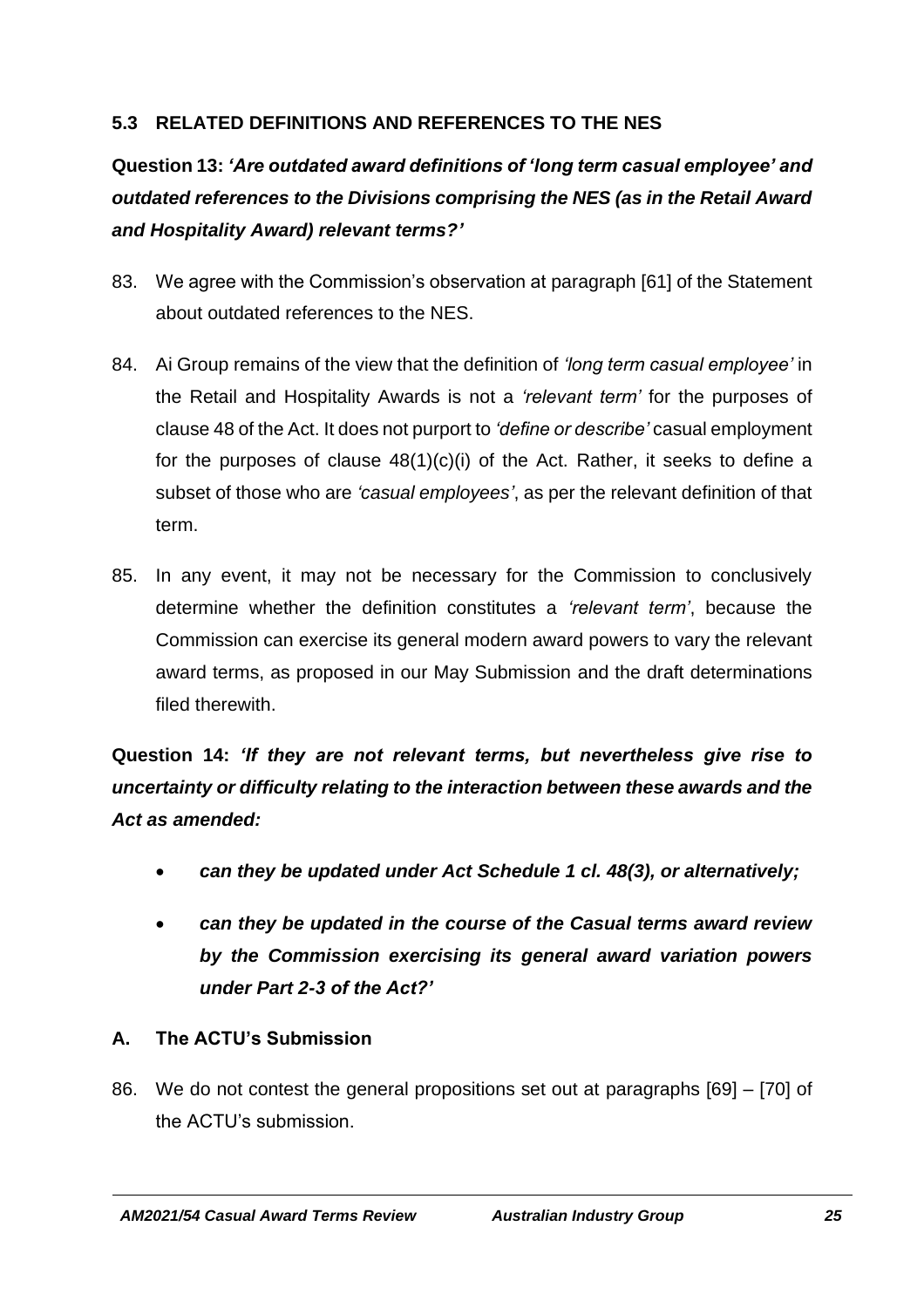## 5.3 RELATED DEFINITIONS AND REFERENCES TO THE NES

**Question 13:** ***'Are outdated award definitions of 'long term casual employee' and outdated references to the Divisions comprising the NES (as in the Retail Award and Hospitality Award) relevant terms?'***

83. We agree with the Commission's observation at paragraph [61] of the Statement about outdated references to the NES.

84. Ai Group remains of the view that the definition of *'long term casual employee'* in the Retail and Hospitality Awards is not a *'relevant term'* for the purposes of clause 48 of the Act. It does not purport to *'define or describe'* casual employment for the purposes of clause 48(1)(c)(i) of the Act. Rather, it seeks to define a subset of those who are *'casual employees'*, as per the relevant definition of that term.

85. In any event, it may not be necessary for the Commission to conclusively determine whether the definition constitutes a *'relevant term'*, because the Commission can exercise its general modern award powers to vary the relevant award terms, as proposed in our May Submission and the draft determinations filed therewith.

**Question 14:** ***'If they are not relevant terms, but nevertheless give rise to uncertainty or difficulty relating to the interaction between these awards and the Act as amended:***

- ***can they be updated under Act Schedule 1 cl. 48(3), or alternatively;***
- ***can they be updated in the course of the Casual terms award review by the Commission exercising its general award variation powers under Part 2-3 of the Act?'***

### A. The ACTU's Submission

86. We do not contest the general propositions set out at paragraphs [69] – [70] of the ACTU's submission.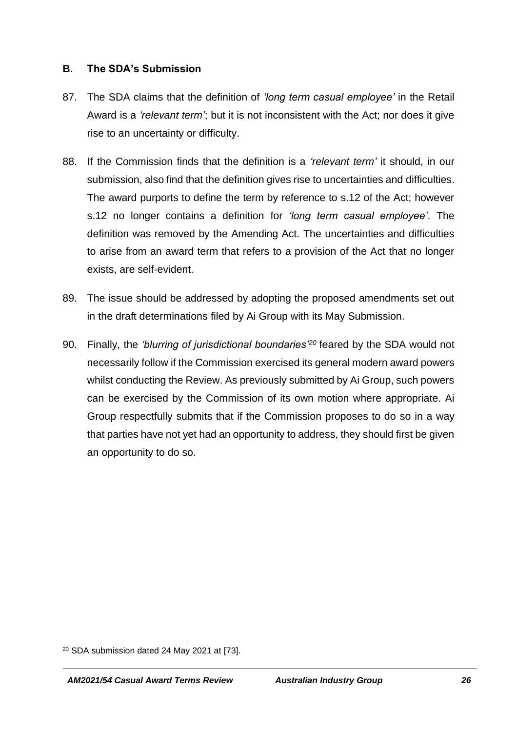## B. The SDA's Submission

87. The SDA claims that the definition of *'long term casual employee'* in the Retail Award is a *'relevant term'*; but it is not inconsistent with the Act; nor does it give rise to an uncertainty or difficulty.

88. If the Commission finds that the definition is a *'relevant term'* it should, in our submission, also find that the definition gives rise to uncertainties and difficulties. The award purports to define the term by reference to s.12 of the Act; however s.12 no longer contains a definition for *'long term casual employee'*. The definition was removed by the Amending Act. The uncertainties and difficulties to arise from an award term that refers to a provision of the Act that no longer exists, are self-evident.

89. The issue should be addressed by adopting the proposed amendments set out in the draft determinations filed by Ai Group with its May Submission.

90. Finally, the *'blurring of jurisdictional boundaries'*[20] feared by the SDA would not necessarily follow if the Commission exercised its general modern award powers whilst conducting the Review. As previously submitted by Ai Group, such powers can be exercised by the Commission of its own motion where appropriate. Ai Group respectfully submits that if the Commission proposes to do so in a way that parties have not yet had an opportunity to address, they should first be given an opportunity to do so.

---

[20] SDA submission dated 24 May 2021 at [73].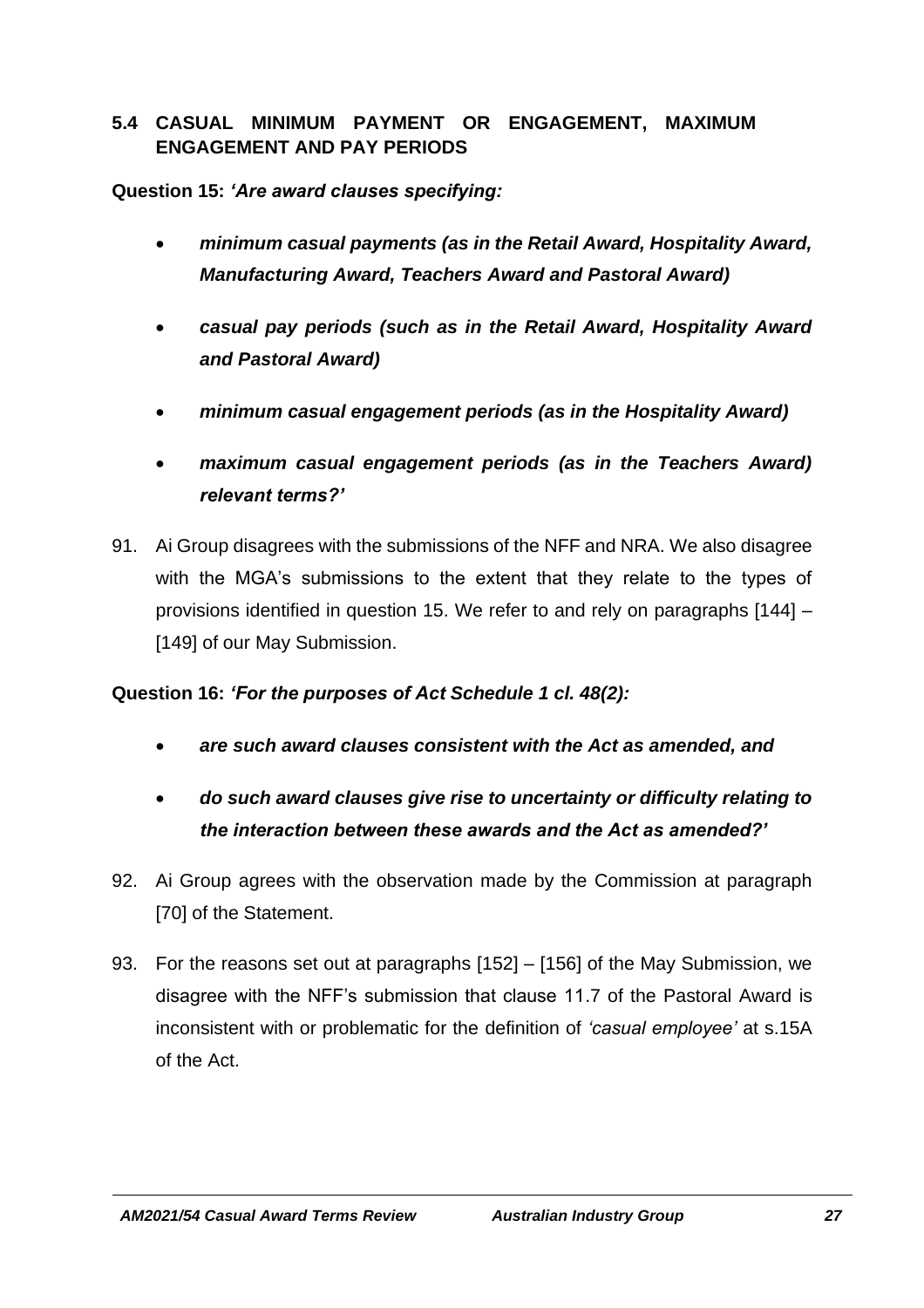## 5.4 CASUAL MINIMUM PAYMENT OR ENGAGEMENT, MAXIMUM ENGAGEMENT AND PAY PERIODS

**Question 15:** ***'Are award clauses specifying:***

- ***minimum casual payments (as in the Retail Award, Hospitality Award, Manufacturing Award, Teachers Award and Pastoral Award)***
- ***casual pay periods (such as in the Retail Award, Hospitality Award and Pastoral Award)***
- ***minimum casual engagement periods (as in the Hospitality Award)***
- ***maximum casual engagement periods (as in the Teachers Award) relevant terms?'***

91. Ai Group disagrees with the submissions of the NFF and NRA. We also disagree with the MGA's submissions to the extent that they relate to the types of provisions identified in question 15. We refer to and rely on paragraphs [144] – [149] of our May Submission.

**Question 16:** ***'For the purposes of Act Schedule 1 cl. 48(2):***

- ***are such award clauses consistent with the Act as amended, and***
- ***do such award clauses give rise to uncertainty or difficulty relating to the interaction between these awards and the Act as amended?'***

92. Ai Group agrees with the observation made by the Commission at paragraph [70] of the Statement.

93. For the reasons set out at paragraphs [152] – [156] of the May Submission, we disagree with the NFF's submission that clause 11.7 of the Pastoral Award is inconsistent with or problematic for the definition of *'casual employee'* at s.15A of the Act.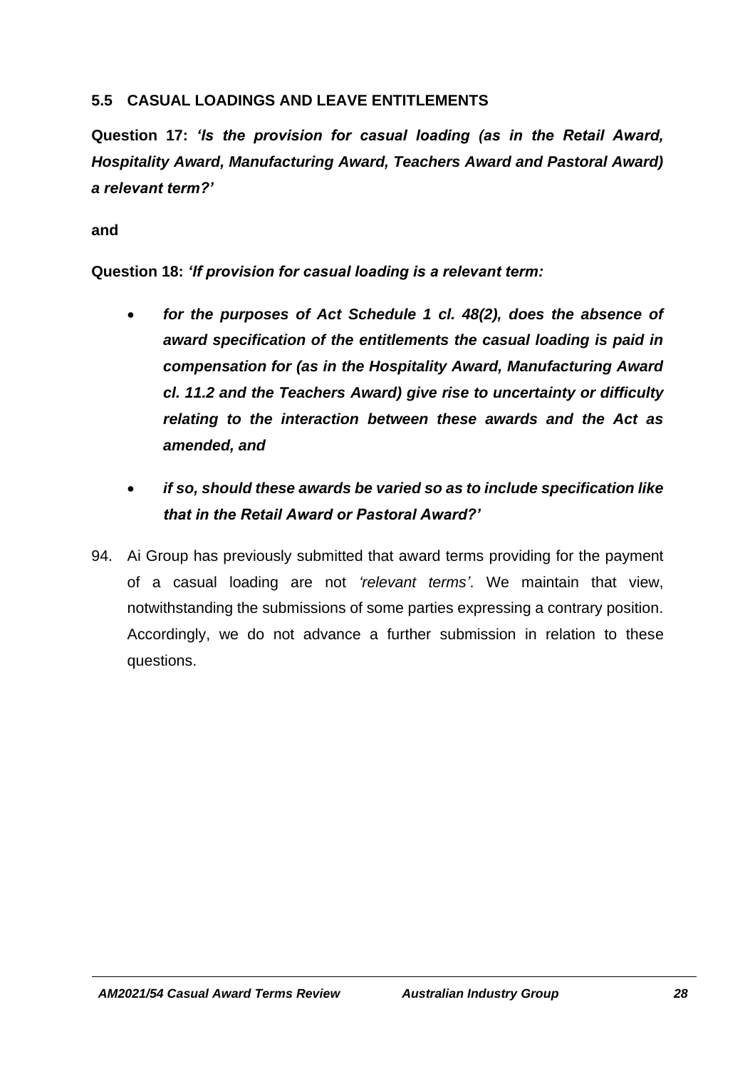### 5.5 CASUAL LOADINGS AND LEAVE ENTITLEMENTS

**Question 17:** ***'Is the provision for casual loading (as in the Retail Award, Hospitality Award, Manufacturing Award, Teachers Award and Pastoral Award) a relevant term?'***

**and**

**Question 18:** ***'If provision for casual loading is a relevant term:***

- ***for the purposes of Act Schedule 1 cl. 48(2), does the absence of award specification of the entitlements the casual loading is paid in compensation for (as in the Hospitality Award, Manufacturing Award cl. 11.2 and the Teachers Award) give rise to uncertainty or difficulty relating to the interaction between these awards and the Act as amended, and***

- ***if so, should these awards be varied so as to include specification like that in the Retail Award or Pastoral Award?'***

94. Ai Group has previously submitted that award terms providing for the payment of a casual loading are not *'relevant terms'*. We maintain that view, notwithstanding the submissions of some parties expressing a contrary position. Accordingly, we do not advance a further submission in relation to these questions.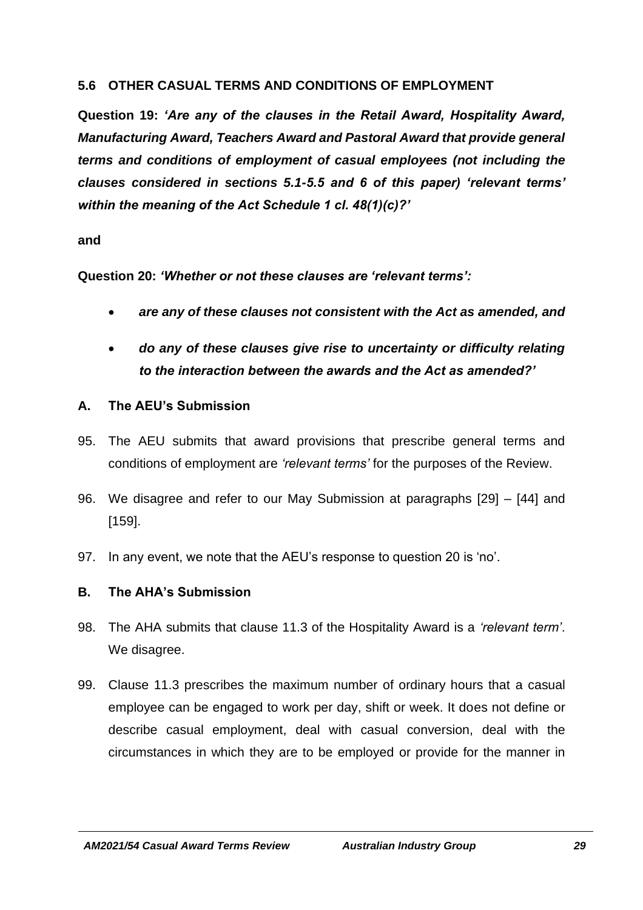### 5.6 OTHER CASUAL TERMS AND CONDITIONS OF EMPLOYMENT

**Question 19:** ***'Are any of the clauses in the Retail Award, Hospitality Award, Manufacturing Award, Teachers Award and Pastoral Award that provide general terms and conditions of employment of casual employees (not including the clauses considered in sections 5.1-5.5 and 6 of this paper) 'relevant terms' within the meaning of the Act Schedule 1 cl. 48(1)(c)?'***

**and**

**Question 20:** ***'Whether or not these clauses are 'relevant terms':***

- ***are any of these clauses not consistent with the Act as amended, and***
- ***do any of these clauses give rise to uncertainty or difficulty relating to the interaction between the awards and the Act as amended?'***

#### A. The AEU's Submission

95. The AEU submits that award provisions that prescribe general terms and conditions of employment are *'relevant terms'* for the purposes of the Review.

96. We disagree and refer to our May Submission at paragraphs [29] – [44] and [159].

97. In any event, we note that the AEU's response to question 20 is 'no'.

#### B. The AHA's Submission

98. The AHA submits that clause 11.3 of the Hospitality Award is a *'relevant term'*. We disagree.

99. Clause 11.3 prescribes the maximum number of ordinary hours that a casual employee can be engaged to work per day, shift or week. It does not define or describe casual employment, deal with casual conversion, deal with the circumstances in which they are to be employed or provide for the manner in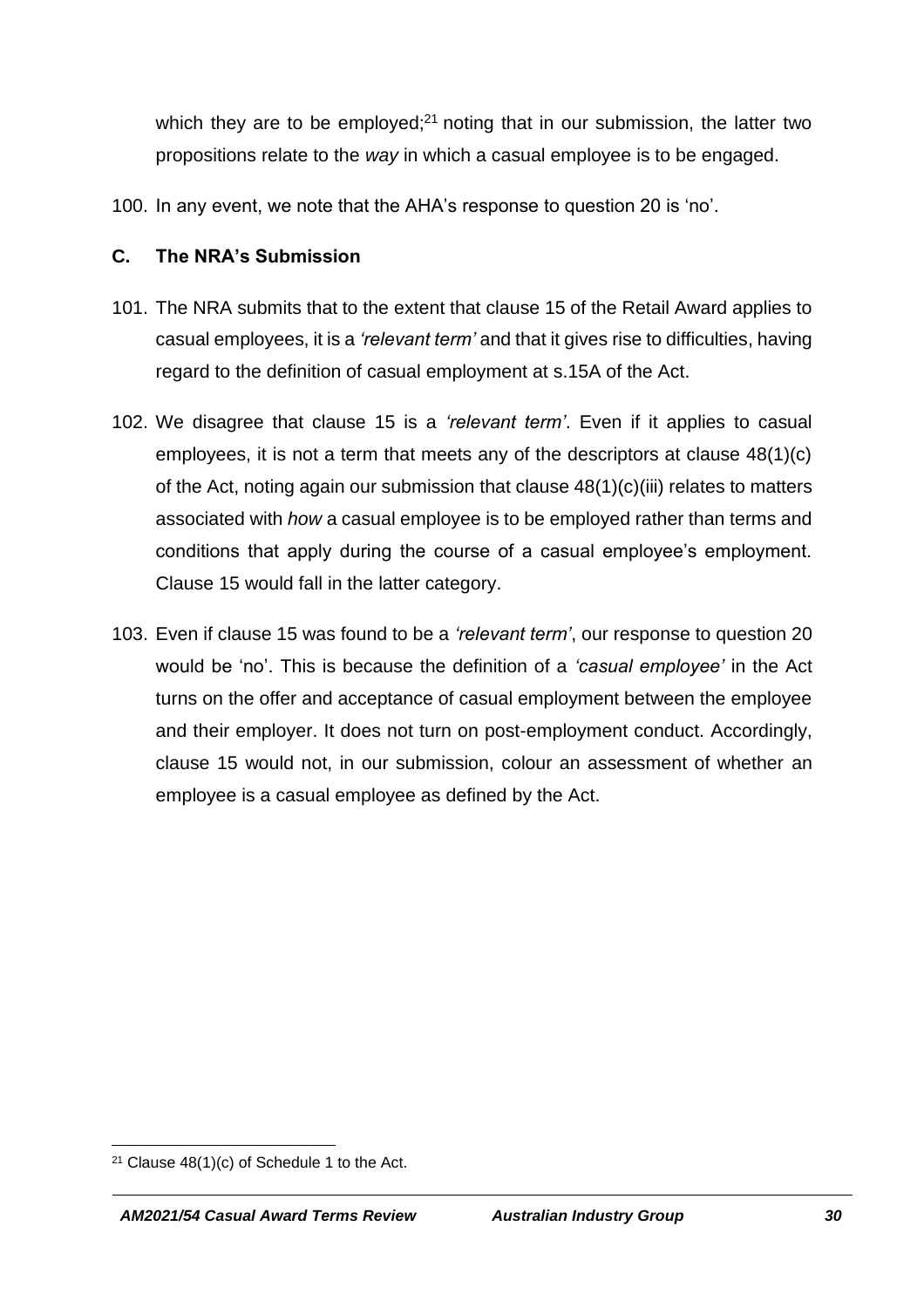which they are to be employed;[21] noting that in our submission, the latter two propositions relate to the *way* in which a casual employee is to be engaged.

100. In any event, we note that the AHA's response to question 20 is 'no'.

## C. The NRA's Submission

101. The NRA submits that to the extent that clause 15 of the Retail Award applies to casual employees, it is a *'relevant term'* and that it gives rise to difficulties, having regard to the definition of casual employment at s.15A of the Act.

102. We disagree that clause 15 is a *'relevant term'*. Even if it applies to casual employees, it is not a term that meets any of the descriptors at clause 48(1)(c) of the Act, noting again our submission that clause 48(1)(c)(iii) relates to matters associated with *how* a casual employee is to be employed rather than terms and conditions that apply during the course of a casual employee's employment. Clause 15 would fall in the latter category.

103. Even if clause 15 was found to be a *'relevant term'*, our response to question 20 would be 'no'. This is because the definition of a *'casual employee'* in the Act turns on the offer and acceptance of casual employment between the employee and their employer. It does not turn on post-employment conduct. Accordingly, clause 15 would not, in our submission, colour an assessment of whether an employee is a casual employee as defined by the Act.

---

[21] Clause 48(1)(c) of Schedule 1 to the Act.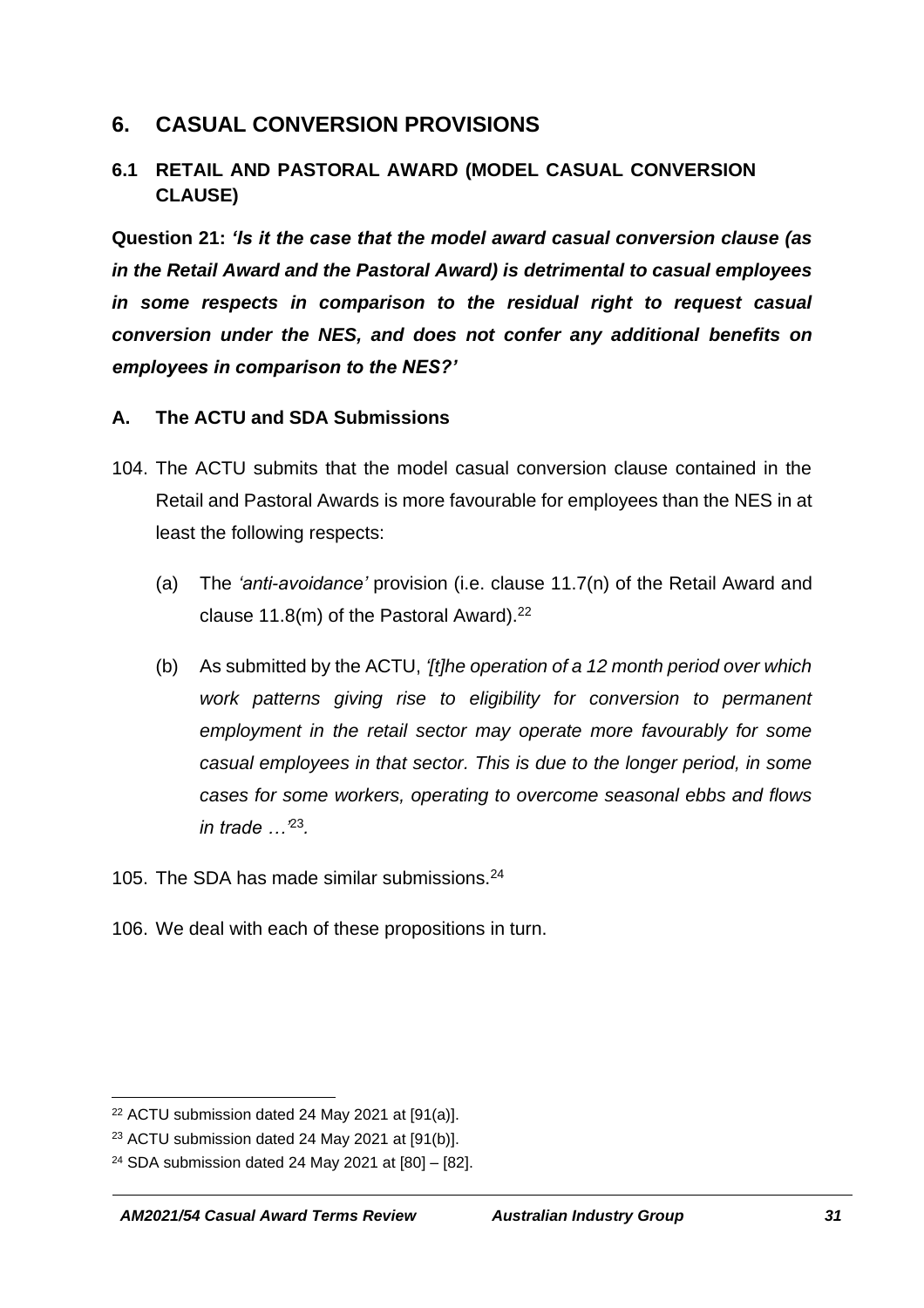## 6. CASUAL CONVERSION PROVISIONS

### 6.1 RETAIL AND PASTORAL AWARD (MODEL CASUAL CONVERSION CLAUSE)

**Question 21:** ***'Is it the case that the model award casual conversion clause (as in the Retail Award and the Pastoral Award) is detrimental to casual employees in some respects in comparison to the residual right to request casual conversion under the NES, and does not confer any additional benefits on employees in comparison to the NES?'***

#### A. The ACTU and SDA Submissions

104. The ACTU submits that the model casual conversion clause contained in the Retail and Pastoral Awards is more favourable for employees than the NES in at least the following respects:

   (a) The *'anti-avoidance'* provision (i.e. clause 11.7(n) of the Retail Award and clause 11.8(m) of the Pastoral Award).[22]

   (b) As submitted by the ACTU, *'[t]he operation of a 12 month period over which work patterns giving rise to eligibility for conversion to permanent employment in the retail sector may operate more favourably for some casual employees in that sector. This is due to the longer period, in some cases for some workers, operating to overcome seasonal ebbs and flows in trade …'*[23].

105. The SDA has made similar submissions.[24]

106. We deal with each of these propositions in turn.

---

[22] ACTU submission dated 24 May 2021 at [91(a)].

[23] ACTU submission dated 24 May 2021 at [91(b)].

[24] SDA submission dated 24 May 2021 at [80] – [82].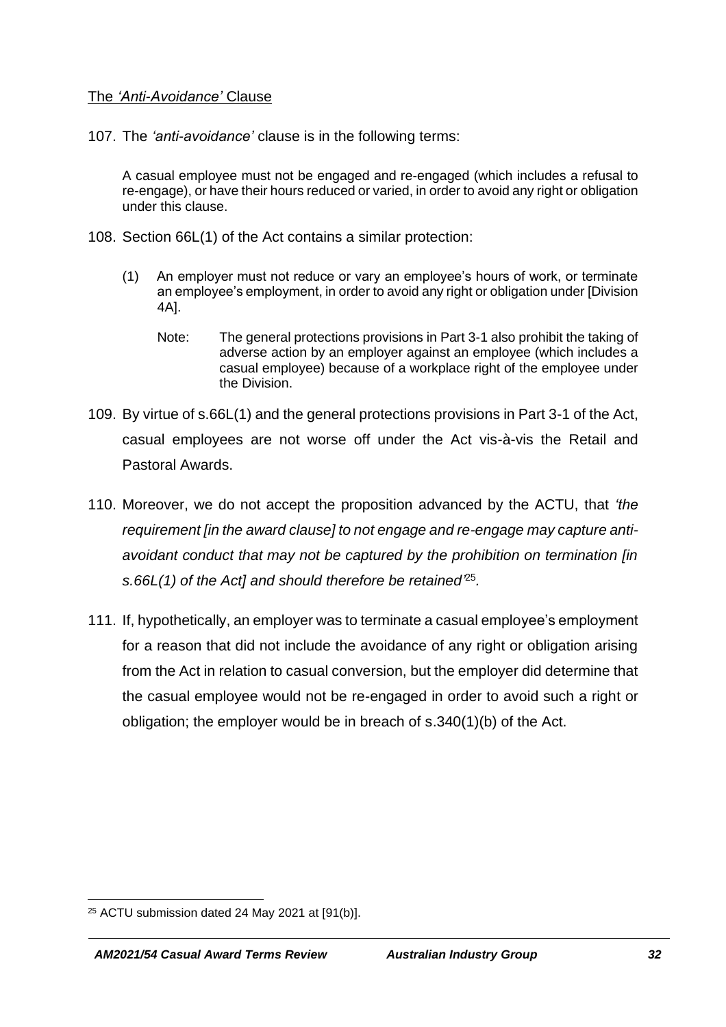## The *'Anti-Avoidance'* Clause

107. The *'anti-avoidance'* clause is in the following terms:

> A casual employee must not be engaged and re-engaged (which includes a refusal to re-engage), or have their hours reduced or varied, in order to avoid any right or obligation under this clause.

108. Section 66L(1) of the Act contains a similar protection:

> (1) An employer must not reduce or vary an employee's hours of work, or terminate an employee's employment, in order to avoid any right or obligation under [Division 4A].
>
> Note: The general protections provisions in Part 3-1 also prohibit the taking of adverse action by an employer against an employee (which includes a casual employee) because of a workplace right of the employee under the Division.

109. By virtue of s.66L(1) and the general protections provisions in Part 3-1 of the Act, casual employees are not worse off under the Act vis-à-vis the Retail and Pastoral Awards.

110. Moreover, we do not accept the proposition advanced by the ACTU, that *'the requirement [in the award clause] to not engage and re-engage may capture anti-avoidant conduct that may not be captured by the prohibition on termination [in s.66L(1) of the Act] and should therefore be retained'*[25].

111. If, hypothetically, an employer was to terminate a casual employee's employment for a reason that did not include the avoidance of any right or obligation arising from the Act in relation to casual conversion, but the employer did determine that the casual employee would not be re-engaged in order to avoid such a right or obligation; the employer would be in breach of s.340(1)(b) of the Act.

---

[25] ACTU submission dated 24 May 2021 at [91(b)].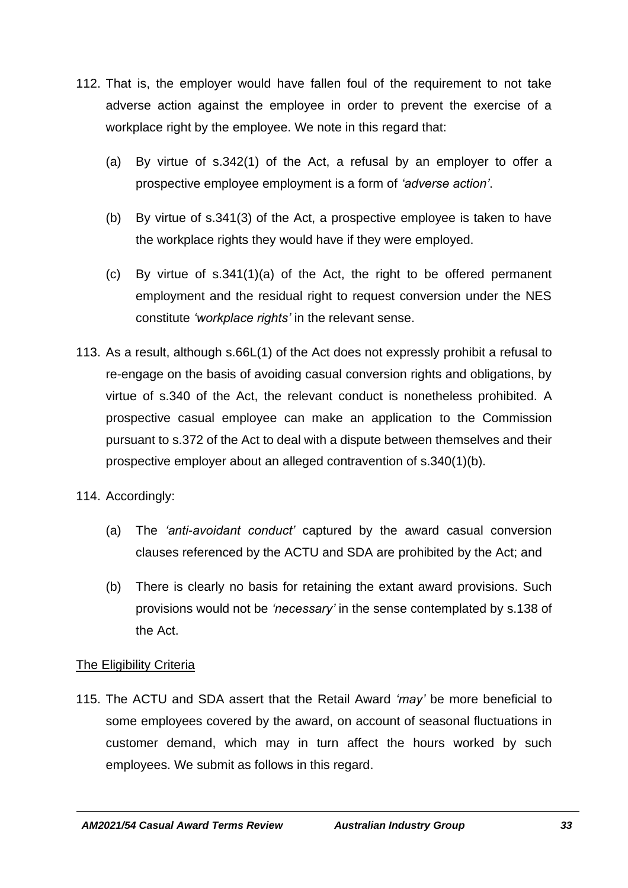112. That is, the employer would have fallen foul of the requirement to not take adverse action against the employee in order to prevent the exercise of a workplace right by the employee. We note in this regard that:

   (a) By virtue of s.342(1) of the Act, a refusal by an employer to offer a prospective employee employment is a form of *'adverse action'*.

   (b) By virtue of s.341(3) of the Act, a prospective employee is taken to have the workplace rights they would have if they were employed.

   (c) By virtue of s.341(1)(a) of the Act, the right to be offered permanent employment and the residual right to request conversion under the NES constitute *'workplace rights'* in the relevant sense.

113. As a result, although s.66L(1) of the Act does not expressly prohibit a refusal to re-engage on the basis of avoiding casual conversion rights and obligations, by virtue of s.340 of the Act, the relevant conduct is nonetheless prohibited. A prospective casual employee can make an application to the Commission pursuant to s.372 of the Act to deal with a dispute between themselves and their prospective employer about an alleged contravention of s.340(1)(b).

114. Accordingly:

   (a) The *'anti-avoidant conduct'* captured by the award casual conversion clauses referenced by the ACTU and SDA are prohibited by the Act; and

   (b) There is clearly no basis for retaining the extant award provisions. Such provisions would not be *'necessary'* in the sense contemplated by s.138 of the Act.

<u>The Eligibility Criteria</u>

115. The ACTU and SDA assert that the Retail Award *'may'* be more beneficial to some employees covered by the award, on account of seasonal fluctuations in customer demand, which may in turn affect the hours worked by such employees. We submit as follows in this regard.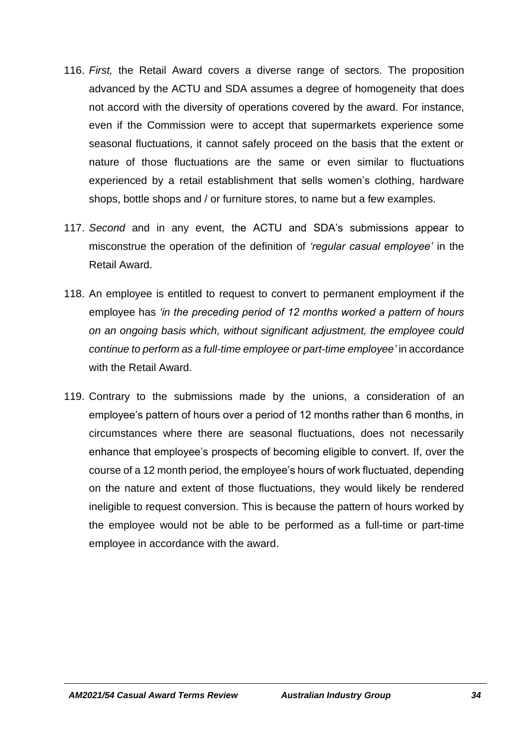116. *First,* the Retail Award covers a diverse range of sectors. The proposition advanced by the ACTU and SDA assumes a degree of homogeneity that does not accord with the diversity of operations covered by the award. For instance, even if the Commission were to accept that supermarkets experience some seasonal fluctuations, it cannot safely proceed on the basis that the extent or nature of those fluctuations are the same or even similar to fluctuations experienced by a retail establishment that sells women's clothing, hardware shops, bottle shops and / or furniture stores, to name but a few examples.

117. *Second* and in any event, the ACTU and SDA's submissions appear to misconstrue the operation of the definition of *'regular casual employee'* in the Retail Award.

118. An employee is entitled to request to convert to permanent employment if the employee has *'in the preceding period of 12 months worked a pattern of hours on an ongoing basis which, without significant adjustment, the employee could continue to perform as a full-time employee or part-time employee'* in accordance with the Retail Award.

119. Contrary to the submissions made by the unions, a consideration of an employee's pattern of hours over a period of 12 months rather than 6 months, in circumstances where there are seasonal fluctuations, does not necessarily enhance that employee's prospects of becoming eligible to convert. If, over the course of a 12 month period, the employee's hours of work fluctuated, depending on the nature and extent of those fluctuations, they would likely be rendered ineligible to request conversion. This is because the pattern of hours worked by the employee would not be able to be performed as a full-time or part-time employee in accordance with the award.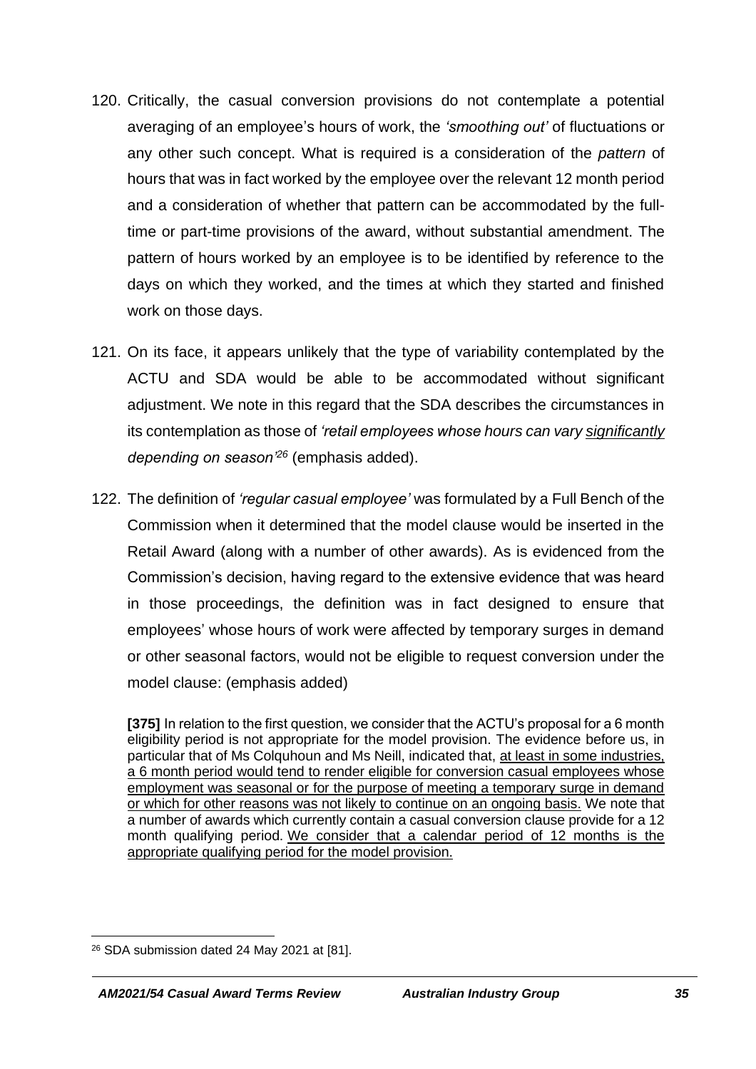120. Critically, the casual conversion provisions do not contemplate a potential averaging of an employee's hours of work, the *'smoothing out'* of fluctuations or any other such concept. What is required is a consideration of the *pattern* of hours that was in fact worked by the employee over the relevant 12 month period and a consideration of whether that pattern can be accommodated by the full-time or part-time provisions of the award, without substantial amendment. The pattern of hours worked by an employee is to be identified by reference to the days on which they worked, and the times at which they started and finished work on those days.

121. On its face, it appears unlikely that the type of variability contemplated by the ACTU and SDA would be able to be accommodated without significant adjustment. We note in this regard that the SDA describes the circumstances in its contemplation as those of *'retail employees whose hours can vary <u>significantly</u> depending on season'*[26] (emphasis added).

122. The definition of *'regular casual employee'* was formulated by a Full Bench of the Commission when it determined that the model clause would be inserted in the Retail Award (along with a number of other awards). As is evidenced from the Commission's decision, having regard to the extensive evidence that was heard in those proceedings, the definition was in fact designed to ensure that employees' whose hours of work were affected by temporary surges in demand or other seasonal factors, would not be eligible to request conversion under the model clause: (emphasis added)

> **[375]** In relation to the first question, we consider that the ACTU's proposal for a 6 month eligibility period is not appropriate for the model provision. The evidence before us, in particular that of Ms Colquhoun and Ms Neill, indicated that, <u>at least in some industries, a 6 month period would tend to render eligible for conversion casual employees whose employment was seasonal or for the purpose of meeting a temporary surge in demand or which for other reasons was not likely to continue on an ongoing basis.</u> We note that a number of awards which currently contain a casual conversion clause provide for a 12 month qualifying period. <u>We consider that a calendar period of 12 months is the appropriate qualifying period for the model provision.</u>

---

[26] SDA submission dated 24 May 2021 at [81].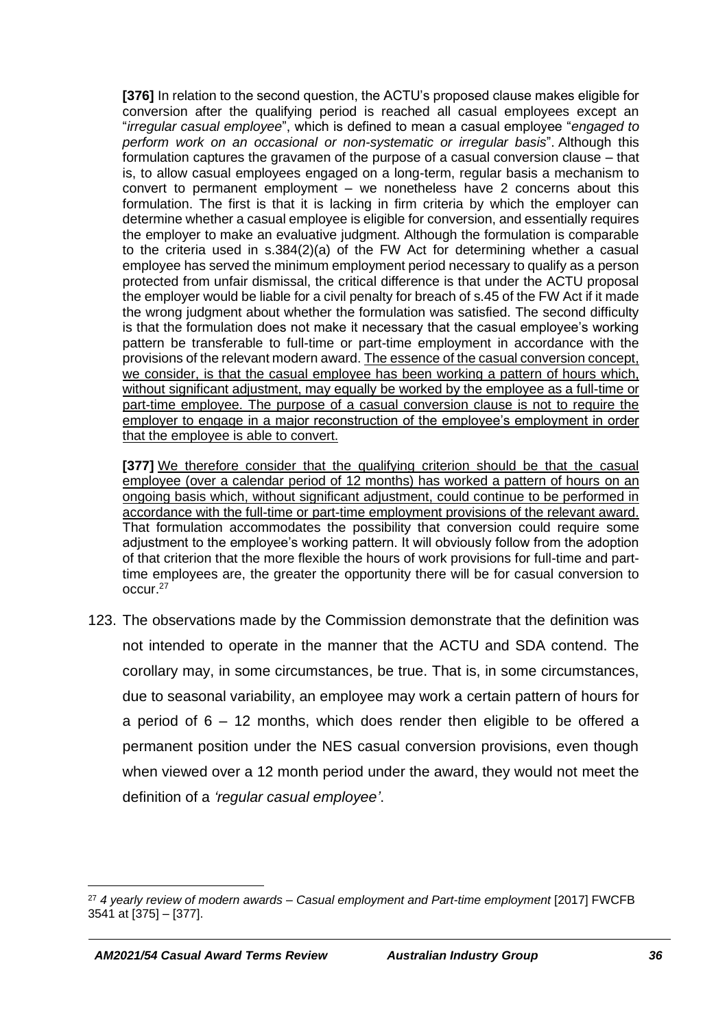**[376]** In relation to the second question, the ACTU's proposed clause makes eligible for conversion after the qualifying period is reached all casual employees except an "*irregular casual employee*", which is defined to mean a casual employee "*engaged to perform work on an occasional or non-systematic or irregular basis*". Although this formulation captures the gravamen of the purpose of a casual conversion clause – that is, to allow casual employees engaged on a long-term, regular basis a mechanism to convert to permanent employment – we nonetheless have 2 concerns about this formulation. The first is that it is lacking in firm criteria by which the employer can determine whether a casual employee is eligible for conversion, and essentially requires the employer to make an evaluative judgment. Although the formulation is comparable to the criteria used in s.384(2)(a) of the FW Act for determining whether a casual employee has served the minimum employment period necessary to qualify as a person protected from unfair dismissal, the critical difference is that under the ACTU proposal the employer would be liable for a civil penalty for breach of s.45 of the FW Act if it made the wrong judgment about whether the formulation was satisfied. The second difficulty is that the formulation does not make it necessary that the casual employee's working pattern be transferable to full-time or part-time employment in accordance with the provisions of the relevant modern award. <u>The essence of the casual conversion concept, we consider, is that the casual employee has been working a pattern of hours which, without significant adjustment, may equally be worked by the employee as a full-time or part-time employee. The purpose of a casual conversion clause is not to require the employer to engage in a major reconstruction of the employee's employment in order that the employee is able to convert.</u>

**[377]** <u>We therefore consider that the qualifying criterion should be that the casual employee (over a calendar period of 12 months) has worked a pattern of hours on an ongoing basis which, without significant adjustment, could continue to be performed in accordance with the full-time or part-time employment provisions of the relevant award.</u> That formulation accommodates the possibility that conversion could require some adjustment to the employee's working pattern. It will obviously follow from the adoption of that criterion that the more flexible the hours of work provisions for full-time and part-time employees are, the greater the opportunity there will be for casual conversion to occur.[27]

123. The observations made by the Commission demonstrate that the definition was not intended to operate in the manner that the ACTU and SDA contend. The corollary may, in some circumstances, be true. That is, in some circumstances, due to seasonal variability, an employee may work a certain pattern of hours for a period of 6 – 12 months, which does render then eligible to be offered a permanent position under the NES casual conversion provisions, even though when viewed over a 12 month period under the award, they would not meet the definition of a *'regular casual employee'*.

---

[27] *4 yearly review of modern awards – Casual employment and Part-time employment* [2017] FWCFB 3541 at [375] – [377].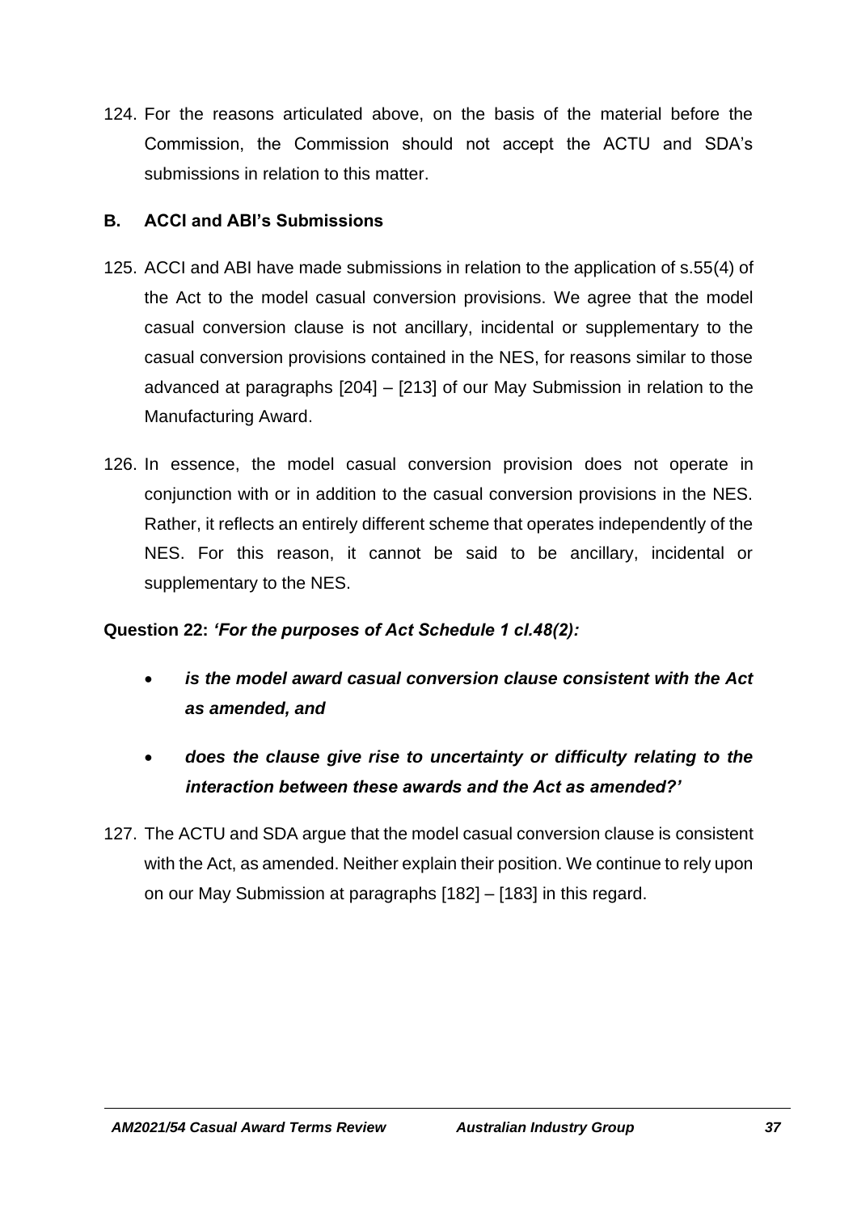124. For the reasons articulated above, on the basis of the material before the Commission, the Commission should not accept the ACTU and SDA's submissions in relation to this matter.

**B. ACCI and ABI's Submissions**

125. ACCI and ABI have made submissions in relation to the application of s.55(4) of the Act to the model casual conversion provisions. We agree that the model casual conversion clause is not ancillary, incidental or supplementary to the casual conversion provisions contained in the NES, for reasons similar to those advanced at paragraphs [204] – [213] of our May Submission in relation to the Manufacturing Award.

126. In essence, the model casual conversion provision does not operate in conjunction with or in addition to the casual conversion provisions in the NES. Rather, it reflects an entirely different scheme that operates independently of the NES. For this reason, it cannot be said to be ancillary, incidental or supplementary to the NES.

**Question 22:** ***'For the purposes of Act Schedule 1 cl.48(2):***

- ***is the model award casual conversion clause consistent with the Act as amended, and***
- ***does the clause give rise to uncertainty or difficulty relating to the interaction between these awards and the Act as amended?'***

127. The ACTU and SDA argue that the model casual conversion clause is consistent with the Act, as amended. Neither explain their position. We continue to rely upon on our May Submission at paragraphs [182] – [183] in this regard.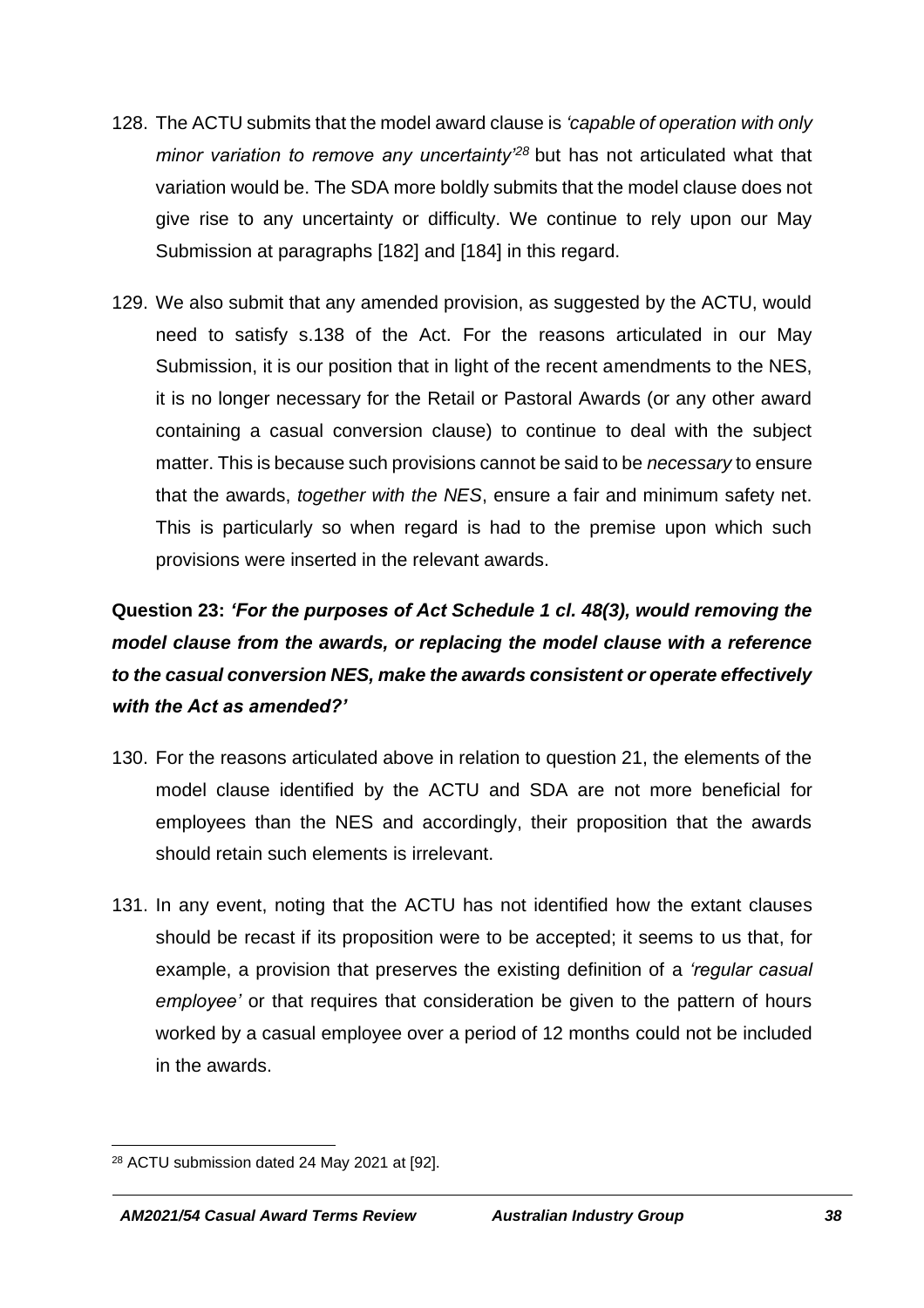128. The ACTU submits that the model award clause is *'capable of operation with only minor variation to remove any uncertainty'*[28] but has not articulated what that variation would be. The SDA more boldly submits that the model clause does not give rise to any uncertainty or difficulty. We continue to rely upon our May Submission at paragraphs [182] and [184] in this regard.

129. We also submit that any amended provision, as suggested by the ACTU, would need to satisfy s.138 of the Act. For the reasons articulated in our May Submission, it is our position that in light of the recent amendments to the NES, it is no longer necessary for the Retail or Pastoral Awards (or any other award containing a casual conversion clause) to continue to deal with the subject matter. This is because such provisions cannot be said to be *necessary* to ensure that the awards, *together with the NES*, ensure a fair and minimum safety net. This is particularly so when regard is had to the premise upon which such provisions were inserted in the relevant awards.

**Question 23: *'For the purposes of Act Schedule 1 cl. 48(3), would removing the model clause from the awards, or replacing the model clause with a reference to the casual conversion NES, make the awards consistent or operate effectively with the Act as amended?'***

130. For the reasons articulated above in relation to question 21, the elements of the model clause identified by the ACTU and SDA are not more beneficial for employees than the NES and accordingly, their proposition that the awards should retain such elements is irrelevant.

131. In any event, noting that the ACTU has not identified how the extant clauses should be recast if its proposition were to be accepted; it seems to us that, for example, a provision that preserves the existing definition of a *'regular casual employee'* or that requires that consideration be given to the pattern of hours worked by a casual employee over a period of 12 months could not be included in the awards.

[28] ACTU submission dated 24 May 2021 at [92].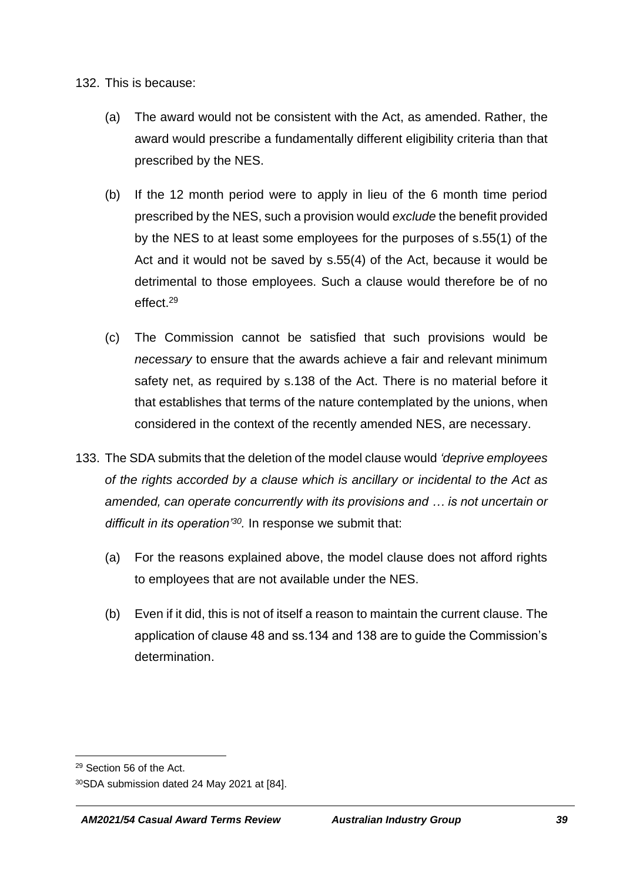132. This is because:

   (a) The award would not be consistent with the Act, as amended. Rather, the award would prescribe a fundamentally different eligibility criteria than that prescribed by the NES.

   (b) If the 12 month period were to apply in lieu of the 6 month time period prescribed by the NES, such a provision would *exclude* the benefit provided by the NES to at least some employees for the purposes of s.55(1) of the Act and it would not be saved by s.55(4) of the Act, because it would be detrimental to those employees. Such a clause would therefore be of no effect.[29]

   (c) The Commission cannot be satisfied that such provisions would be *necessary* to ensure that the awards achieve a fair and relevant minimum safety net, as required by s.138 of the Act. There is no material before it that establishes that terms of the nature contemplated by the unions, when considered in the context of the recently amended NES, are necessary.

133. The SDA submits that the deletion of the model clause would *'deprive employees of the rights accorded by a clause which is ancillary or incidental to the Act as amended, can operate concurrently with its provisions and … is not uncertain or difficult in its operation'*[30]*.* In response we submit that:

   (a) For the reasons explained above, the model clause does not afford rights to employees that are not available under the NES.

   (b) Even if it did, this is not of itself a reason to maintain the current clause. The application of clause 48 and ss.134 and 138 are to guide the Commission's determination.

---

[29] Section 56 of the Act.

[30] SDA submission dated 24 May 2021 at [84].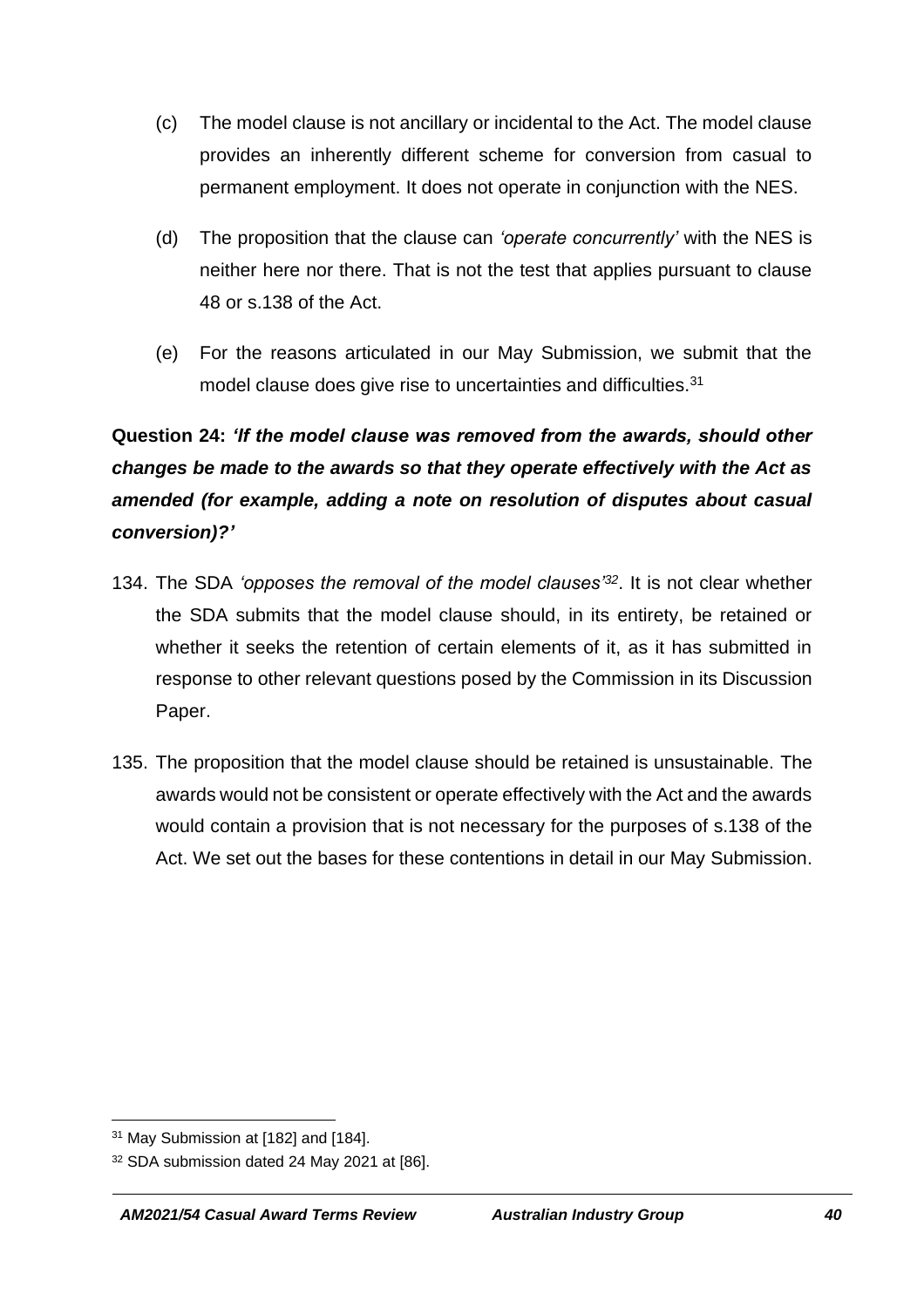(c) The model clause is not ancillary or incidental to the Act. The model clause provides an inherently different scheme for conversion from casual to permanent employment. It does not operate in conjunction with the NES.

(d) The proposition that the clause can *'operate concurrently'* with the NES is neither here nor there. That is not the test that applies pursuant to clause 48 or s.138 of the Act.

(e) For the reasons articulated in our May Submission, we submit that the model clause does give rise to uncertainties and difficulties.[31]

**Question 24:** ***'If the model clause was removed from the awards, should other changes be made to the awards so that they operate effectively with the Act as amended (for example, adding a note on resolution of disputes about casual conversion)?'***

134. The SDA *'opposes the removal of the model clauses'*[32]. It is not clear whether the SDA submits that the model clause should, in its entirety, be retained or whether it seeks the retention of certain elements of it, as it has submitted in response to other relevant questions posed by the Commission in its Discussion Paper.

135. The proposition that the model clause should be retained is unsustainable. The awards would not be consistent or operate effectively with the Act and the awards would contain a provision that is not necessary for the purposes of s.138 of the Act. We set out the bases for these contentions in detail in our May Submission.

---

[31] May Submission at [182] and [184].

[32] SDA submission dated 24 May 2021 at [86].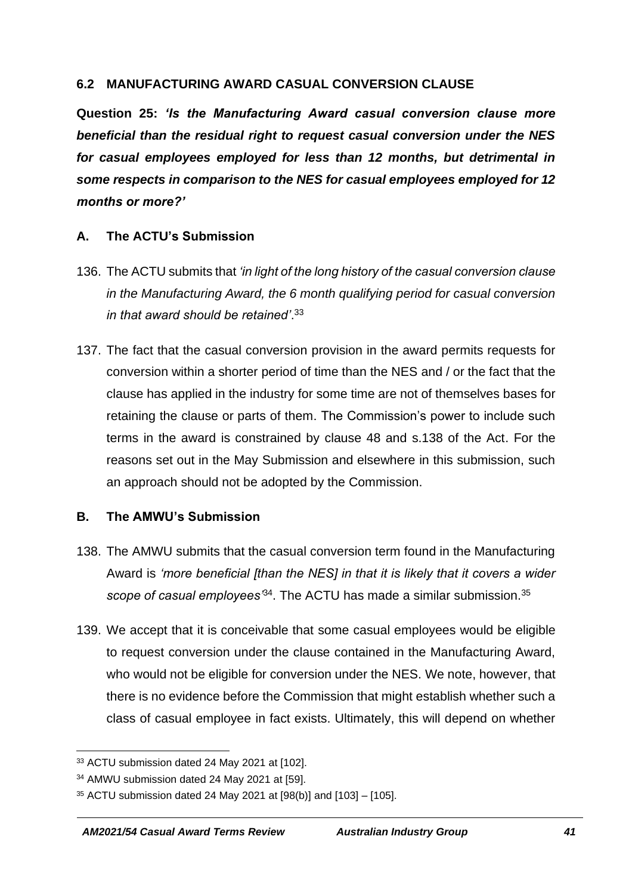### 6.2 MANUFACTURING AWARD CASUAL CONVERSION CLAUSE

**Question 25: *'Is the Manufacturing Award casual conversion clause more beneficial than the residual right to request casual conversion under the NES for casual employees employed for less than 12 months, but detrimental in some respects in comparison to the NES for casual employees employed for 12 months or more?'***

#### A. The ACTU's Submission

136. The ACTU submits that *'in light of the long history of the casual conversion clause in the Manufacturing Award, the 6 month qualifying period for casual conversion in that award should be retained'*.[33]

137. The fact that the casual conversion provision in the award permits requests for conversion within a shorter period of time than the NES and / or the fact that the clause has applied in the industry for some time are not of themselves bases for retaining the clause or parts of them. The Commission's power to include such terms in the award is constrained by clause 48 and s.138 of the Act. For the reasons set out in the May Submission and elsewhere in this submission, such an approach should not be adopted by the Commission.

#### B. The AMWU's Submission

138. The AMWU submits that the casual conversion term found in the Manufacturing Award is *'more beneficial [than the NES] in that it is likely that it covers a wider scope of casual employees'*[34]. The ACTU has made a similar submission.[35]

139. We accept that it is conceivable that some casual employees would be eligible to request conversion under the clause contained in the Manufacturing Award, who would not be eligible for conversion under the NES. We note, however, that there is no evidence before the Commission that might establish whether such a class of casual employee in fact exists. Ultimately, this will depend on whether

---

[33] ACTU submission dated 24 May 2021 at [102].

[34] AMWU submission dated 24 May 2021 at [59].

[35] ACTU submission dated 24 May 2021 at [98(b)] and [103] – [105].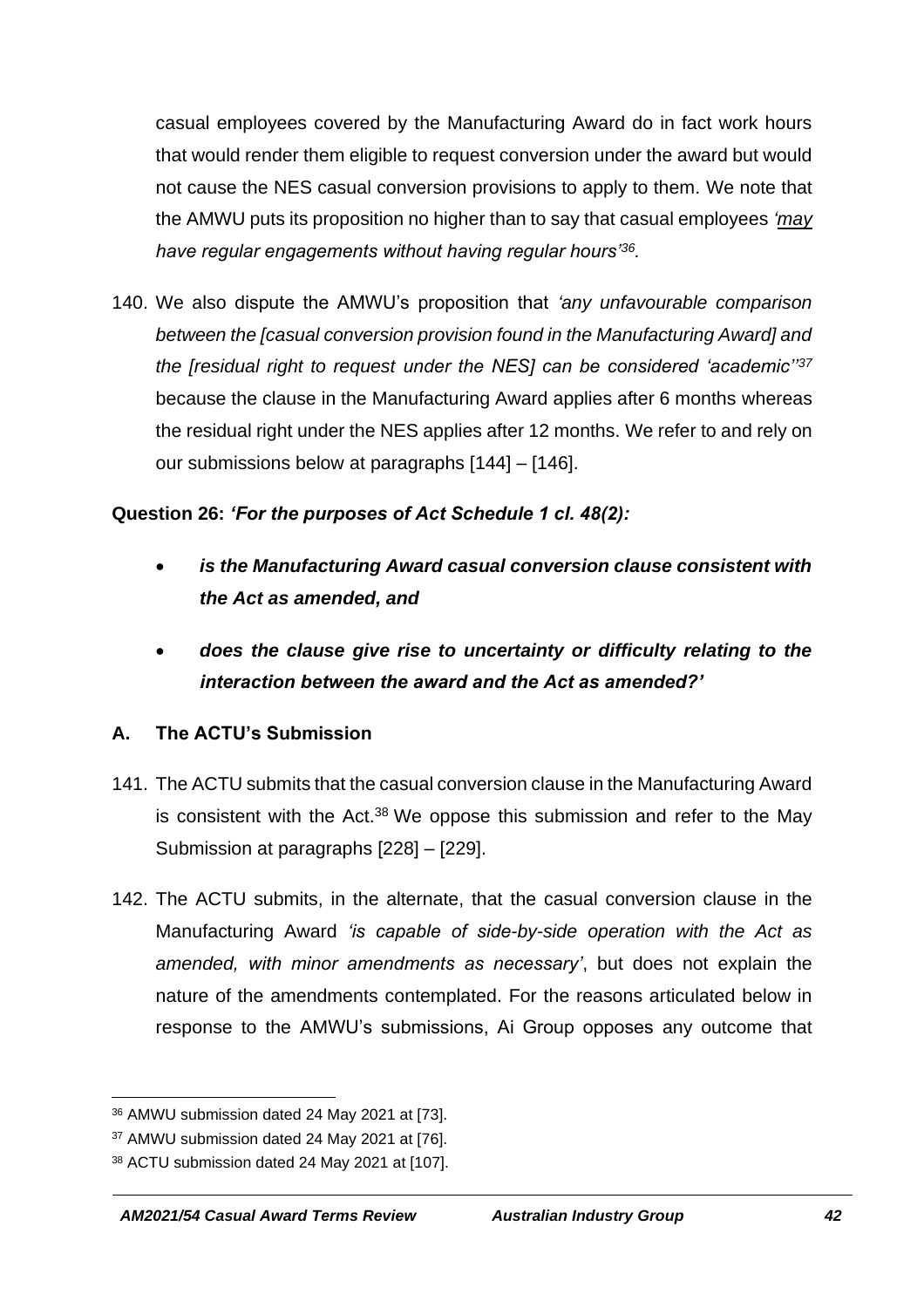casual employees covered by the Manufacturing Award do in fact work hours that would render them eligible to request conversion under the award but would not cause the NES casual conversion provisions to apply to them. We note that the AMWU puts its proposition no higher than to say that casual employees *'may have regular engagements without having regular hours'*[36].

140. We also dispute the AMWU's proposition that *'any unfavourable comparison between the [casual conversion provision found in the Manufacturing Award] and the [residual right to request under the NES] can be considered 'academic''*[37] because the clause in the Manufacturing Award applies after 6 months whereas the residual right under the NES applies after 12 months. We refer to and rely on our submissions below at paragraphs [144] – [146].

**Question 26: *'For the purposes of Act Schedule 1 cl. 48(2):***

- ***is the Manufacturing Award casual conversion clause consistent with the Act as amended, and***
- ***does the clause give rise to uncertainty or difficulty relating to the interaction between the award and the Act as amended?'***

### A. The ACTU's Submission

141. The ACTU submits that the casual conversion clause in the Manufacturing Award is consistent with the Act.[38] We oppose this submission and refer to the May Submission at paragraphs [228] – [229].

142. The ACTU submits, in the alternate, that the casual conversion clause in the Manufacturing Award *'is capable of side-by-side operation with the Act as amended, with minor amendments as necessary'*, but does not explain the nature of the amendments contemplated. For the reasons articulated below in response to the AMWU's submissions, Ai Group opposes any outcome that

---

[36] AMWU submission dated 24 May 2021 at [73].

[37] AMWU submission dated 24 May 2021 at [76].

[38] ACTU submission dated 24 May 2021 at [107].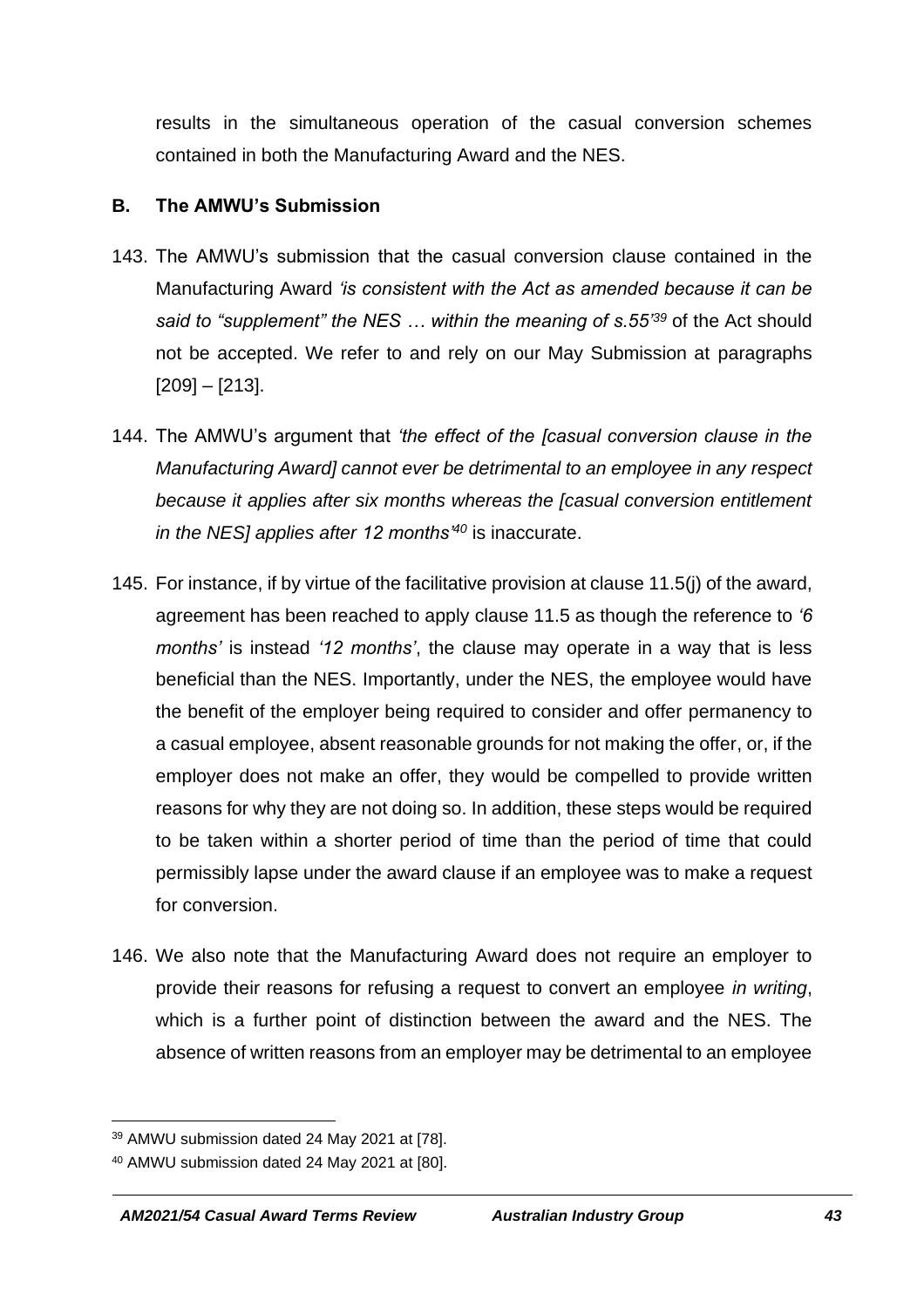results in the simultaneous operation of the casual conversion schemes contained in both the Manufacturing Award and the NES.

### B. The AMWU's Submission

143. The AMWU's submission that the casual conversion clause contained in the Manufacturing Award *'is consistent with the Act as amended because it can be said to "supplement" the NES … within the meaning of s.55'*[39] of the Act should not be accepted. We refer to and rely on our May Submission at paragraphs [209] – [213].

144. The AMWU's argument that *'the effect of the [casual conversion clause in the Manufacturing Award] cannot ever be detrimental to an employee in any respect because it applies after six months whereas the [casual conversion entitlement in the NES] applies after 12 months'*[40] is inaccurate.

145. For instance, if by virtue of the facilitative provision at clause 11.5(j) of the award, agreement has been reached to apply clause 11.5 as though the reference to *'6 months'* is instead *'12 months'*, the clause may operate in a way that is less beneficial than the NES. Importantly, under the NES, the employee would have the benefit of the employer being required to consider and offer permanency to a casual employee, absent reasonable grounds for not making the offer, or, if the employer does not make an offer, they would be compelled to provide written reasons for why they are not doing so. In addition, these steps would be required to be taken within a shorter period of time than the period of time that could permissibly lapse under the award clause if an employee was to make a request for conversion.

146. We also note that the Manufacturing Award does not require an employer to provide their reasons for refusing a request to convert an employee *in writing*, which is a further point of distinction between the award and the NES. The absence of written reasons from an employer may be detrimental to an employee

---

[39] AMWU submission dated 24 May 2021 at [78].

[40] AMWU submission dated 24 May 2021 at [80].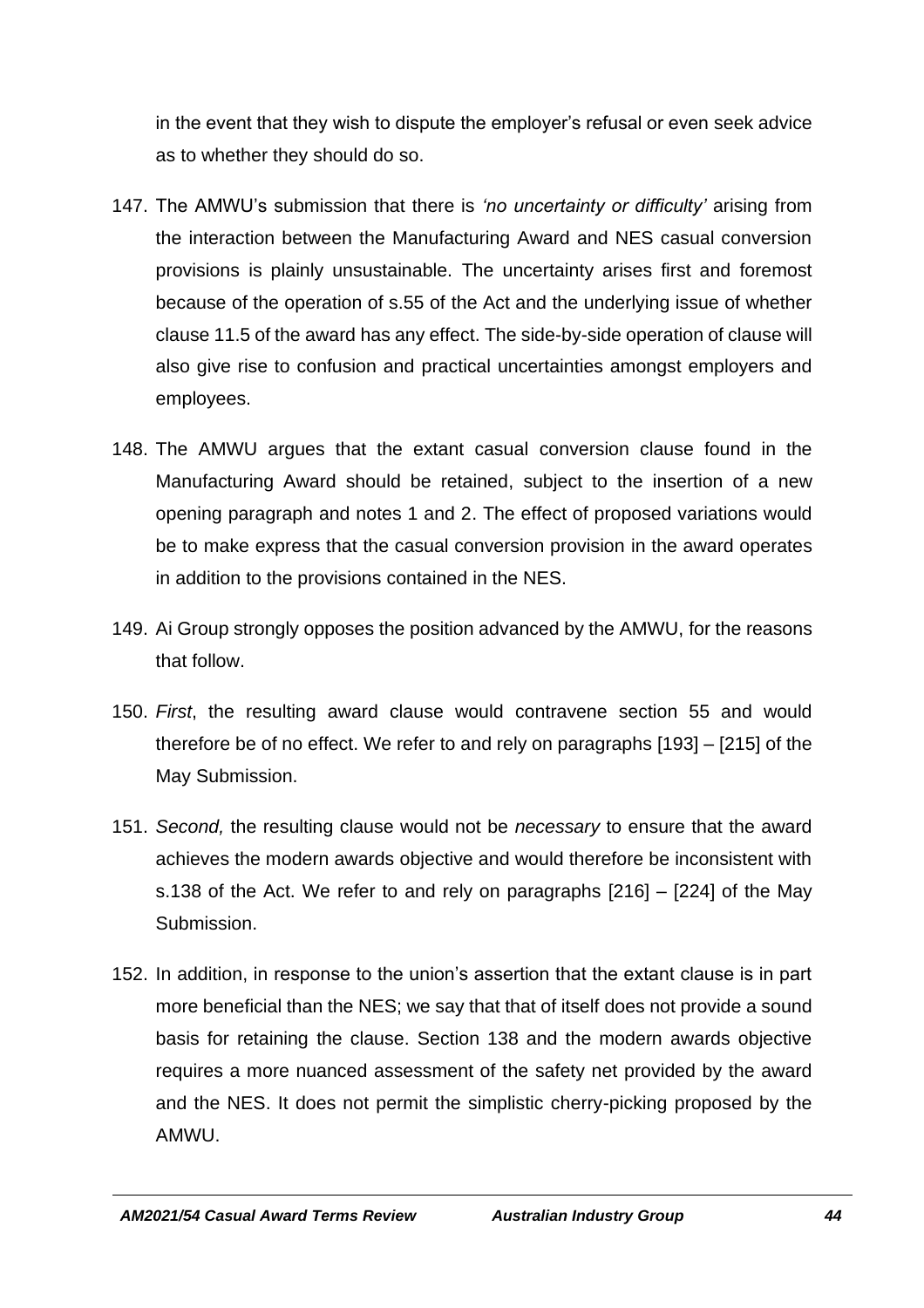in the event that they wish to dispute the employer's refusal or even seek advice as to whether they should do so.

147. The AMWU's submission that there is *'no uncertainty or difficulty'* arising from the interaction between the Manufacturing Award and NES casual conversion provisions is plainly unsustainable. The uncertainty arises first and foremost because of the operation of s.55 of the Act and the underlying issue of whether clause 11.5 of the award has any effect. The side-by-side operation of clause will also give rise to confusion and practical uncertainties amongst employers and employees.

148. The AMWU argues that the extant casual conversion clause found in the Manufacturing Award should be retained, subject to the insertion of a new opening paragraph and notes 1 and 2. The effect of proposed variations would be to make express that the casual conversion provision in the award operates in addition to the provisions contained in the NES.

149. Ai Group strongly opposes the position advanced by the AMWU, for the reasons that follow.

150. *First*, the resulting award clause would contravene section 55 and would therefore be of no effect. We refer to and rely on paragraphs [193] – [215] of the May Submission.

151. *Second,* the resulting clause would not be *necessary* to ensure that the award achieves the modern awards objective and would therefore be inconsistent with s.138 of the Act. We refer to and rely on paragraphs [216] – [224] of the May Submission.

152. In addition, in response to the union's assertion that the extant clause is in part more beneficial than the NES; we say that that of itself does not provide a sound basis for retaining the clause. Section 138 and the modern awards objective requires a more nuanced assessment of the safety net provided by the award and the NES. It does not permit the simplistic cherry-picking proposed by the AMWU.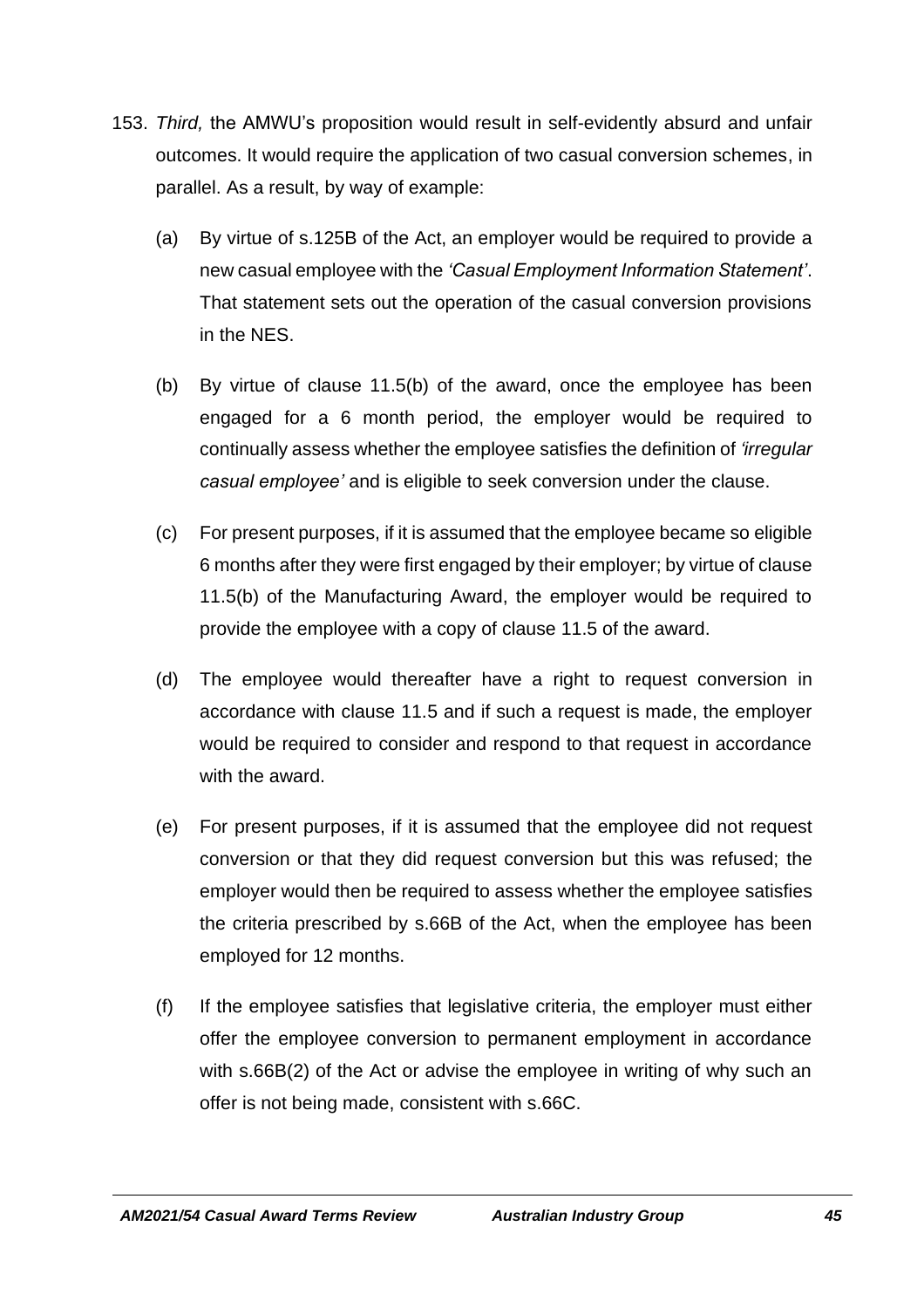153. *Third,* the AMWU's proposition would result in self-evidently absurd and unfair outcomes. It would require the application of two casual conversion schemes, in parallel. As a result, by way of example:

   (a) By virtue of s.125B of the Act, an employer would be required to provide a new casual employee with the *'Casual Employment Information Statement'*. That statement sets out the operation of the casual conversion provisions in the NES.

   (b) By virtue of clause 11.5(b) of the award, once the employee has been engaged for a 6 month period, the employer would be required to continually assess whether the employee satisfies the definition of *'irregular casual employee'* and is eligible to seek conversion under the clause.

   (c) For present purposes, if it is assumed that the employee became so eligible 6 months after they were first engaged by their employer; by virtue of clause 11.5(b) of the Manufacturing Award, the employer would be required to provide the employee with a copy of clause 11.5 of the award.

   (d) The employee would thereafter have a right to request conversion in accordance with clause 11.5 and if such a request is made, the employer would be required to consider and respond to that request in accordance with the award.

   (e) For present purposes, if it is assumed that the employee did not request conversion or that they did request conversion but this was refused; the employer would then be required to assess whether the employee satisfies the criteria prescribed by s.66B of the Act, when the employee has been employed for 12 months.

   (f) If the employee satisfies that legislative criteria, the employer must either offer the employee conversion to permanent employment in accordance with s.66B(2) of the Act or advise the employee in writing of why such an offer is not being made, consistent with s.66C.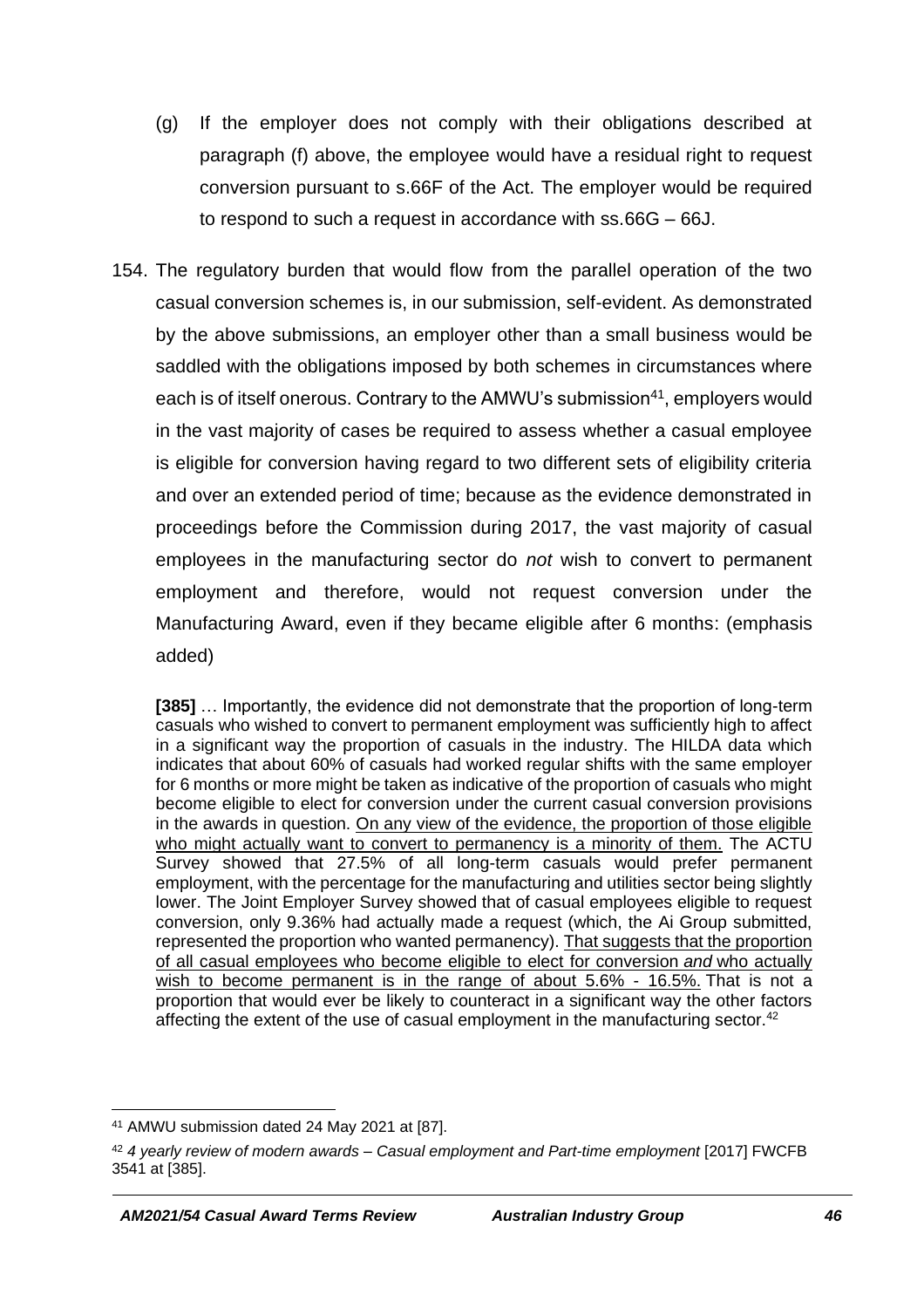(g) If the employer does not comply with their obligations described at paragraph (f) above, the employee would have a residual right to request conversion pursuant to s.66F of the Act. The employer would be required to respond to such a request in accordance with ss.66G – 66J.

154. The regulatory burden that would flow from the parallel operation of the two casual conversion schemes is, in our submission, self-evident. As demonstrated by the above submissions, an employer other than a small business would be saddled with the obligations imposed by both schemes in circumstances where each is of itself onerous. Contrary to the AMWU's submission[41], employers would in the vast majority of cases be required to assess whether a casual employee is eligible for conversion having regard to two different sets of eligibility criteria and over an extended period of time; because as the evidence demonstrated in proceedings before the Commission during 2017, the vast majority of casual employees in the manufacturing sector do *not* wish to convert to permanent employment and therefore, would not request conversion under the Manufacturing Award, even if they became eligible after 6 months: (emphasis added)

> **[385]** … Importantly, the evidence did not demonstrate that the proportion of long-term casuals who wished to convert to permanent employment was sufficiently high to affect in a significant way the proportion of casuals in the industry. The HILDA data which indicates that about 60% of casuals had worked regular shifts with the same employer for 6 months or more might be taken as indicative of the proportion of casuals who might become eligible to elect for conversion under the current casual conversion provisions in the awards in question. <u>On any view of the evidence, the proportion of those eligible who might actually want to convert to permanency is a minority of them.</u> The ACTU Survey showed that 27.5% of all long-term casuals would prefer permanent employment, with the percentage for the manufacturing and utilities sector being slightly lower. The Joint Employer Survey showed that of casual employees eligible to request conversion, only 9.36% had actually made a request (which, the Ai Group submitted, represented the proportion who wanted permanency). <u>That suggests that the proportion of all casual employees who become eligible to elect for conversion *and* who actually wish to become permanent is in the range of about 5.6% - 16.5%.</u> That is not a proportion that would ever be likely to counteract in a significant way the other factors affecting the extent of the use of casual employment in the manufacturing sector.[42]

---

[41] AMWU submission dated 24 May 2021 at [87].

[42] *4 yearly review of modern awards – Casual employment and Part-time employment* [2017] FWCFB 3541 at [385].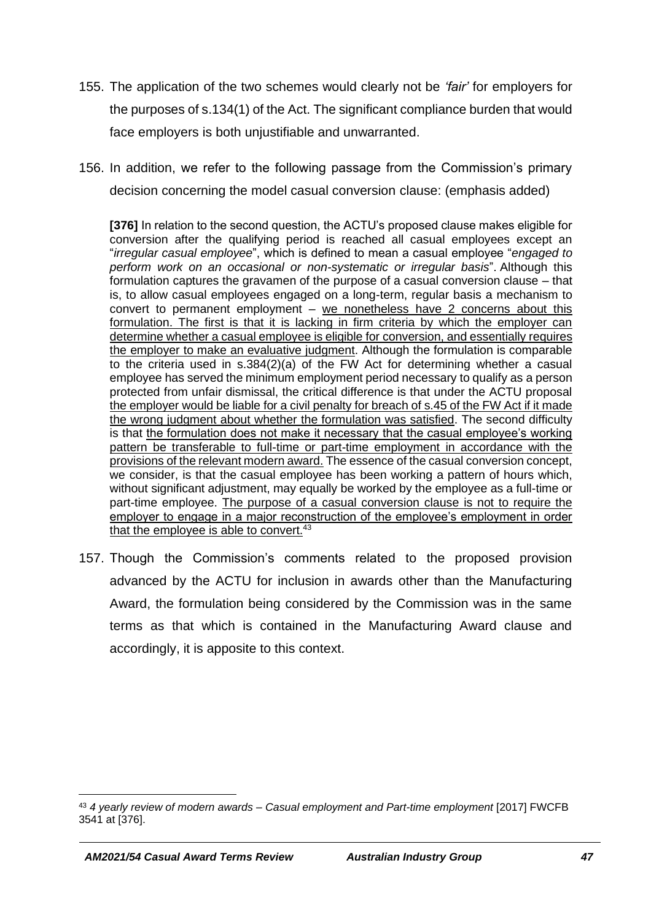155. The application of the two schemes would clearly not be *'fair'* for employers for the purposes of s.134(1) of the Act. The significant compliance burden that would face employers is both unjustifiable and unwarranted.

156. In addition, we refer to the following passage from the Commission's primary decision concerning the model casual conversion clause: (emphasis added)

> **[376]** In relation to the second question, the ACTU's proposed clause makes eligible for conversion after the qualifying period is reached all casual employees except an "*irregular casual employee*", which is defined to mean a casual employee "*engaged to perform work on an occasional or non-systematic or irregular basis*". Although this formulation captures the gravamen of the purpose of a casual conversion clause – that is, to allow casual employees engaged on a long-term, regular basis a mechanism to convert to permanent employment – <u>we nonetheless have 2 concerns about this formulation. The first is that it is lacking in firm criteria by which the employer can determine whether a casual employee is eligible for conversion, and essentially requires the employer to make an evaluative judgment</u>. Although the formulation is comparable to the criteria used in s.384(2)(a) of the FW Act for determining whether a casual employee has served the minimum employment period necessary to qualify as a person protected from unfair dismissal, the critical difference is that under the ACTU proposal <u>the employer would be liable for a civil penalty for breach of s.45 of the FW Act if it made the wrong judgment about whether the formulation was satisfied</u>. The second difficulty is that <u>the formulation does not make it necessary that the casual employee's working pattern be transferable to full-time or part-time employment in accordance with the provisions of the relevant modern award.</u> The essence of the casual conversion concept, we consider, is that the casual employee has been working a pattern of hours which, without significant adjustment, may equally be worked by the employee as a full-time or part-time employee. <u>The purpose of a casual conversion clause is not to require the employer to engage in a major reconstruction of the employee's employment in order that the employee is able to convert.</u>[43]

157. Though the Commission's comments related to the proposed provision advanced by the ACTU for inclusion in awards other than the Manufacturing Award, the formulation being considered by the Commission was in the same terms as that which is contained in the Manufacturing Award clause and accordingly, it is apposite to this context.

---

[43] *4 yearly review of modern awards – Casual employment and Part-time employment* [2017] FWCFB 3541 at [376].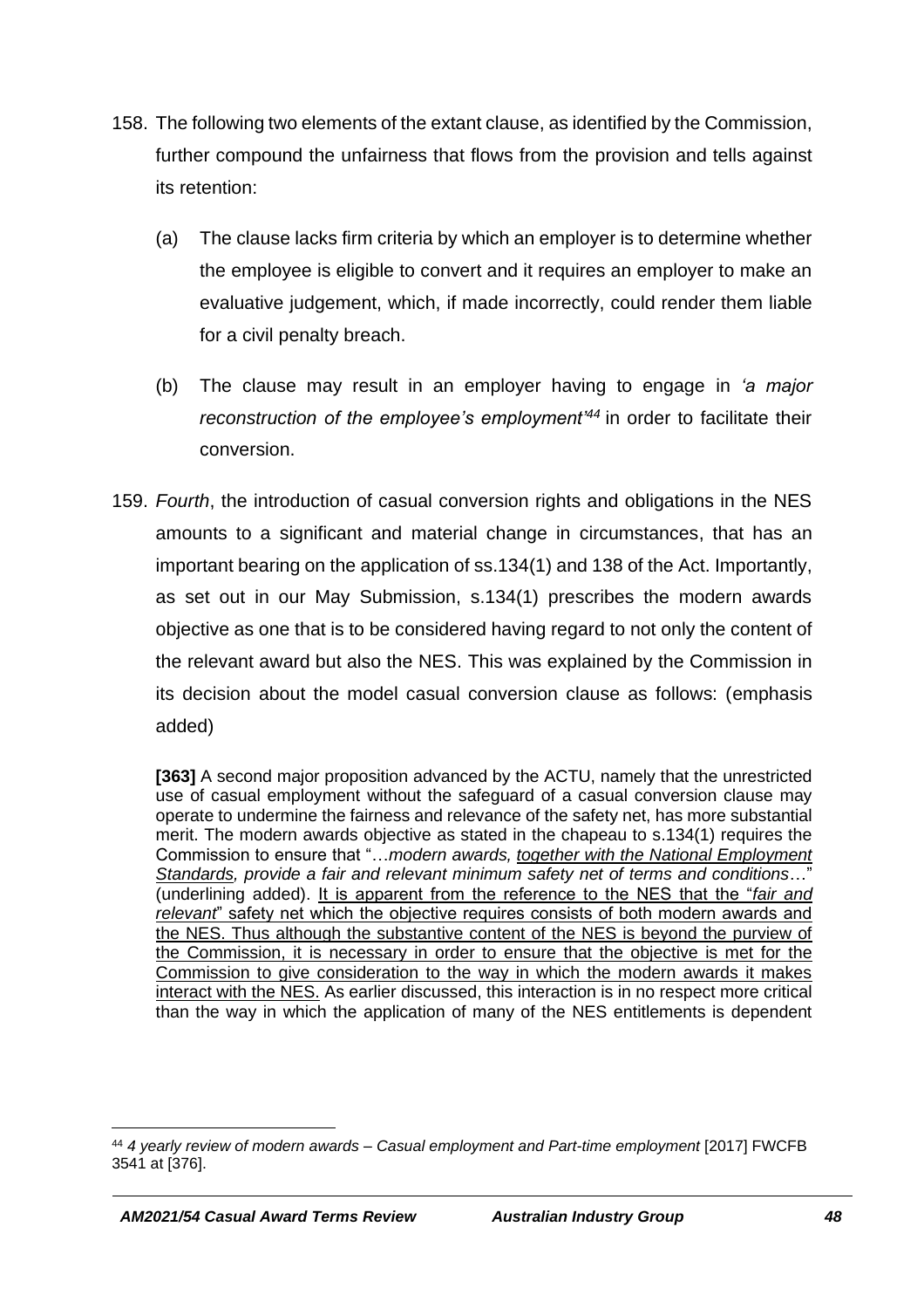158. The following two elements of the extant clause, as identified by the Commission, further compound the unfairness that flows from the provision and tells against its retention:

   (a) The clause lacks firm criteria by which an employer is to determine whether the employee is eligible to convert and it requires an employer to make an evaluative judgement, which, if made incorrectly, could render them liable for a civil penalty breach.

   (b) The clause may result in an employer having to engage in *'a major reconstruction of the employee's employment'*[44] in order to facilitate their conversion.

159. *Fourth*, the introduction of casual conversion rights and obligations in the NES amounts to a significant and material change in circumstances, that has an important bearing on the application of ss.134(1) and 138 of the Act. Importantly, as set out in our May Submission, s.134(1) prescribes the modern awards objective as one that is to be considered having regard to not only the content of the relevant award but also the NES. This was explained by the Commission in its decision about the model casual conversion clause as follows: (emphasis added)

> **[363]** A second major proposition advanced by the ACTU, namely that the unrestricted use of casual employment without the safeguard of a casual conversion clause may operate to undermine the fairness and relevance of the safety net, has more substantial merit. The modern awards objective as stated in the chapeau to s.134(1) requires the Commission to ensure that "…*modern awards, <u>together with the National Employment Standards</u>, provide a fair and relevant minimum safety net of terms and conditions*…" (underlining added). <u>It is apparent from the reference to the NES that the "*fair and relevant*" safety net which the objective requires consists of both modern awards and the NES. Thus although the substantive content of the NES is beyond the purview of the Commission, it is necessary in order to ensure that the objective is met for the Commission to give consideration to the way in which the modern awards it makes interact with the NES.</u> As earlier discussed, this interaction is in no respect more critical than the way in which the application of many of the NES entitlements is dependent

---

[44] *4 yearly review of modern awards – Casual employment and Part-time employment* [2017] FWCFB 3541 at [376].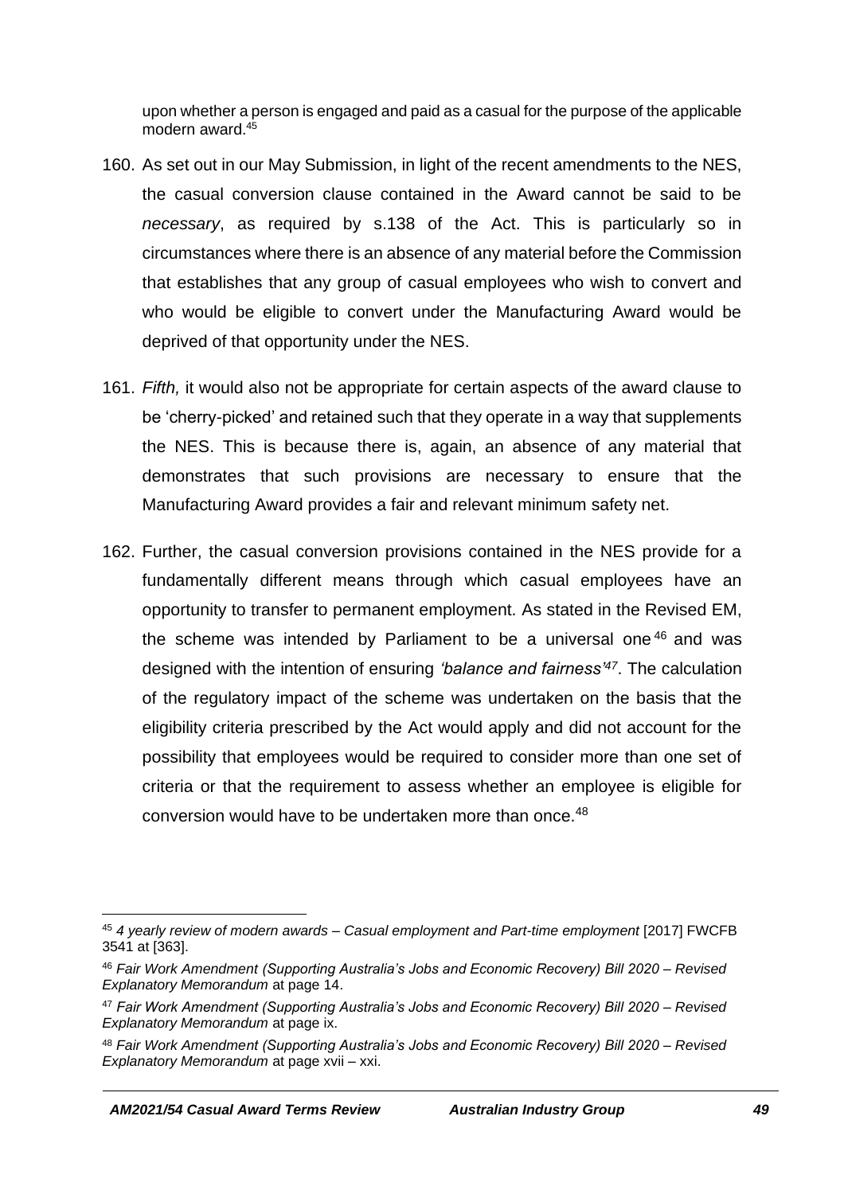upon whether a person is engaged and paid as a casual for the purpose of the applicable modern award.[45]

160. As set out in our May Submission, in light of the recent amendments to the NES, the casual conversion clause contained in the Award cannot be said to be *necessary*, as required by s.138 of the Act. This is particularly so in circumstances where there is an absence of any material before the Commission that establishes that any group of casual employees who wish to convert and who would be eligible to convert under the Manufacturing Award would be deprived of that opportunity under the NES.

161. *Fifth,* it would also not be appropriate for certain aspects of the award clause to be 'cherry-picked' and retained such that they operate in a way that supplements the NES. This is because there is, again, an absence of any material that demonstrates that such provisions are necessary to ensure that the Manufacturing Award provides a fair and relevant minimum safety net.

162. Further, the casual conversion provisions contained in the NES provide for a fundamentally different means through which casual employees have an opportunity to transfer to permanent employment. As stated in the Revised EM, the scheme was intended by Parliament to be a universal one[46] and was designed with the intention of ensuring *'balance and fairness'*[47]. The calculation of the regulatory impact of the scheme was undertaken on the basis that the eligibility criteria prescribed by the Act would apply and did not account for the possibility that employees would be required to consider more than one set of criteria or that the requirement to assess whether an employee is eligible for conversion would have to be undertaken more than once.[48]

---

[45] *4 yearly review of modern awards – Casual employment and Part-time employment* [2017] FWCFB 3541 at [363].

[46] *Fair Work Amendment (Supporting Australia's Jobs and Economic Recovery) Bill 2020 – Revised Explanatory Memorandum* at page 14.

[47] *Fair Work Amendment (Supporting Australia's Jobs and Economic Recovery) Bill 2020 – Revised Explanatory Memorandum* at page ix.

[48] *Fair Work Amendment (Supporting Australia's Jobs and Economic Recovery) Bill 2020 – Revised Explanatory Memorandum* at page xvii – xxi.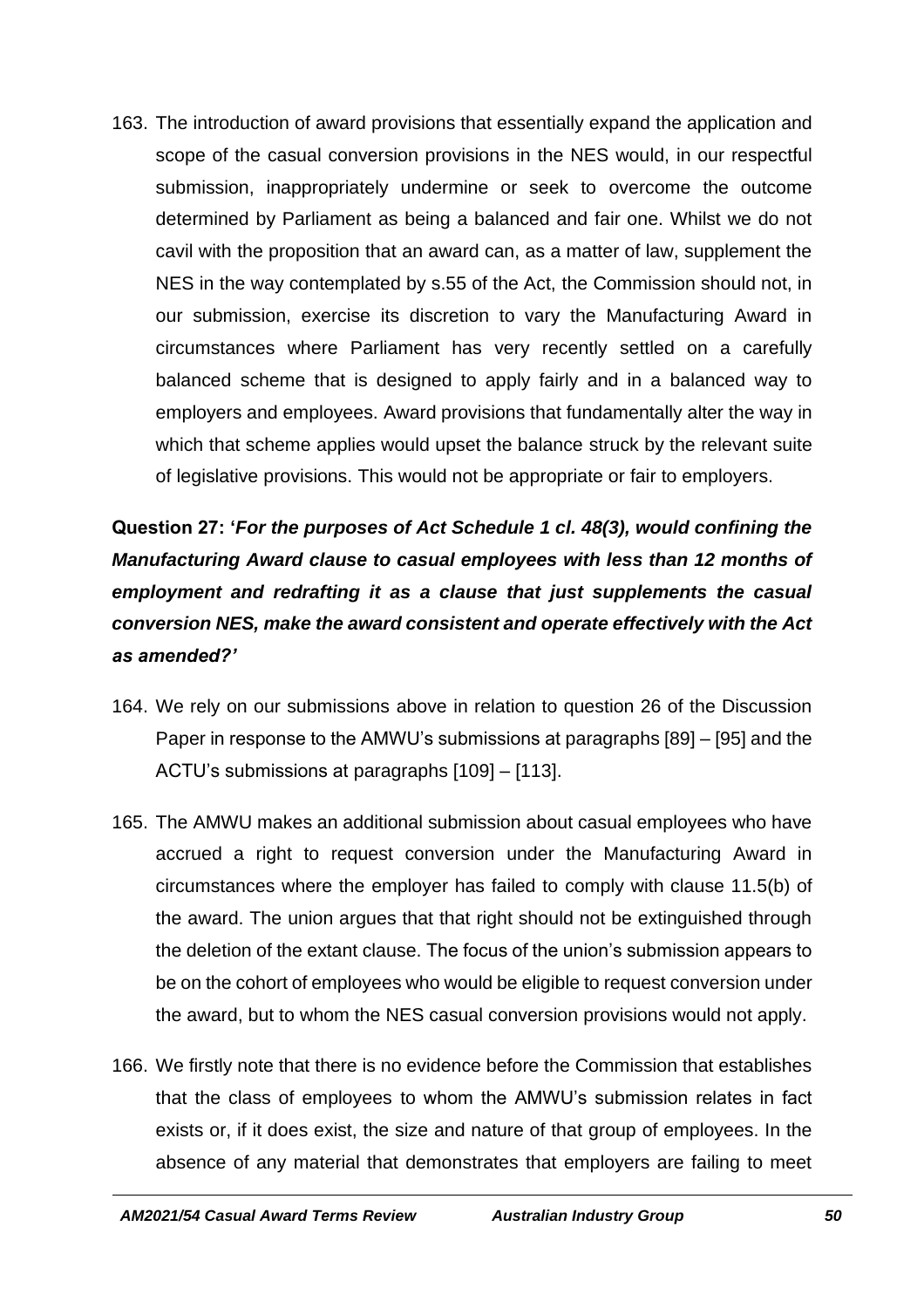163. The introduction of award provisions that essentially expand the application and scope of the casual conversion provisions in the NES would, in our respectful submission, inappropriately undermine or seek to overcome the outcome determined by Parliament as being a balanced and fair one. Whilst we do not cavil with the proposition that an award can, as a matter of law, supplement the NES in the way contemplated by s.55 of the Act, the Commission should not, in our submission, exercise its discretion to vary the Manufacturing Award in circumstances where Parliament has very recently settled on a carefully balanced scheme that is designed to apply fairly and in a balanced way to employers and employees. Award provisions that fundamentally alter the way in which that scheme applies would upset the balance struck by the relevant suite of legislative provisions. This would not be appropriate or fair to employers.

**Question 27: '*For the purposes of Act Schedule 1 cl. 48(3), would confining the Manufacturing Award clause to casual employees with less than 12 months of employment and redrafting it as a clause that just supplements the casual conversion NES, make the award consistent and operate effectively with the Act as amended?'***

164. We rely on our submissions above in relation to question 26 of the Discussion Paper in response to the AMWU's submissions at paragraphs [89] – [95] and the ACTU's submissions at paragraphs [109] – [113].

165. The AMWU makes an additional submission about casual employees who have accrued a right to request conversion under the Manufacturing Award in circumstances where the employer has failed to comply with clause 11.5(b) of the award. The union argues that that right should not be extinguished through the deletion of the extant clause. The focus of the union's submission appears to be on the cohort of employees who would be eligible to request conversion under the award, but to whom the NES casual conversion provisions would not apply.

166. We firstly note that there is no evidence before the Commission that establishes that the class of employees to whom the AMWU's submission relates in fact exists or, if it does exist, the size and nature of that group of employees. In the absence of any material that demonstrates that employers are failing to meet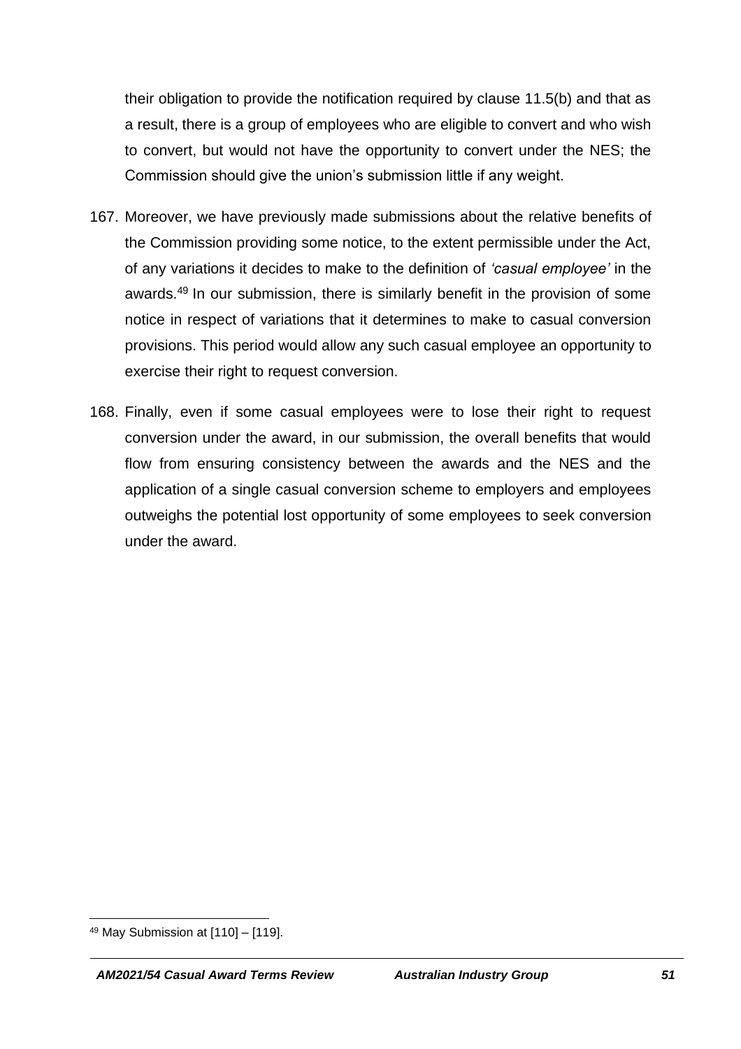their obligation to provide the notification required by clause 11.5(b) and that as a result, there is a group of employees who are eligible to convert and who wish to convert, but would not have the opportunity to convert under the NES; the Commission should give the union's submission little if any weight.

167. Moreover, we have previously made submissions about the relative benefits of the Commission providing some notice, to the extent permissible under the Act, of any variations it decides to make to the definition of *'casual employee'* in the awards.[49] In our submission, there is similarly benefit in the provision of some notice in respect of variations that it determines to make to casual conversion provisions. This period would allow any such casual employee an opportunity to exercise their right to request conversion.

168. Finally, even if some casual employees were to lose their right to request conversion under the award, in our submission, the overall benefits that would flow from ensuring consistency between the awards and the NES and the application of a single casual conversion scheme to employers and employees outweighs the potential lost opportunity of some employees to seek conversion under the award.

[49] May Submission at [110] – [119].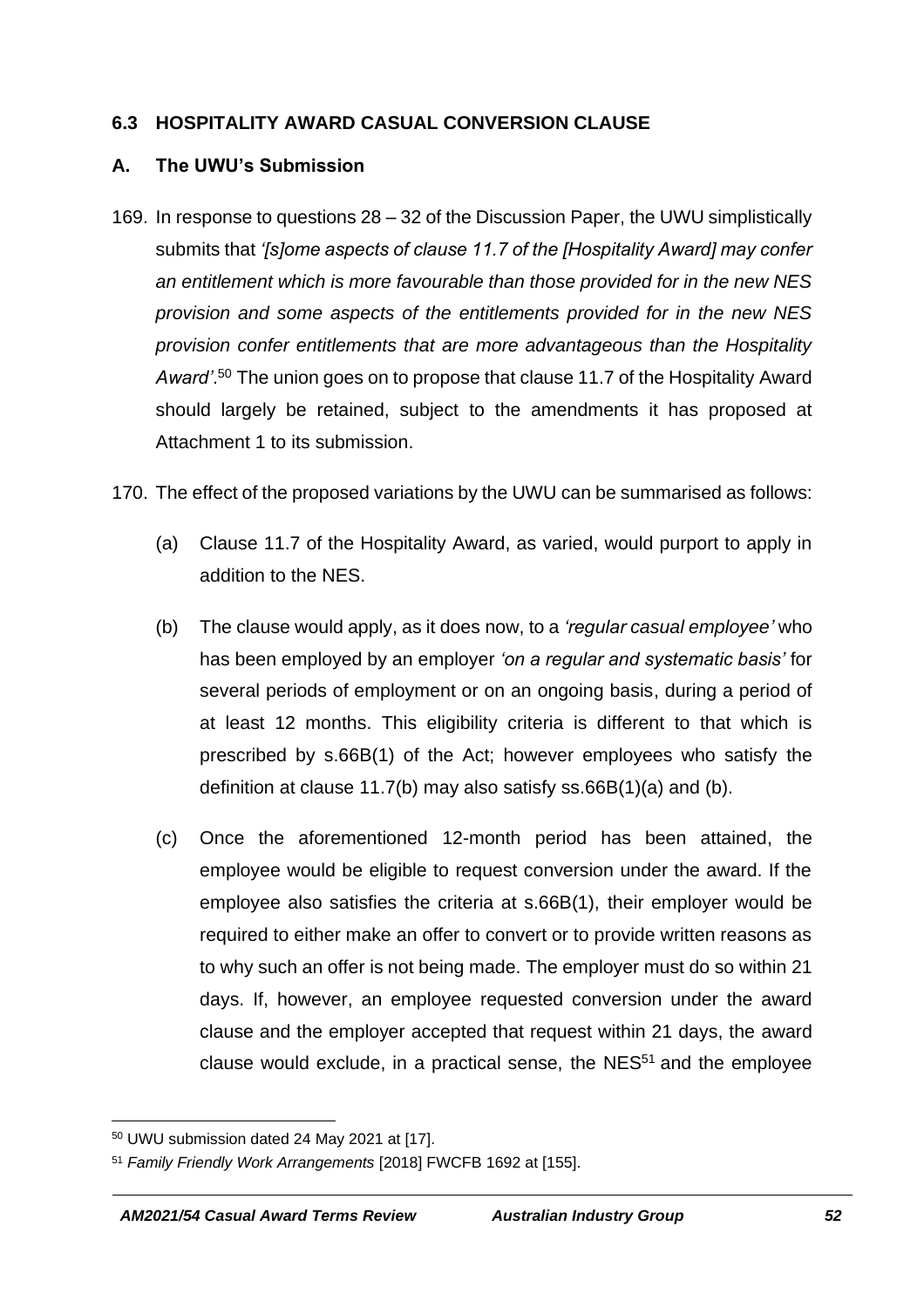### 6.3 HOSPITALITY AWARD CASUAL CONVERSION CLAUSE

#### A. The UWU's Submission

169. In response to questions 28 – 32 of the Discussion Paper, the UWU simplistically submits that *'[s]ome aspects of clause 11.7 of the [Hospitality Award] may confer an entitlement which is more favourable than those provided for in the new NES provision and some aspects of the entitlements provided for in the new NES provision confer entitlements that are more advantageous than the Hospitality Award'*.[50] The union goes on to propose that clause 11.7 of the Hospitality Award should largely be retained, subject to the amendments it has proposed at Attachment 1 to its submission.

170. The effect of the proposed variations by the UWU can be summarised as follows:

    (a) Clause 11.7 of the Hospitality Award, as varied, would purport to apply in addition to the NES.

    (b) The clause would apply, as it does now, to a *'regular casual employee'* who has been employed by an employer *'on a regular and systematic basis'* for several periods of employment or on an ongoing basis, during a period of at least 12 months. This eligibility criteria is different to that which is prescribed by s.66B(1) of the Act; however employees who satisfy the definition at clause 11.7(b) may also satisfy ss.66B(1)(a) and (b).

    (c) Once the aforementioned 12-month period has been attained, the employee would be eligible to request conversion under the award. If the employee also satisfies the criteria at s.66B(1), their employer would be required to either make an offer to convert or to provide written reasons as to why such an offer is not being made. The employer must do so within 21 days. If, however, an employee requested conversion under the award clause and the employer accepted that request within 21 days, the award clause would exclude, in a practical sense, the NES[51] and the employee

[50] UWU submission dated 24 May 2021 at [17].

[51] *Family Friendly Work Arrangements* [2018] FWCFB 1692 at [155].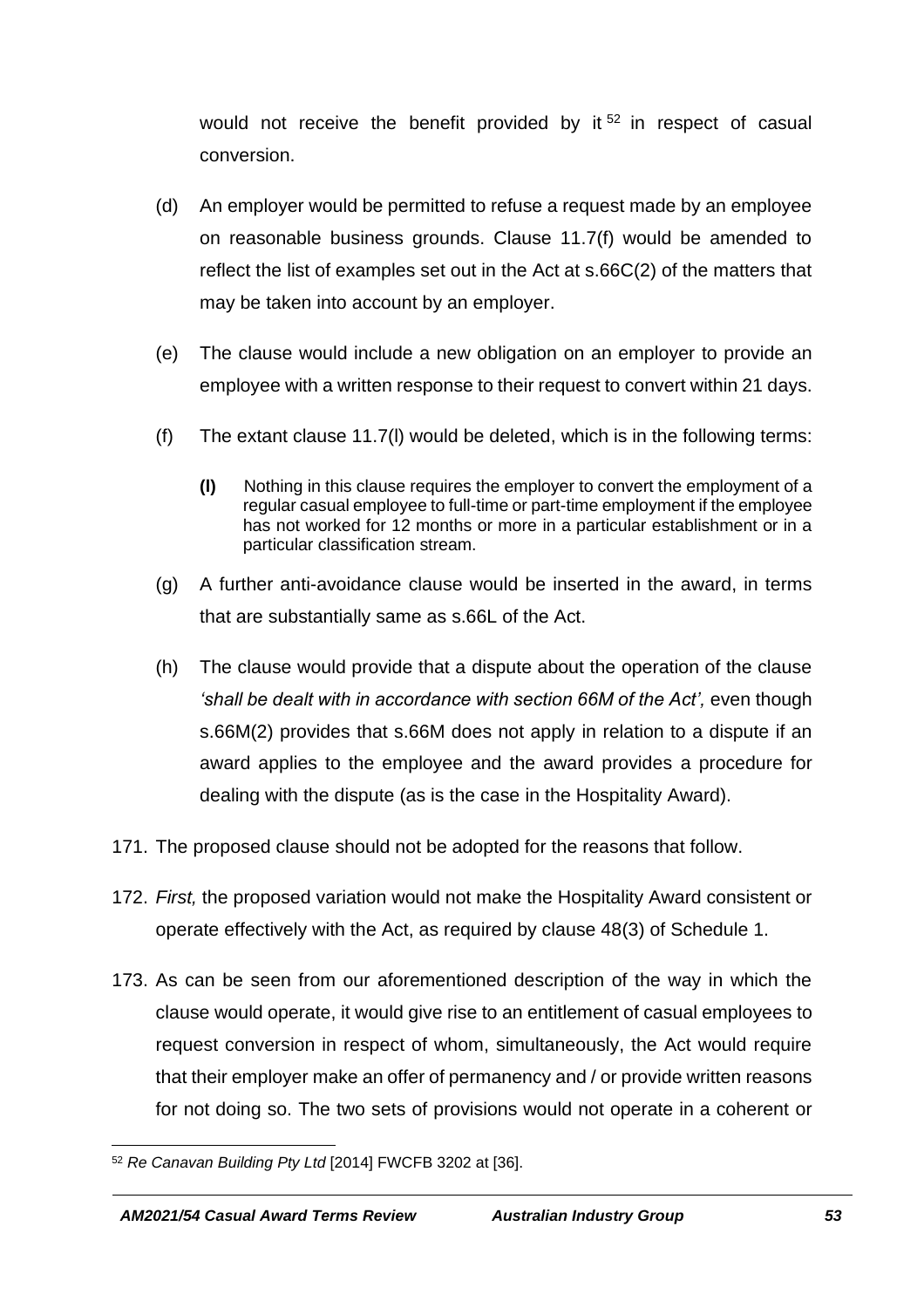would not receive the benefit provided by it [52] in respect of casual conversion.

(d) An employer would be permitted to refuse a request made by an employee on reasonable business grounds. Clause 11.7(f) would be amended to reflect the list of examples set out in the Act at s.66C(2) of the matters that may be taken into account by an employer.

(e) The clause would include a new obligation on an employer to provide an employee with a written response to their request to convert within 21 days.

(f) The extant clause 11.7(l) would be deleted, which is in the following terms:

> **(l)** Nothing in this clause requires the employer to convert the employment of a regular casual employee to full-time or part-time employment if the employee has not worked for 12 months or more in a particular establishment or in a particular classification stream.

(g) A further anti-avoidance clause would be inserted in the award, in terms that are substantially same as s.66L of the Act.

(h) The clause would provide that a dispute about the operation of the clause *'shall be dealt with in accordance with section 66M of the Act',* even though s.66M(2) provides that s.66M does not apply in relation to a dispute if an award applies to the employee and the award provides a procedure for dealing with the dispute (as is the case in the Hospitality Award).

171. The proposed clause should not be adopted for the reasons that follow.

172. *First,* the proposed variation would not make the Hospitality Award consistent or operate effectively with the Act, as required by clause 48(3) of Schedule 1.

173. As can be seen from our aforementioned description of the way in which the clause would operate, it would give rise to an entitlement of casual employees to request conversion in respect of whom, simultaneously, the Act would require that their employer make an offer of permanency and / or provide written reasons for not doing so. The two sets of provisions would not operate in a coherent or

---

[52] *Re Canavan Building Pty Ltd* [2014] FWCFB 3202 at [36].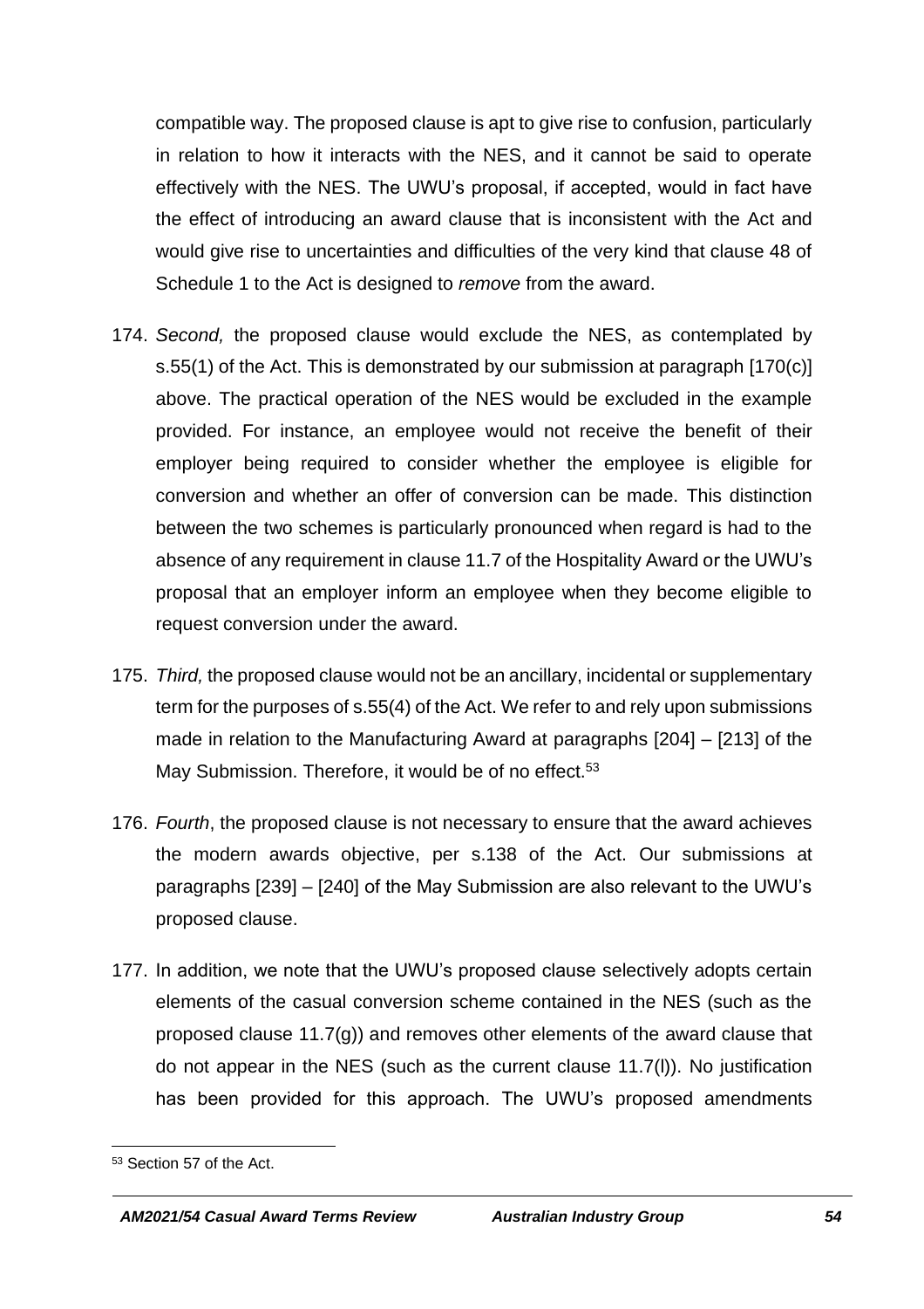compatible way. The proposed clause is apt to give rise to confusion, particularly in relation to how it interacts with the NES, and it cannot be said to operate effectively with the NES. The UWU's proposal, if accepted, would in fact have the effect of introducing an award clause that is inconsistent with the Act and would give rise to uncertainties and difficulties of the very kind that clause 48 of Schedule 1 to the Act is designed to *remove* from the award.

174. *Second,* the proposed clause would exclude the NES, as contemplated by s.55(1) of the Act. This is demonstrated by our submission at paragraph [170(c)] above. The practical operation of the NES would be excluded in the example provided. For instance, an employee would not receive the benefit of their employer being required to consider whether the employee is eligible for conversion and whether an offer of conversion can be made. This distinction between the two schemes is particularly pronounced when regard is had to the absence of any requirement in clause 11.7 of the Hospitality Award or the UWU's proposal that an employer inform an employee when they become eligible to request conversion under the award.

175. *Third,* the proposed clause would not be an ancillary, incidental or supplementary term for the purposes of s.55(4) of the Act. We refer to and rely upon submissions made in relation to the Manufacturing Award at paragraphs [204] – [213] of the May Submission. Therefore, it would be of no effect.[53]

176. *Fourth*, the proposed clause is not necessary to ensure that the award achieves the modern awards objective, per s.138 of the Act. Our submissions at paragraphs [239] – [240] of the May Submission are also relevant to the UWU's proposed clause.

177. In addition, we note that the UWU's proposed clause selectively adopts certain elements of the casual conversion scheme contained in the NES (such as the proposed clause 11.7(g)) and removes other elements of the award clause that do not appear in the NES (such as the current clause 11.7(l)). No justification has been provided for this approach. The UWU's proposed amendments

[53] Section 57 of the Act.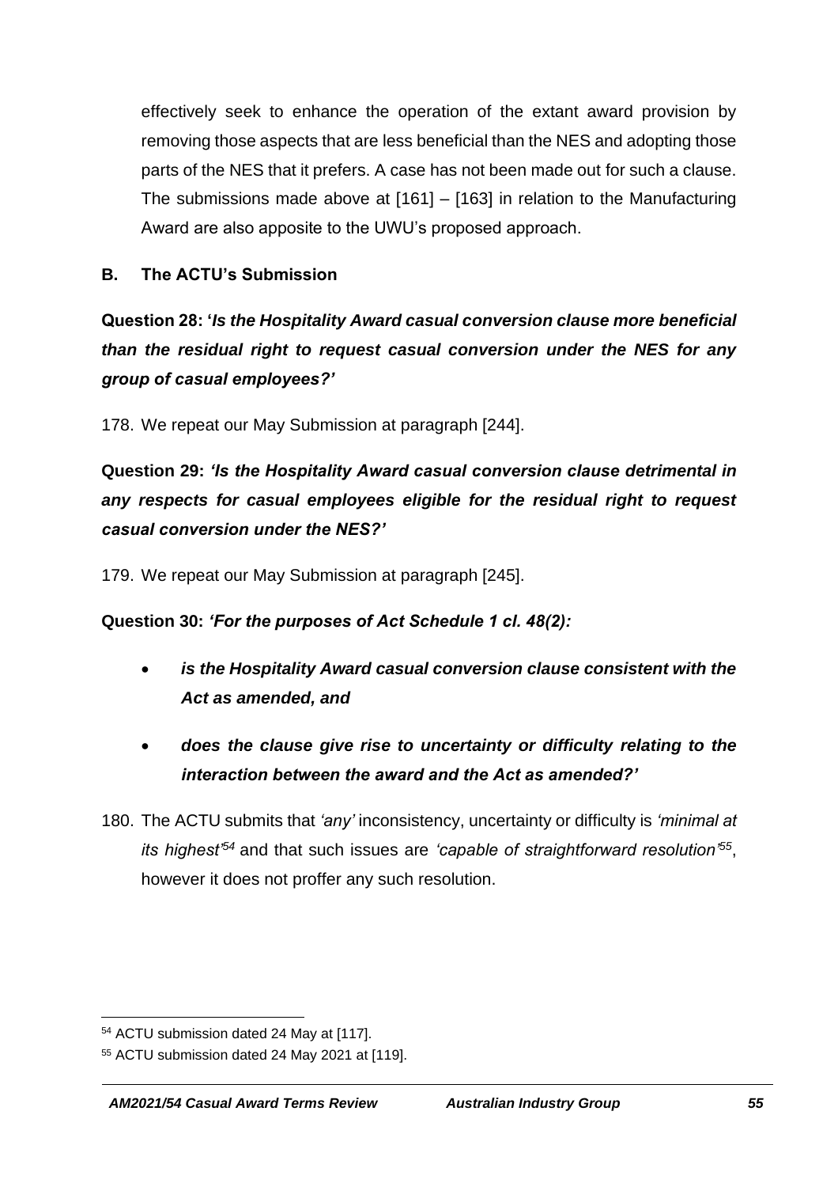effectively seek to enhance the operation of the extant award provision by removing those aspects that are less beneficial than the NES and adopting those parts of the NES that it prefers. A case has not been made out for such a clause. The submissions made above at [161] – [163] in relation to the Manufacturing Award are also apposite to the UWU's proposed approach.

## B. The ACTU's Submission

**Question 28: '*Is the Hospitality Award casual conversion clause more beneficial than the residual right to request casual conversion under the NES for any group of casual employees?'***

178. We repeat our May Submission at paragraph [244].

**Question 29: *'Is the Hospitality Award casual conversion clause detrimental in any respects for casual employees eligible for the residual right to request casual conversion under the NES?'***

179. We repeat our May Submission at paragraph [245].

**Question 30: *'For the purposes of Act Schedule 1 cl. 48(2):***

- ***is the Hospitality Award casual conversion clause consistent with the Act as amended, and***
- ***does the clause give rise to uncertainty or difficulty relating to the interaction between the award and the Act as amended?'***

180. The ACTU submits that *'any'* inconsistency, uncertainty or difficulty is *'minimal at its highest'*[54] and that such issues are *'capable of straightforward resolution'*[55], however it does not proffer any such resolution.

[54] ACTU submission dated 24 May at [117].

[55] ACTU submission dated 24 May 2021 at [119].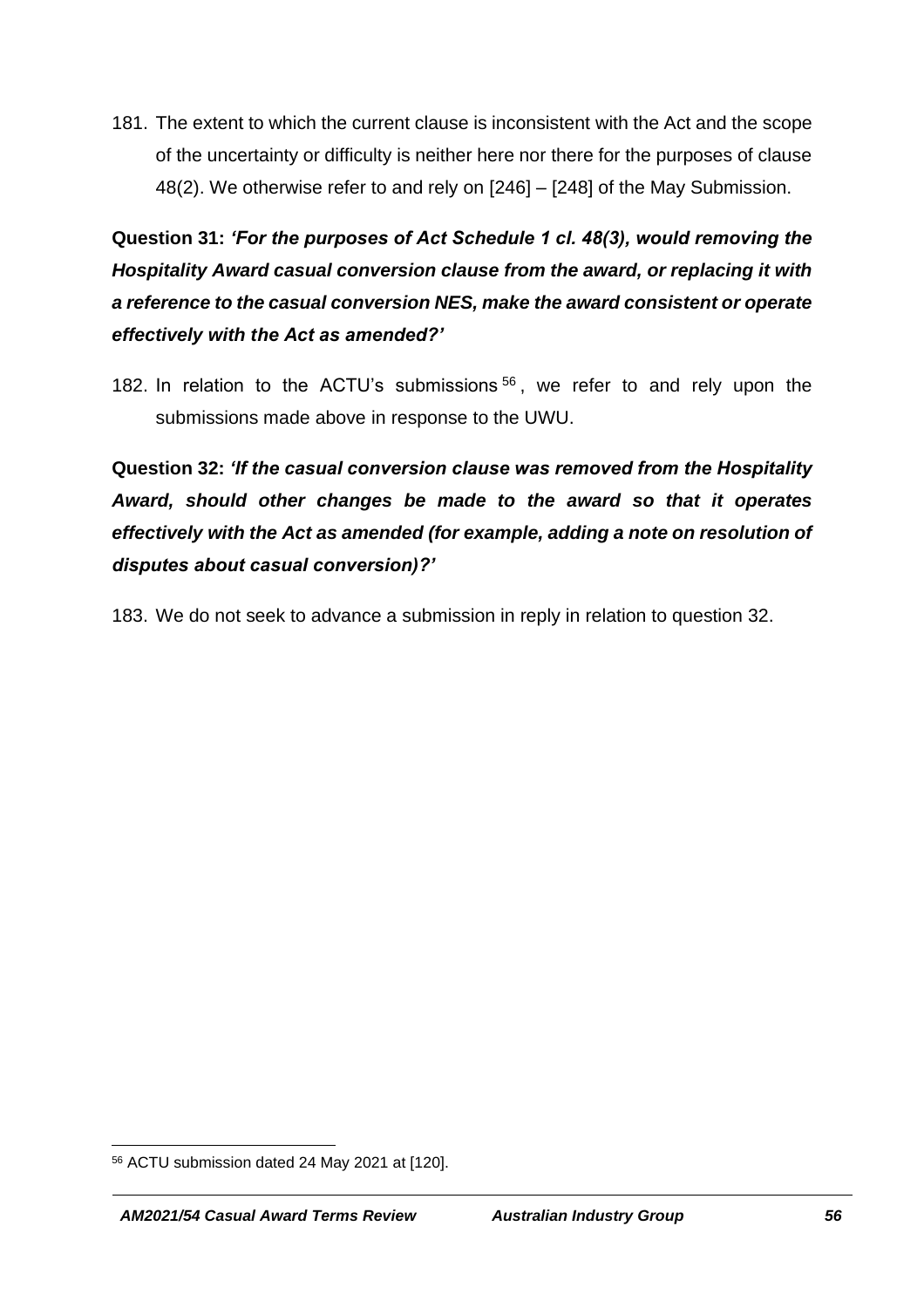181. The extent to which the current clause is inconsistent with the Act and the scope of the uncertainty or difficulty is neither here nor there for the purposes of clause 48(2). We otherwise refer to and rely on [246] – [248] of the May Submission.

**Question 31:** ***'For the purposes of Act Schedule 1 cl. 48(3), would removing the Hospitality Award casual conversion clause from the award, or replacing it with a reference to the casual conversion NES, make the award consistent or operate effectively with the Act as amended?'***

182. In relation to the ACTU's submissions[56], we refer to and rely upon the submissions made above in response to the UWU.

**Question 32:** ***'If the casual conversion clause was removed from the Hospitality Award, should other changes be made to the award so that it operates effectively with the Act as amended (for example, adding a note on resolution of disputes about casual conversion)?'***

183. We do not seek to advance a submission in reply in relation to question 32.

---

[56] ACTU submission dated 24 May 2021 at [120].